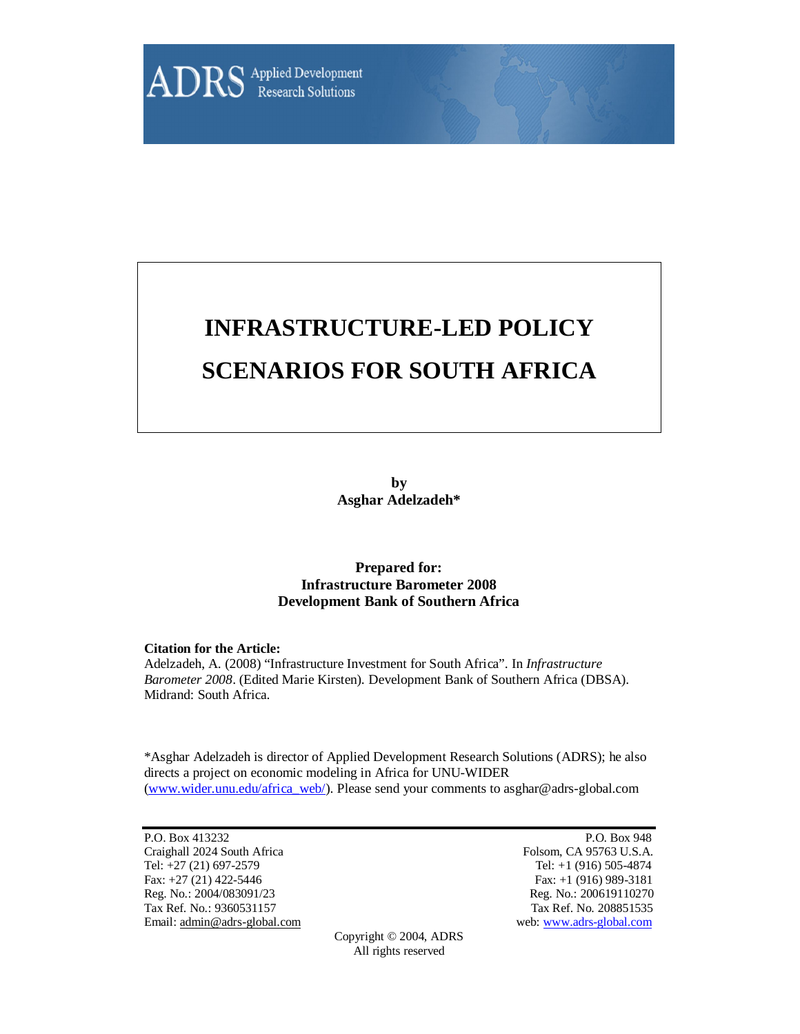ADRS Applied Development Research Solutions

# INFRASTRUCTURE-LED POLICY SCENARIOS FOR SOUTH AFRICA

**by**
**Asghar Adelzadeh***

**Prepared for:**
**Infrastructure Barometer 2008**
**Development Bank of Southern Africa**

**Citation for the Article:**
Adelzadeh, A. (2008) "Infrastructure Investment for South Africa". In *Infrastructure Barometer 2008*. (Edited Marie Kirsten). Development Bank of Southern Africa (DBSA). Midrand: South Africa.

*Asghar Adelzadeh is director of Applied Development Research Solutions (ADRS); he also directs a project on economic modeling in Africa for UNU-WIDER (www.wider.unu.edu/africa_web/). Please send your comments to asghar@adrs-global.com

P.O. Box 413232
Craighall 2024 South Africa
Tel: +27 (21) 697-2579
Fax: +27 (21) 422-5446
Reg. No.: 2004/083091/23
Tax Ref. No.: 9360531157
Email: admin@adrs-global.com

P.O. Box 948
Folsom, CA 95763 U.S.A.
Tel: +1 (916) 505-4874
Fax: +1 (916) 989-3181
Reg. No.: 200619110270
Tax Ref. No. 208851535
web: www.adrs-global.com

Copyright © 2004, ADRS
All rights reserved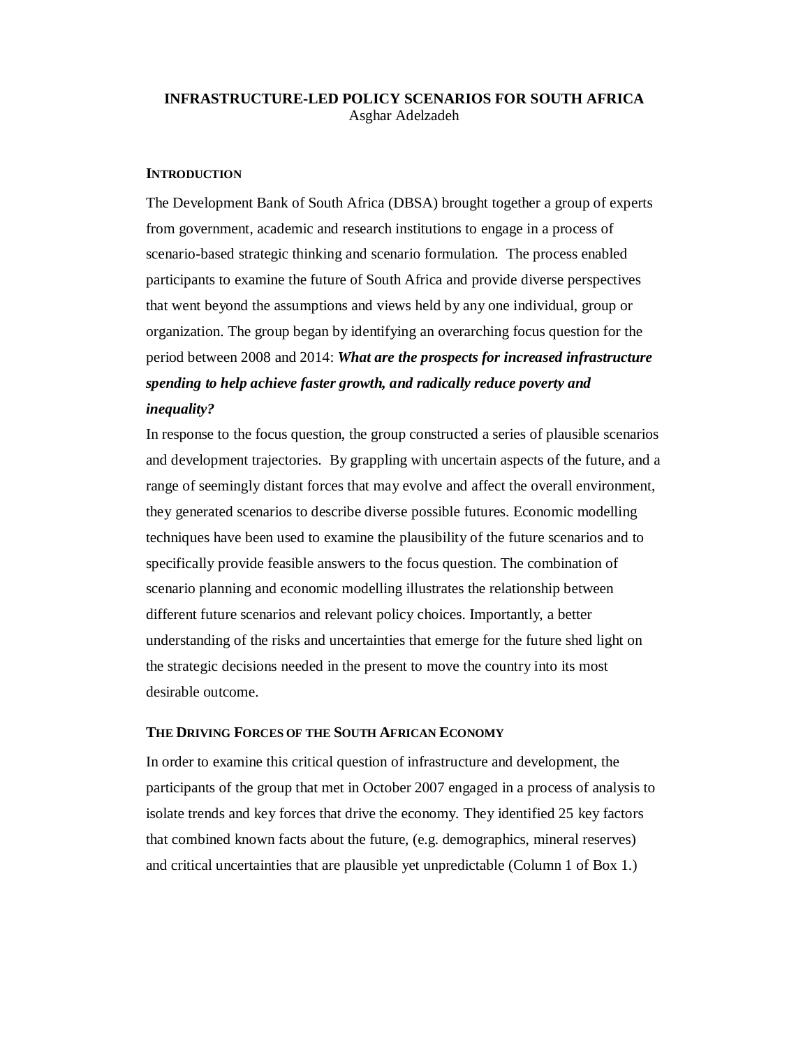# INFRASTRUCTURE-LED POLICY SCENARIOS FOR SOUTH AFRICA

Asghar Adelzadeh

## INTRODUCTION

The Development Bank of South Africa (DBSA) brought together a group of experts from government, academic and research institutions to engage in a process of scenario-based strategic thinking and scenario formulation. The process enabled participants to examine the future of South Africa and provide diverse perspectives that went beyond the assumptions and views held by any one individual, group or organization. The group began by identifying an overarching focus question for the period between 2008 and 2014: ***What are the prospects for increased infrastructure spending to help achieve faster growth, and radically reduce poverty and inequality?***

In response to the focus question, the group constructed a series of plausible scenarios and development trajectories. By grappling with uncertain aspects of the future, and a range of seemingly distant forces that may evolve and affect the overall environment, they generated scenarios to describe diverse possible futures. Economic modelling techniques have been used to examine the plausibility of the future scenarios and to specifically provide feasible answers to the focus question. The combination of scenario planning and economic modelling illustrates the relationship between different future scenarios and relevant policy choices. Importantly, a better understanding of the risks and uncertainties that emerge for the future shed light on the strategic decisions needed in the present to move the country into its most desirable outcome.

## THE DRIVING FORCES OF THE SOUTH AFRICAN ECONOMY

In order to examine this critical question of infrastructure and development, the participants of the group that met in October 2007 engaged in a process of analysis to isolate trends and key forces that drive the economy. They identified 25 key factors that combined known facts about the future, (e.g. demographics, mineral reserves) and critical uncertainties that are plausible yet unpredictable (Column 1 of Box 1.)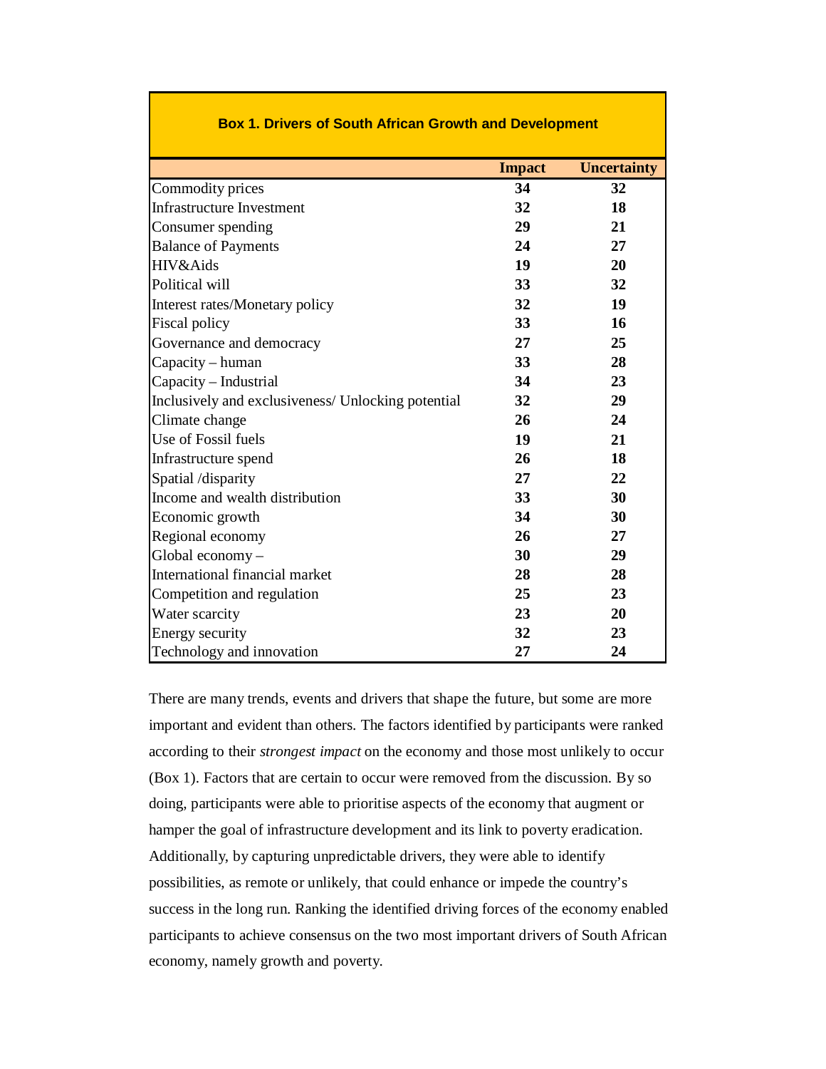**Box 1. Drivers of South African Growth and Development**

| | Impact | Uncertainty |
|---|---|---|
| Commodity prices | **34** | **32** |
| Infrastructure Investment | **32** | **18** |
| Consumer spending | **29** | **21** |
| Balance of Payments | **24** | **27** |
| HIV&Aids | **19** | **20** |
| Political will | **33** | **32** |
| Interest rates/Monetary policy | **32** | **19** |
| Fiscal policy | **33** | **16** |
| Governance and democracy | **27** | **25** |
| Capacity – human | **33** | **28** |
| Capacity – Industrial | **34** | **23** |
| Inclusively and exclusiveness/ Unlocking potential | **32** | **29** |
| Climate change | **26** | **24** |
| Use of Fossil fuels | **19** | **21** |
| Infrastructure spend | **26** | **18** |
| Spatial /disparity | **27** | **22** |
| Income and wealth distribution | **33** | **30** |
| Economic growth | **34** | **30** |
| Regional economy | **26** | **27** |
| Global economy – | **30** | **29** |
| International financial market | **28** | **28** |
| Competition and regulation | **25** | **23** |
| Water scarcity | **23** | **20** |
| Energy security | **32** | **23** |
| Technology and innovation | **27** | **24** |

There are many trends, events and drivers that shape the future, but some are more important and evident than others. The factors identified by participants were ranked according to their *strongest impact* on the economy and those most unlikely to occur (Box 1). Factors that are certain to occur were removed from the discussion. By so doing, participants were able to prioritise aspects of the economy that augment or hamper the goal of infrastructure development and its link to poverty eradication. Additionally, by capturing unpredictable drivers, they were able to identify possibilities, as remote or unlikely, that could enhance or impede the country's success in the long run. Ranking the identified driving forces of the economy enabled participants to achieve consensus on the two most important drivers of South African economy, namely growth and poverty.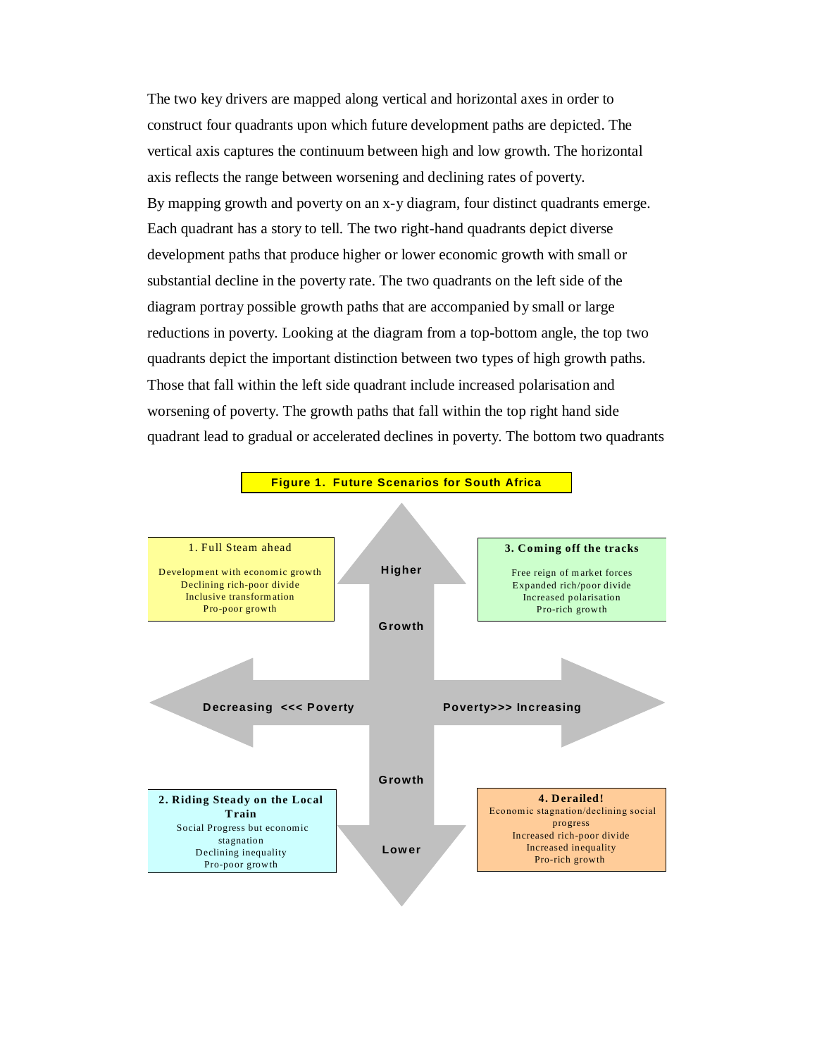The two key drivers are mapped along vertical and horizontal axes in order to construct four quadrants upon which future development paths are depicted. The vertical axis captures the continuum between high and low growth. The horizontal axis reflects the range between worsening and declining rates of poverty.
By mapping growth and poverty on an x-y diagram, four distinct quadrants emerge. Each quadrant has a story to tell. The two right-hand quadrants depict diverse development paths that produce higher or lower economic growth with small or substantial decline in the poverty rate. The two quadrants on the left side of the diagram portray possible growth paths that are accompanied by small or large reductions in poverty. Looking at the diagram from a top-bottom angle, the top two quadrants depict the important distinction between two types of high growth paths. Those that fall within the left side quadrant include increased polarisation and worsening of poverty. The growth paths that fall within the top right hand side quadrant lead to gradual or accelerated declines in poverty. The bottom two quadrants

**Figure 1. Future Scenarios for South Africa**

Higher Growth

**1. Full Steam ahead**

Development with economic growth
Declining rich-poor divide
Inclusive transformation
Pro-poor growth

**3. Coming off the tracks**

Free reign of market forces
Expanded rich/poor divide
Increased polarisation
Pro-rich growth

Decreasing <<< Poverty

Poverty>>> Increasing

**2. Riding Steady on the Local Train**

Social Progress but economic stagnation
Declining inequality
Pro-poor growth

**4. Derailed!**

Economic stagnation/declining social progress
Increased rich-poor divide
Increased inequality
Pro-rich growth

Growth Lower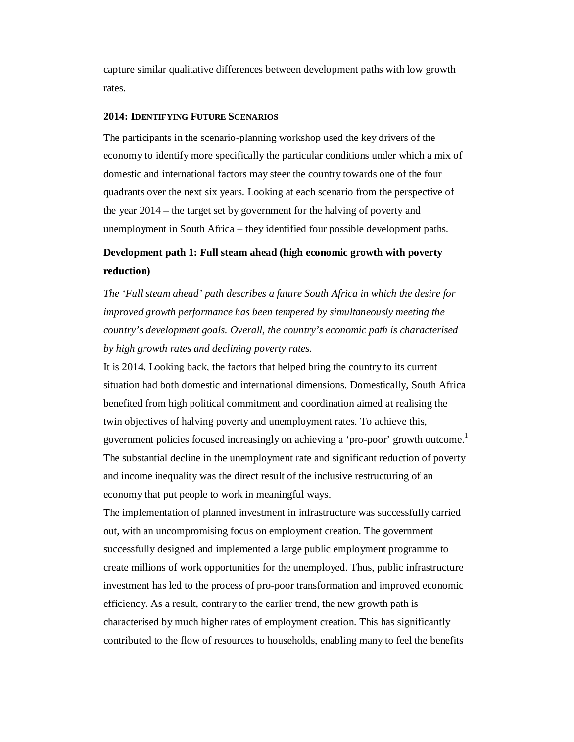capture similar qualitative differences between development paths with low growth rates.

## 2014: Identifying Future Scenarios

The participants in the scenario-planning workshop used the key drivers of the economy to identify more specifically the particular conditions under which a mix of domestic and international factors may steer the country towards one of the four quadrants over the next six years. Looking at each scenario from the perspective of the year 2014 – the target set by government for the halving of poverty and unemployment in South Africa – they identified four possible development paths.

### Development path 1: Full steam ahead (high economic growth with poverty reduction)

*The 'Full steam ahead' path describes a future South Africa in which the desire for improved growth performance has been tempered by simultaneously meeting the country's development goals. Overall, the country's economic path is characterised by high growth rates and declining poverty rates.*

It is 2014. Looking back, the factors that helped bring the country to its current situation had both domestic and international dimensions. Domestically, South Africa benefited from high political commitment and coordination aimed at realising the twin objectives of halving poverty and unemployment rates. To achieve this, government policies focused increasingly on achieving a 'pro-poor' growth outcome.[1] The substantial decline in the unemployment rate and significant reduction of poverty and income inequality was the direct result of the inclusive restructuring of an economy that put people to work in meaningful ways.

The implementation of planned investment in infrastructure was successfully carried out, with an uncompromising focus on employment creation. The government successfully designed and implemented a large public employment programme to create millions of work opportunities for the unemployed. Thus, public infrastructure investment has led to the process of pro-poor transformation and improved economic efficiency. As a result, contrary to the earlier trend, the new growth path is characterised by much higher rates of employment creation. This has significantly contributed to the flow of resources to households, enabling many to feel the benefits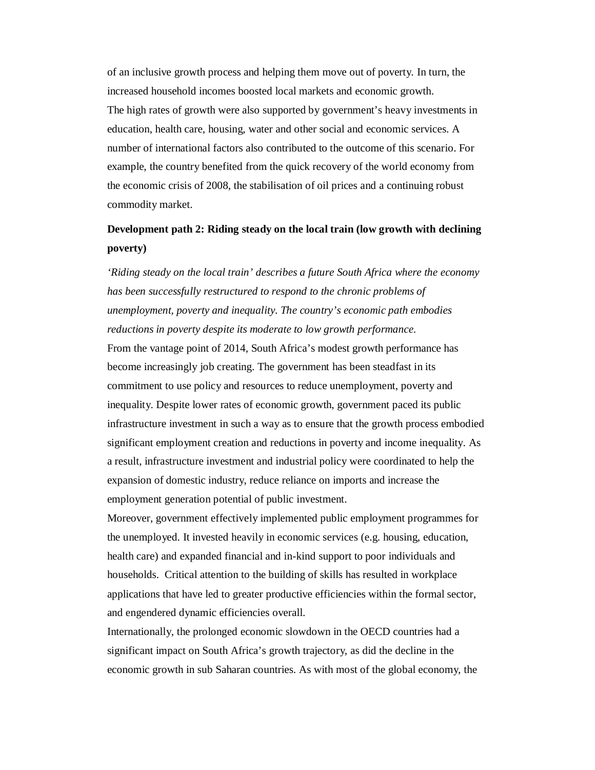of an inclusive growth process and helping them move out of poverty. In turn, the increased household incomes boosted local markets and economic growth.

The high rates of growth were also supported by government's heavy investments in education, health care, housing, water and other social and economic services. A number of international factors also contributed to the outcome of this scenario. For example, the country benefited from the quick recovery of the world economy from the economic crisis of 2008, the stabilisation of oil prices and a continuing robust commodity market.

**Development path 2: Riding steady on the local train (low growth with declining poverty)**

*'Riding steady on the local train' describes a future South Africa where the economy has been successfully restructured to respond to the chronic problems of unemployment, poverty and inequality. The country's economic path embodies reductions in poverty despite its moderate to low growth performance.*

From the vantage point of 2014, South Africa's modest growth performance has become increasingly job creating. The government has been steadfast in its commitment to use policy and resources to reduce unemployment, poverty and inequality. Despite lower rates of economic growth, government paced its public infrastructure investment in such a way as to ensure that the growth process embodied significant employment creation and reductions in poverty and income inequality. As a result, infrastructure investment and industrial policy were coordinated to help the expansion of domestic industry, reduce reliance on imports and increase the employment generation potential of public investment.

Moreover, government effectively implemented public employment programmes for the unemployed. It invested heavily in economic services (e.g. housing, education, health care) and expanded financial and in-kind support to poor individuals and households. Critical attention to the building of skills has resulted in workplace applications that have led to greater productive efficiencies within the formal sector, and engendered dynamic efficiencies overall.

Internationally, the prolonged economic slowdown in the OECD countries had a significant impact on South Africa's growth trajectory, as did the decline in the economic growth in sub Saharan countries. As with most of the global economy, the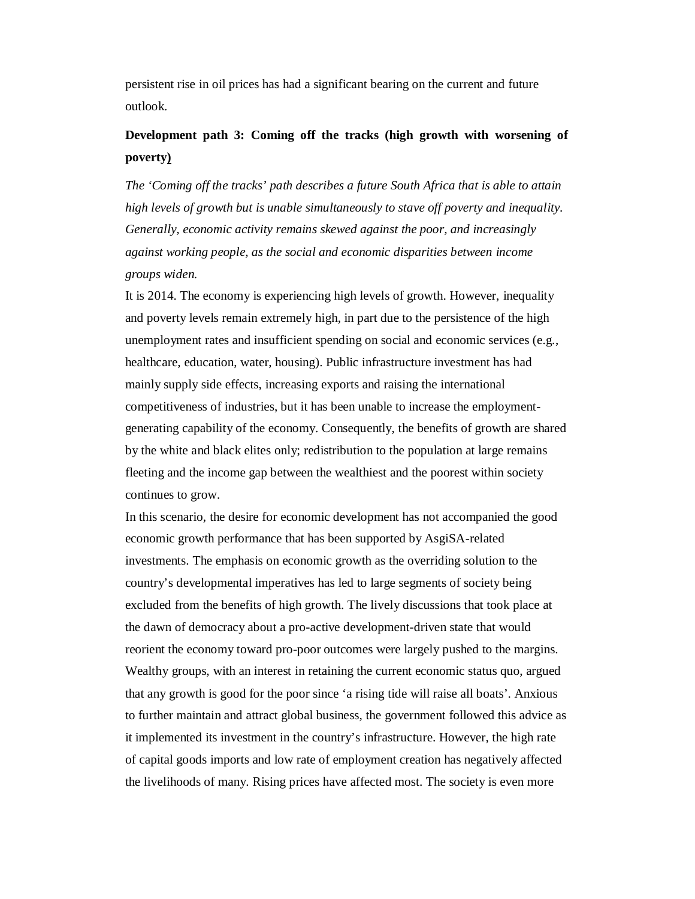persistent rise in oil prices has had a significant bearing on the current and future outlook.

**Development path 3: Coming off the tracks (high growth with worsening of poverty)**

*The 'Coming off the tracks' path describes a future South Africa that is able to attain high levels of growth but is unable simultaneously to stave off poverty and inequality. Generally, economic activity remains skewed against the poor, and increasingly against working people, as the social and economic disparities between income groups widen.*

It is 2014. The economy is experiencing high levels of growth. However, inequality and poverty levels remain extremely high, in part due to the persistence of the high unemployment rates and insufficient spending on social and economic services (e.g., healthcare, education, water, housing). Public infrastructure investment has had mainly supply side effects, increasing exports and raising the international competitiveness of industries, but it has been unable to increase the employment-generating capability of the economy. Consequently, the benefits of growth are shared by the white and black elites only; redistribution to the population at large remains fleeting and the income gap between the wealthiest and the poorest within society continues to grow.

In this scenario, the desire for economic development has not accompanied the good economic growth performance that has been supported by AsgiSA-related investments. The emphasis on economic growth as the overriding solution to the country's developmental imperatives has led to large segments of society being excluded from the benefits of high growth. The lively discussions that took place at the dawn of democracy about a pro-active development-driven state that would reorient the economy toward pro-poor outcomes were largely pushed to the margins. Wealthy groups, with an interest in retaining the current economic status quo, argued that any growth is good for the poor since 'a rising tide will raise all boats'. Anxious to further maintain and attract global business, the government followed this advice as it implemented its investment in the country's infrastructure. However, the high rate of capital goods imports and low rate of employment creation has negatively affected the livelihoods of many. Rising prices have affected most. The society is even more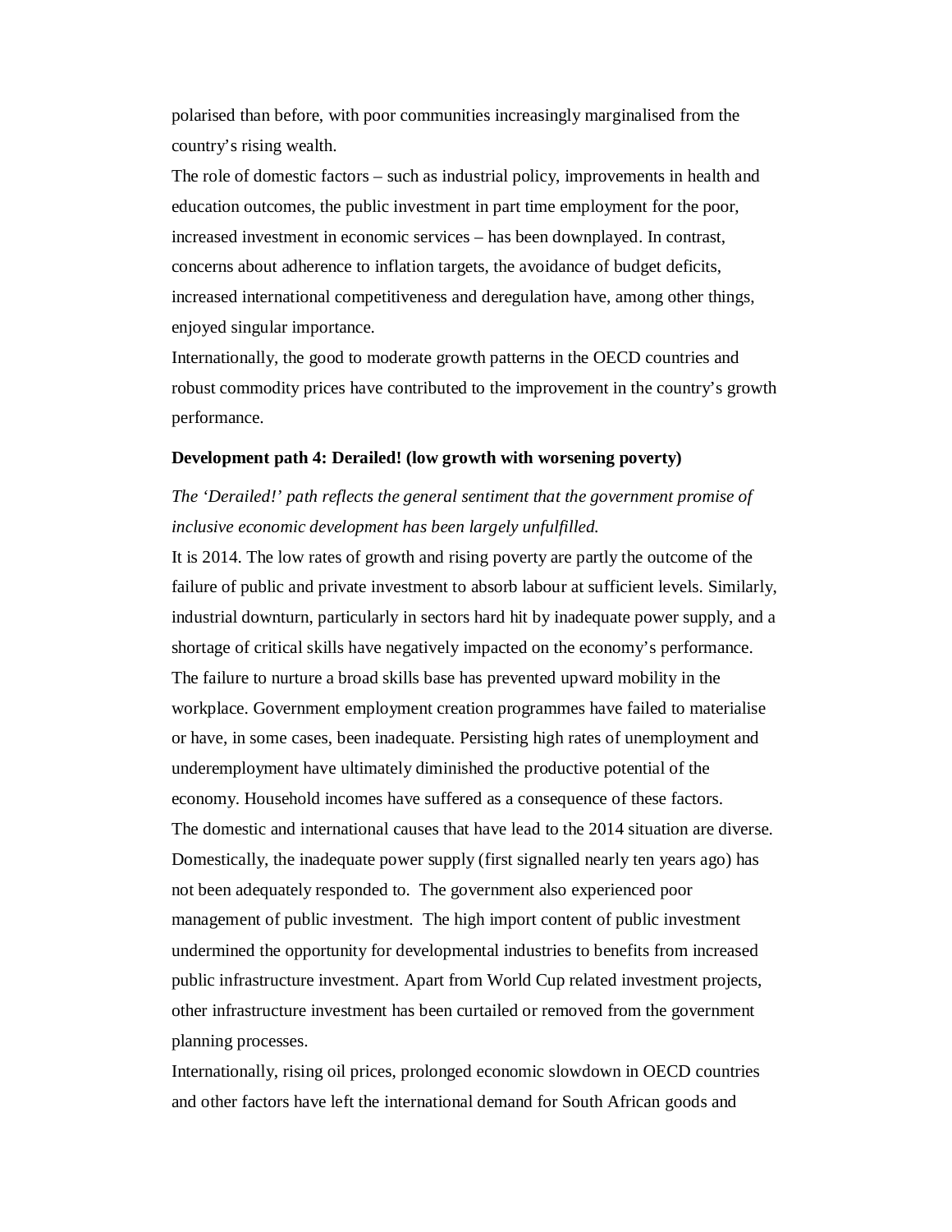polarised than before, with poor communities increasingly marginalised from the country's rising wealth.

The role of domestic factors – such as industrial policy, improvements in health and education outcomes, the public investment in part time employment for the poor, increased investment in economic services – has been downplayed. In contrast, concerns about adherence to inflation targets, the avoidance of budget deficits, increased international competitiveness and deregulation have, among other things, enjoyed singular importance.

Internationally, the good to moderate growth patterns in the OECD countries and robust commodity prices have contributed to the improvement in the country's growth performance.

**Development path 4: Derailed! (low growth with worsening poverty)**

*The 'Derailed!' path reflects the general sentiment that the government promise of inclusive economic development has been largely unfulfilled.*

It is 2014. The low rates of growth and rising poverty are partly the outcome of the failure of public and private investment to absorb labour at sufficient levels. Similarly, industrial downturn, particularly in sectors hard hit by inadequate power supply, and a shortage of critical skills have negatively impacted on the economy's performance. The failure to nurture a broad skills base has prevented upward mobility in the workplace. Government employment creation programmes have failed to materialise or have, in some cases, been inadequate. Persisting high rates of unemployment and underemployment have ultimately diminished the productive potential of the economy. Household incomes have suffered as a consequence of these factors.

The domestic and international causes that have lead to the 2014 situation are diverse. Domestically, the inadequate power supply (first signalled nearly ten years ago) has not been adequately responded to. The government also experienced poor management of public investment. The high import content of public investment undermined the opportunity for developmental industries to benefits from increased public infrastructure investment. Apart from World Cup related investment projects, other infrastructure investment has been curtailed or removed from the government planning processes.

Internationally, rising oil prices, prolonged economic slowdown in OECD countries and other factors have left the international demand for South African goods and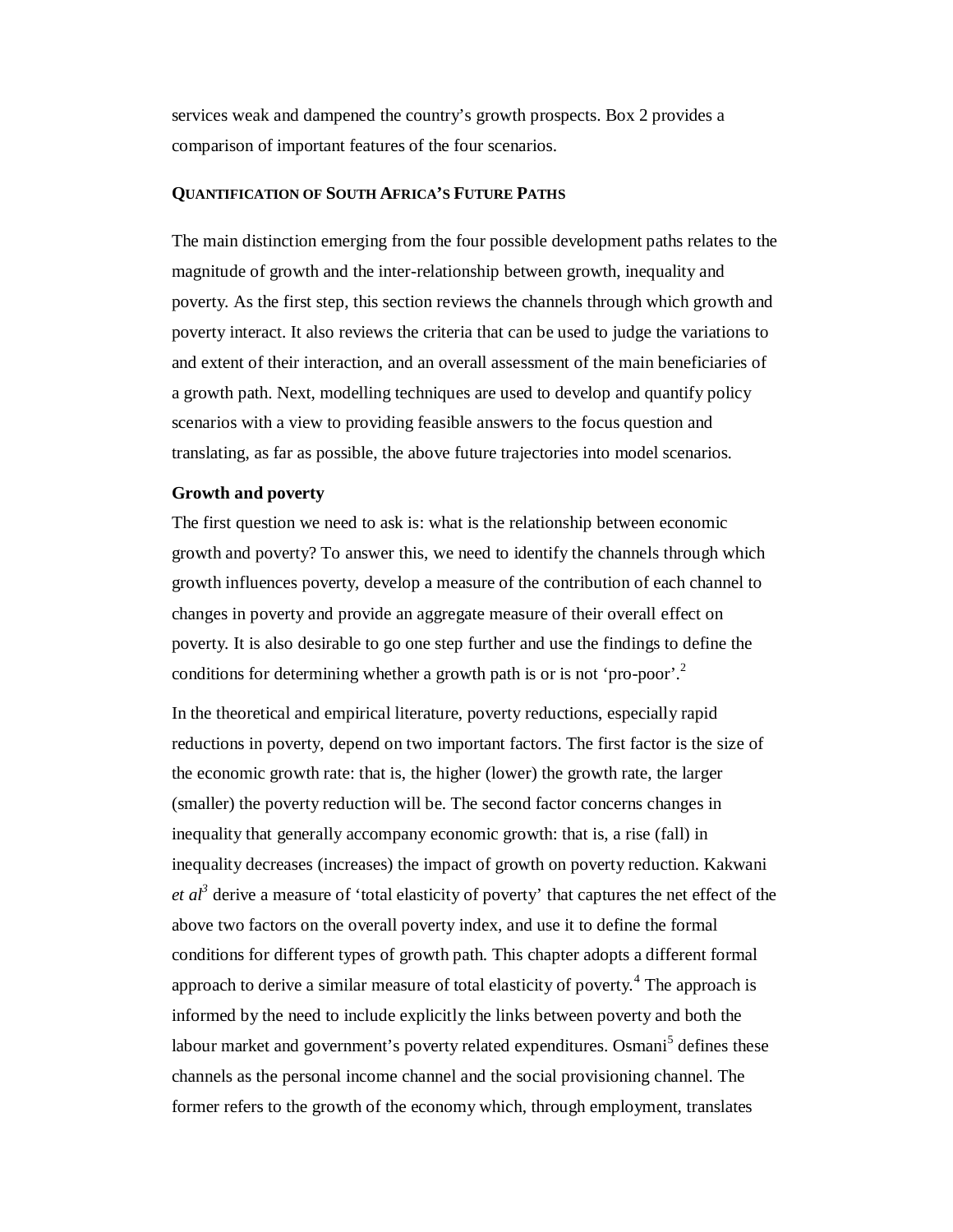services weak and dampened the country's growth prospects. Box 2 provides a comparison of important features of the four scenarios.

## QUANTIFICATION OF SOUTH AFRICA'S FUTURE PATHS

The main distinction emerging from the four possible development paths relates to the magnitude of growth and the inter-relationship between growth, inequality and poverty. As the first step, this section reviews the channels through which growth and poverty interact. It also reviews the criteria that can be used to judge the variations to and extent of their interaction, and an overall assessment of the main beneficiaries of a growth path. Next, modelling techniques are used to develop and quantify policy scenarios with a view to providing feasible answers to the focus question and translating, as far as possible, the above future trajectories into model scenarios.

### Growth and poverty

The first question we need to ask is: what is the relationship between economic growth and poverty? To answer this, we need to identify the channels through which growth influences poverty, develop a measure of the contribution of each channel to changes in poverty and provide an aggregate measure of their overall effect on poverty. It is also desirable to go one step further and use the findings to define the conditions for determining whether a growth path is or is not 'pro-poor'.[2]

In the theoretical and empirical literature, poverty reductions, especially rapid reductions in poverty, depend on two important factors. The first factor is the size of the economic growth rate: that is, the higher (lower) the growth rate, the larger (smaller) the poverty reduction will be. The second factor concerns changes in inequality that generally accompany economic growth: that is, a rise (fall) in inequality decreases (increases) the impact of growth on poverty reduction. Kakwani *et al*[3] derive a measure of 'total elasticity of poverty' that captures the net effect of the above two factors on the overall poverty index, and use it to define the formal conditions for different types of growth path. This chapter adopts a different formal approach to derive a similar measure of total elasticity of poverty.[4] The approach is informed by the need to include explicitly the links between poverty and both the labour market and government's poverty related expenditures. Osmani[5] defines these channels as the personal income channel and the social provisioning channel. The former refers to the growth of the economy which, through employment, translates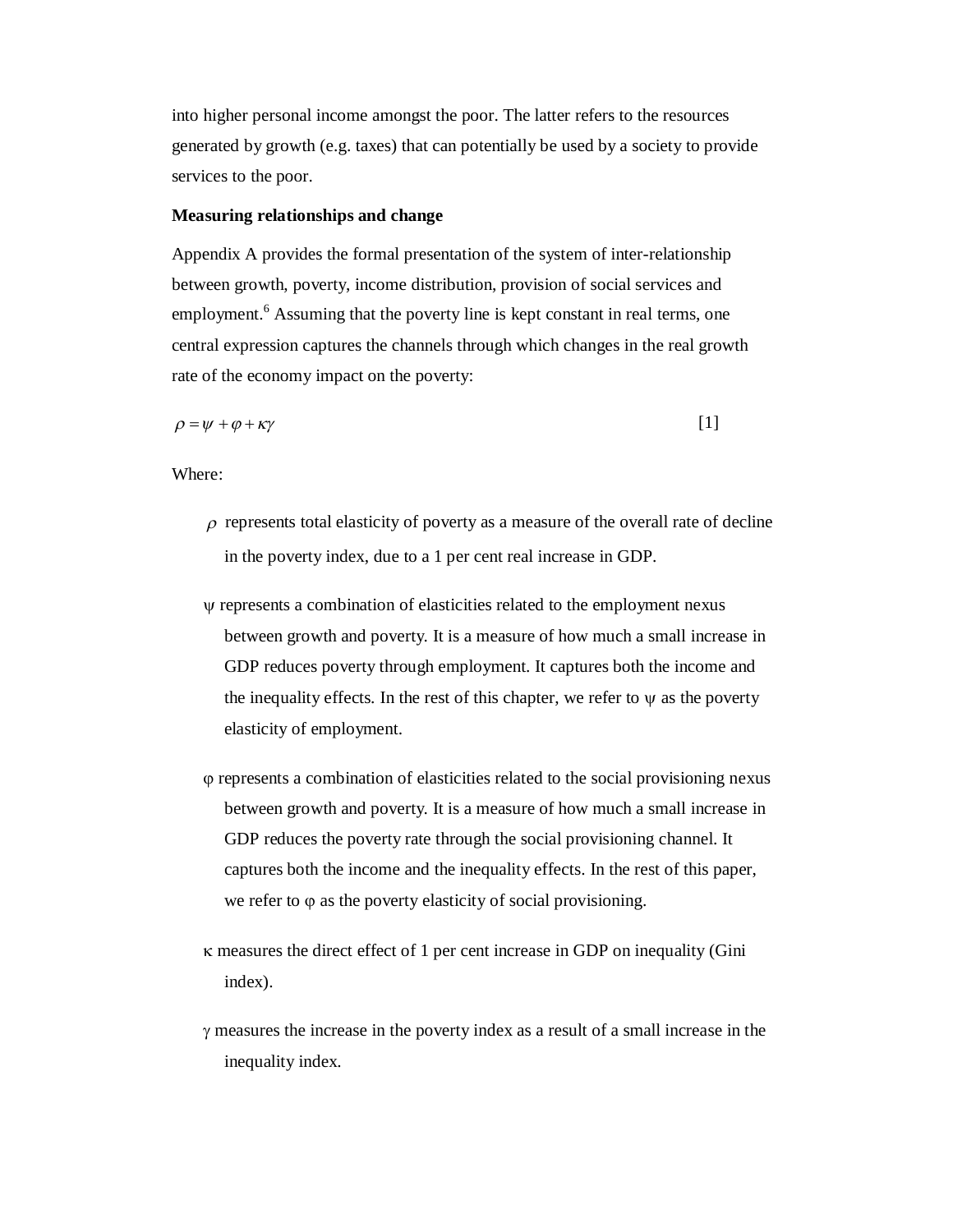into higher personal income amongst the poor. The latter refers to the resources generated by growth (e.g. taxes) that can potentially be used by a society to provide services to the poor.

**Measuring relationships and change**

Appendix A provides the formal presentation of the system of inter-relationship between growth, poverty, income distribution, provision of social services and employment.[6] Assuming that the poverty line is kept constant in real terms, one central expression captures the channels through which changes in the real growth rate of the economy impact on the poverty:

$$\rho = \psi + \varphi + \kappa\gamma \qquad [1]$$

Where:

- $\rho$ represents total elasticity of poverty as a measure of the overall rate of decline in the poverty index, due to a 1 per cent real increase in GDP.

- $\psi$ represents a combination of elasticities related to the employment nexus between growth and poverty. It is a measure of how much a small increase in GDP reduces poverty through employment. It captures both the income and the inequality effects. In the rest of this chapter, we refer to $\psi$ as the poverty elasticity of employment.

- $\varphi$ represents a combination of elasticities related to the social provisioning nexus between growth and poverty. It is a measure of how much a small increase in GDP reduces the poverty rate through the social provisioning channel. It captures both the income and the inequality effects. In the rest of this paper, we refer to $\varphi$ as the poverty elasticity of social provisioning.

- $\kappa$ measures the direct effect of 1 per cent increase in GDP on inequality (Gini index).

- $\gamma$ measures the increase in the poverty index as a result of a small increase in the inequality index.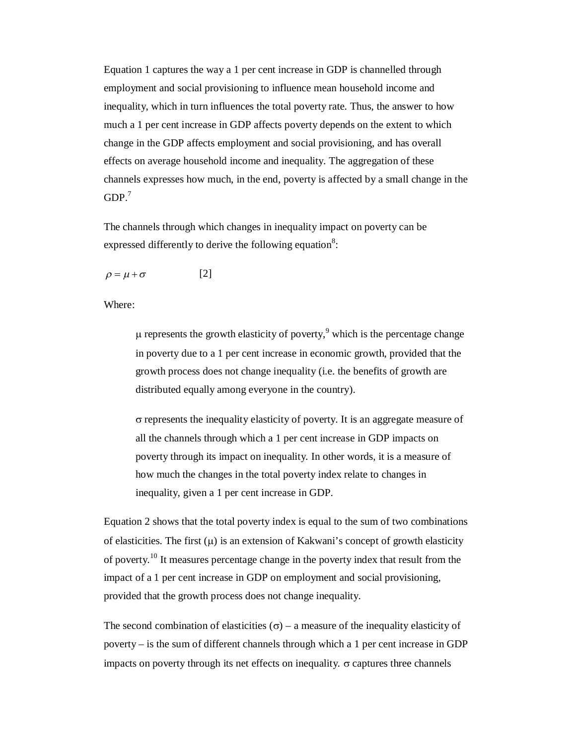Equation 1 captures the way a 1 per cent increase in GDP is channelled through employment and social provisioning to influence mean household income and inequality, which in turn influences the total poverty rate. Thus, the answer to how much a 1 per cent increase in GDP affects poverty depends on the extent to which change in the GDP affects employment and social provisioning, and has overall effects on average household income and inequality. The aggregation of these channels expresses how much, in the end, poverty is affected by a small change in the GDP.[7]

The channels through which changes in inequality impact on poverty can be expressed differently to derive the following equation[8]:

$$\rho = \mu + \sigma \qquad [2]$$

Where:

> $\mu$ represents the growth elasticity of poverty,[9] which is the percentage change in poverty due to a 1 per cent increase in economic growth, provided that the growth process does not change inequality (i.e. the benefits of growth are distributed equally among everyone in the country).
>
> $\sigma$ represents the inequality elasticity of poverty. It is an aggregate measure of all the channels through which a 1 per cent increase in GDP impacts on poverty through its impact on inequality. In other words, it is a measure of how much the changes in the total poverty index relate to changes in inequality, given a 1 per cent increase in GDP.

Equation 2 shows that the total poverty index is equal to the sum of two combinations of elasticities. The first ($\mu$) is an extension of Kakwani's concept of growth elasticity of poverty.[10] It measures percentage change in the poverty index that result from the impact of a 1 per cent increase in GDP on employment and social provisioning, provided that the growth process does not change inequality.

The second combination of elasticities ($\sigma$) – a measure of the inequality elasticity of poverty – is the sum of different channels through which a 1 per cent increase in GDP impacts on poverty through its net effects on inequality. $\sigma$ captures three channels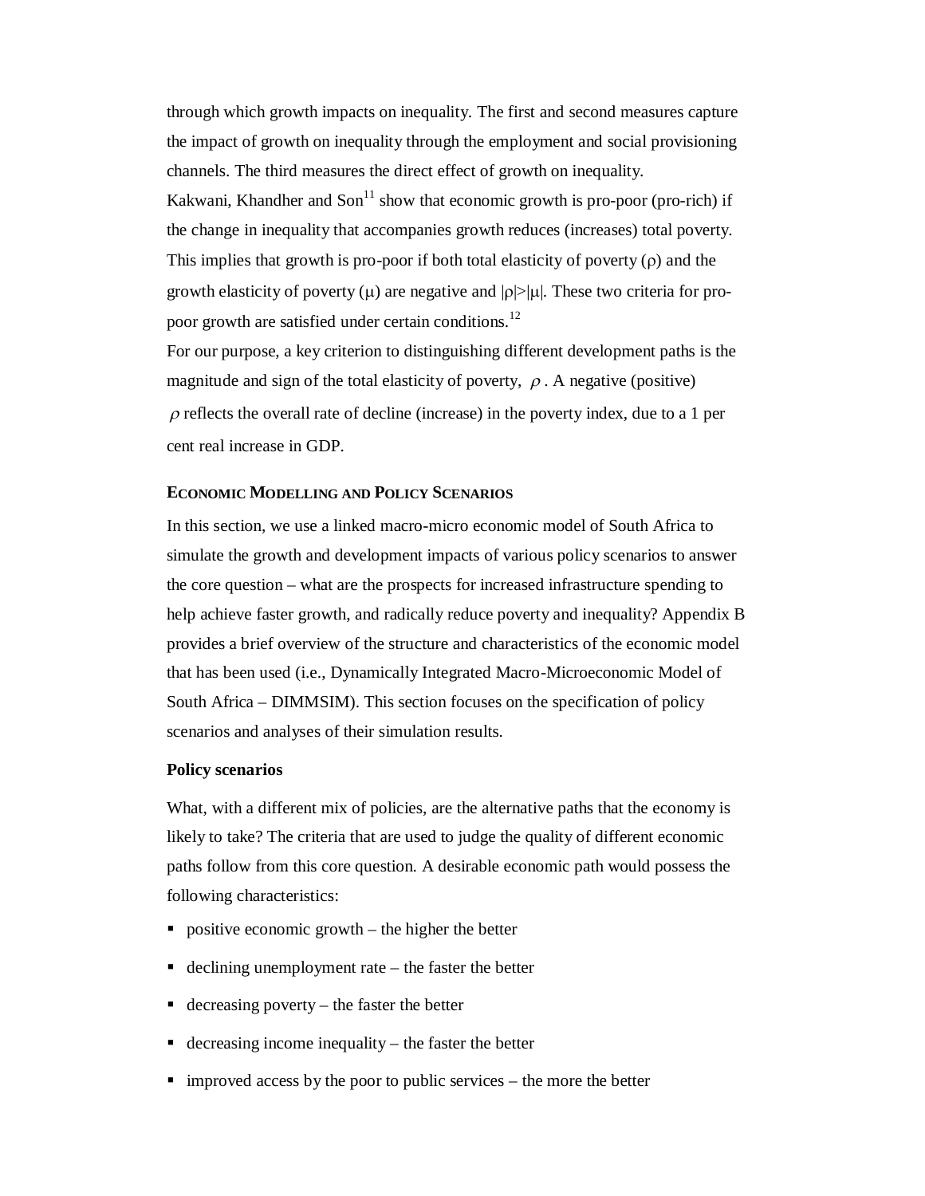through which growth impacts on inequality. The first and second measures capture the impact of growth on inequality through the employment and social provisioning channels. The third measures the direct effect of growth on inequality.

Kakwani, Khandher and Son[11] show that economic growth is pro-poor (pro-rich) if the change in inequality that accompanies growth reduces (increases) total poverty. This implies that growth is pro-poor if both total elasticity of poverty ($\rho$) and the growth elasticity of poverty ($\mu$) are negative and $|\rho|>|\mu|$. These two criteria for pro-poor growth are satisfied under certain conditions.[12]

For our purpose, a key criterion to distinguishing different development paths is the magnitude and sign of the total elasticity of poverty, $\rho$. A negative (positive) $\rho$ reflects the overall rate of decline (increase) in the poverty index, due to a 1 per cent real increase in GDP.

## ECONOMIC MODELLING AND POLICY SCENARIOS

In this section, we use a linked macro-micro economic model of South Africa to simulate the growth and development impacts of various policy scenarios to answer the core question – what are the prospects for increased infrastructure spending to help achieve faster growth, and radically reduce poverty and inequality? Appendix B provides a brief overview of the structure and characteristics of the economic model that has been used (i.e., Dynamically Integrated Macro-Microeconomic Model of South Africa – DIMMSIM). This section focuses on the specification of policy scenarios and analyses of their simulation results.

### Policy scenarios

What, with a different mix of policies, are the alternative paths that the economy is likely to take? The criteria that are used to judge the quality of different economic paths follow from this core question. A desirable economic path would possess the following characteristics:

- positive economic growth – the higher the better
- declining unemployment rate – the faster the better
- decreasing poverty – the faster the better
- decreasing income inequality – the faster the better
- improved access by the poor to public services – the more the better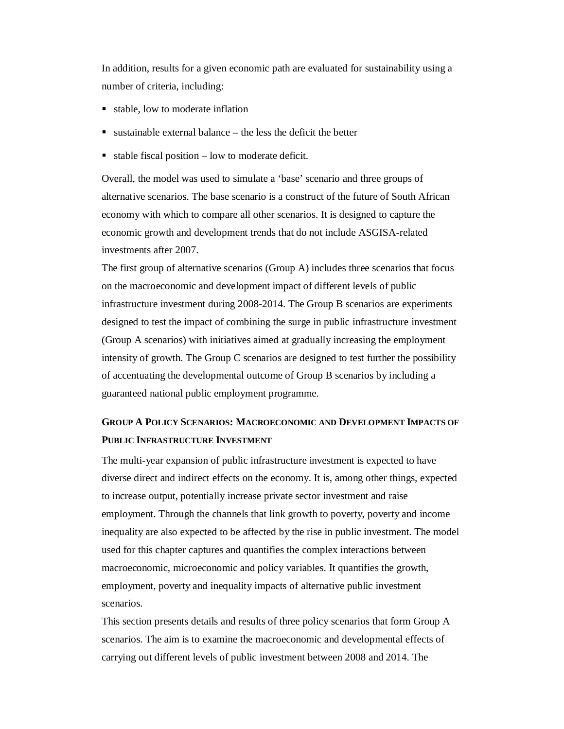In addition, results for a given economic path are evaluated for sustainability using a number of criteria, including:

- stable, low to moderate inflation
- sustainable external balance – the less the deficit the better
- stable fiscal position – low to moderate deficit.

Overall, the model was used to simulate a 'base' scenario and three groups of alternative scenarios. The base scenario is a construct of the future of South African economy with which to compare all other scenarios. It is designed to capture the economic growth and development trends that do not include ASGISA-related investments after 2007.

The first group of alternative scenarios (Group A) includes three scenarios that focus on the macroeconomic and development impact of different levels of public infrastructure investment during 2008-2014. The Group B scenarios are experiments designed to test the impact of combining the surge in public infrastructure investment (Group A scenarios) with initiatives aimed at gradually increasing the employment intensity of growth. The Group C scenarios are designed to test further the possibility of accentuating the developmental outcome of Group B scenarios by including a guaranteed national public employment programme.

## Group A Policy Scenarios: Macroeconomic and Development Impacts of Public Infrastructure Investment

The multi-year expansion of public infrastructure investment is expected to have diverse direct and indirect effects on the economy. It is, among other things, expected to increase output, potentially increase private sector investment and raise employment. Through the channels that link growth to poverty, poverty and income inequality are also expected to be affected by the rise in public investment. The model used for this chapter captures and quantifies the complex interactions between macroeconomic, microeconomic and policy variables. It quantifies the growth, employment, poverty and inequality impacts of alternative public investment scenarios.

This section presents details and results of three policy scenarios that form Group A scenarios. The aim is to examine the macroeconomic and developmental effects of carrying out different levels of public investment between 2008 and 2014. The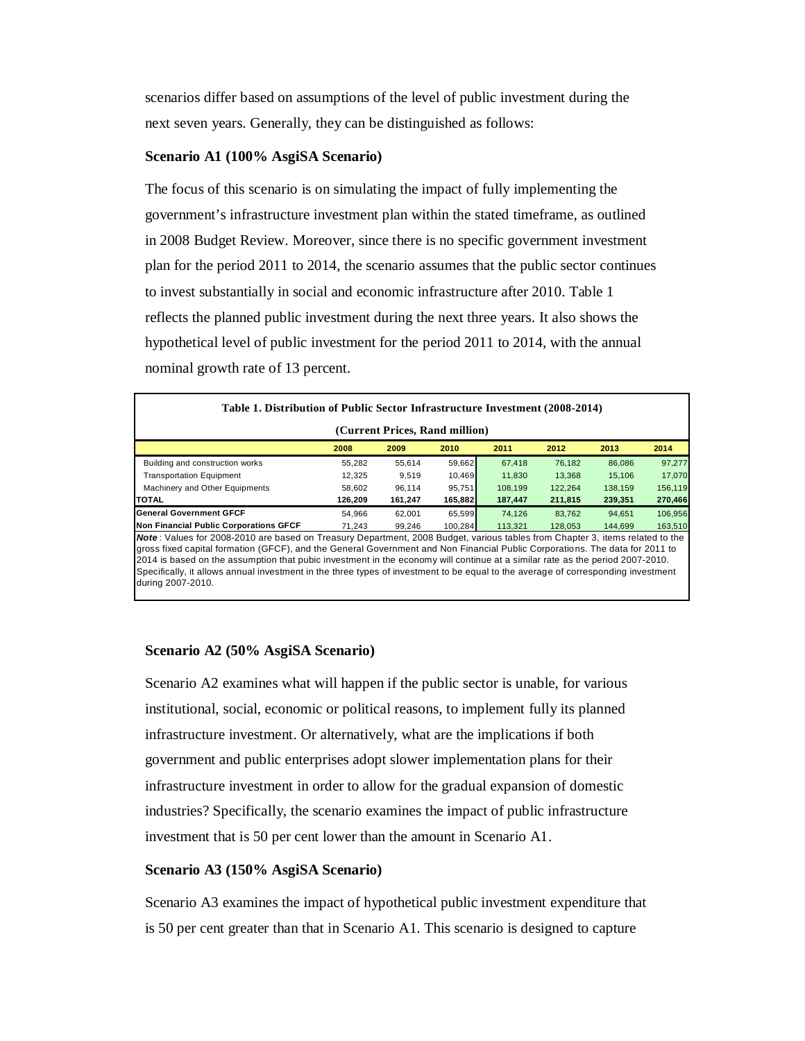scenarios differ based on assumptions of the level of public investment during the next seven years. Generally, they can be distinguished as follows:

**Scenario A1 (100% AsgiSA Scenario)**

The focus of this scenario is on simulating the impact of fully implementing the government's infrastructure investment plan within the stated timeframe, as outlined in 2008 Budget Review. Moreover, since there is no specific government investment plan for the period 2011 to 2014, the scenario assumes that the public sector continues to invest substantially in social and economic infrastructure after 2010. Table 1 reflects the planned public investment during the next three years. It also shows the hypothetical level of public investment for the period 2011 to 2014, with the annual nominal growth rate of 13 percent.

**Table 1. Distribution of Public Sector Infrastructure Investment (2008-2014)**

**(Current Prices, Rand million)**

| | 2008 | 2009 | 2010 | 2011 | 2012 | 2013 | 2014 |
|---|---|---|---|---|---|---|---|
| Building and construction works | 55,282 | 55,614 | 59,662 | 67,418 | 76,182 | 86,086 | 97,277 |
| Transportation Equipment | 12,325 | 9,519 | 10,469 | 11,830 | 13,368 | 15,106 | 17,070 |
| Machinery and Other Equipments | 58,602 | 96,114 | 95,751 | 108,199 | 122,264 | 138,159 | 156,119 |
| **TOTAL** | **126,209** | **161,247** | **165,882** | **187,447** | **211,815** | **239,351** | **270,466** |
| **General Government GFCF** | 54,966 | 62,001 | 65,599 | 74,126 | 83,762 | 94,651 | 106,956 |
| **Non Financial Public Corporations GFCF** | 71,243 | 99,246 | 100,284 | 113,321 | 128,053 | 144,699 | 163,510 |

***Note*** : Values for 2008-2010 are based on Treasury Department, 2008 Budget, various tables from Chapter 3, items related to the gross fixed capital formation (GFCF), and the General Government and Non Financial Public Corporations. The data for 2011 to 2014 is based on the assumption that pubic investment in the economy will continue at a similar rate as the period 2007-2010. Specifically, it allows annual investment in the three types of investment to be equal to the average of corresponding investment during 2007-2010.

**Scenario A2 (50% AsgiSA Scenario)**

Scenario A2 examines what will happen if the public sector is unable, for various institutional, social, economic or political reasons, to implement fully its planned infrastructure investment. Or alternatively, what are the implications if both government and public enterprises adopt slower implementation plans for their infrastructure investment in order to allow for the gradual expansion of domestic industries? Specifically, the scenario examines the impact of public infrastructure investment that is 50 per cent lower than the amount in Scenario A1.

**Scenario A3 (150% AsgiSA Scenario)**

Scenario A3 examines the impact of hypothetical public investment expenditure that is 50 per cent greater than that in Scenario A1. This scenario is designed to capture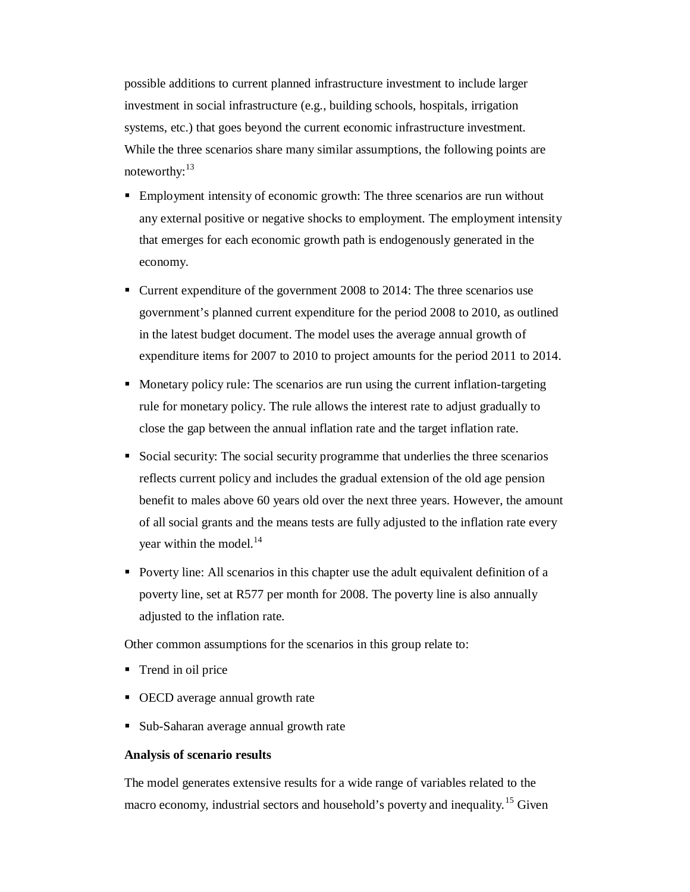possible additions to current planned infrastructure investment to include larger investment in social infrastructure (e.g., building schools, hospitals, irrigation systems, etc.) that goes beyond the current economic infrastructure investment. While the three scenarios share many similar assumptions, the following points are noteworthy:[13]

- Employment intensity of economic growth: The three scenarios are run without any external positive or negative shocks to employment. The employment intensity that emerges for each economic growth path is endogenously generated in the economy.
- Current expenditure of the government 2008 to 2014: The three scenarios use government's planned current expenditure for the period 2008 to 2010, as outlined in the latest budget document. The model uses the average annual growth of expenditure items for 2007 to 2010 to project amounts for the period 2011 to 2014.
- Monetary policy rule: The scenarios are run using the current inflation-targeting rule for monetary policy. The rule allows the interest rate to adjust gradually to close the gap between the annual inflation rate and the target inflation rate.
- Social security: The social security programme that underlies the three scenarios reflects current policy and includes the gradual extension of the old age pension benefit to males above 60 years old over the next three years. However, the amount of all social grants and the means tests are fully adjusted to the inflation rate every year within the model.[14]
- Poverty line: All scenarios in this chapter use the adult equivalent definition of a poverty line, set at R577 per month for 2008. The poverty line is also annually adjusted to the inflation rate.

Other common assumptions for the scenarios in this group relate to:

- Trend in oil price
- OECD average annual growth rate
- Sub-Saharan average annual growth rate

**Analysis of scenario results**

The model generates extensive results for a wide range of variables related to the macro economy, industrial sectors and household's poverty and inequality.[15] Given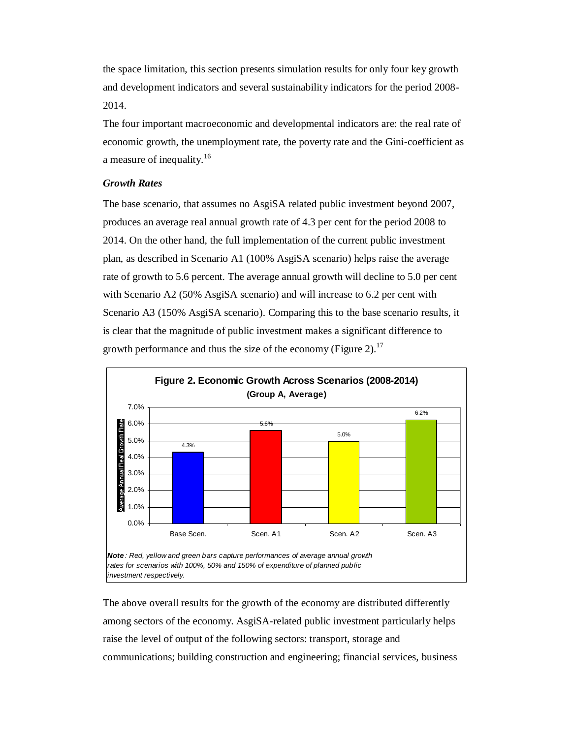the space limitation, this section presents simulation results for only four key growth and development indicators and several sustainability indicators for the period 2008-2014.

The four important macroeconomic and developmental indicators are: the real rate of economic growth, the unemployment rate, the poverty rate and the Gini-coefficient as a measure of inequality.[16]

### *Growth Rates*

The base scenario, that assumes no AsgiSA related public investment beyond 2007, produces an average real annual growth rate of 4.3 per cent for the period 2008 to 2014. On the other hand, the full implementation of the current public investment plan, as described in Scenario A1 (100% AsgiSA scenario) helps raise the average rate of growth to 5.6 percent. The average annual growth will decline to 5.0 per cent with Scenario A2 (50% AsgiSA scenario) and will increase to 6.2 per cent with Scenario A3 (150% AsgiSA scenario). Comparing this to the base scenario results, it is clear that the magnitude of public investment makes a significant difference to growth performance and thus the size of the economy (Figure 2).[17]

**Figure 2. Economic Growth Across Scenarios (2008-2014)**
**(Group A, Average)**

| Scenario | Average Annual Real Growth Rate |
|---|---|
| Base Scen. | 4.3% |
| Scen. A1 | 5.6% |
| Scen. A2 | 5.0% |
| Scen. A3 | 6.2% |

***Note****: Red, yellow and green bars capture performances of average annual growth rates for scenarios with 100%, 50% and 150% of expenditure of planned public investment respectively.*

The above overall results for the growth of the economy are distributed differently among sectors of the economy. AsgiSA-related public investment particularly helps raise the level of output of the following sectors: transport, storage and communications; building construction and engineering; financial services, business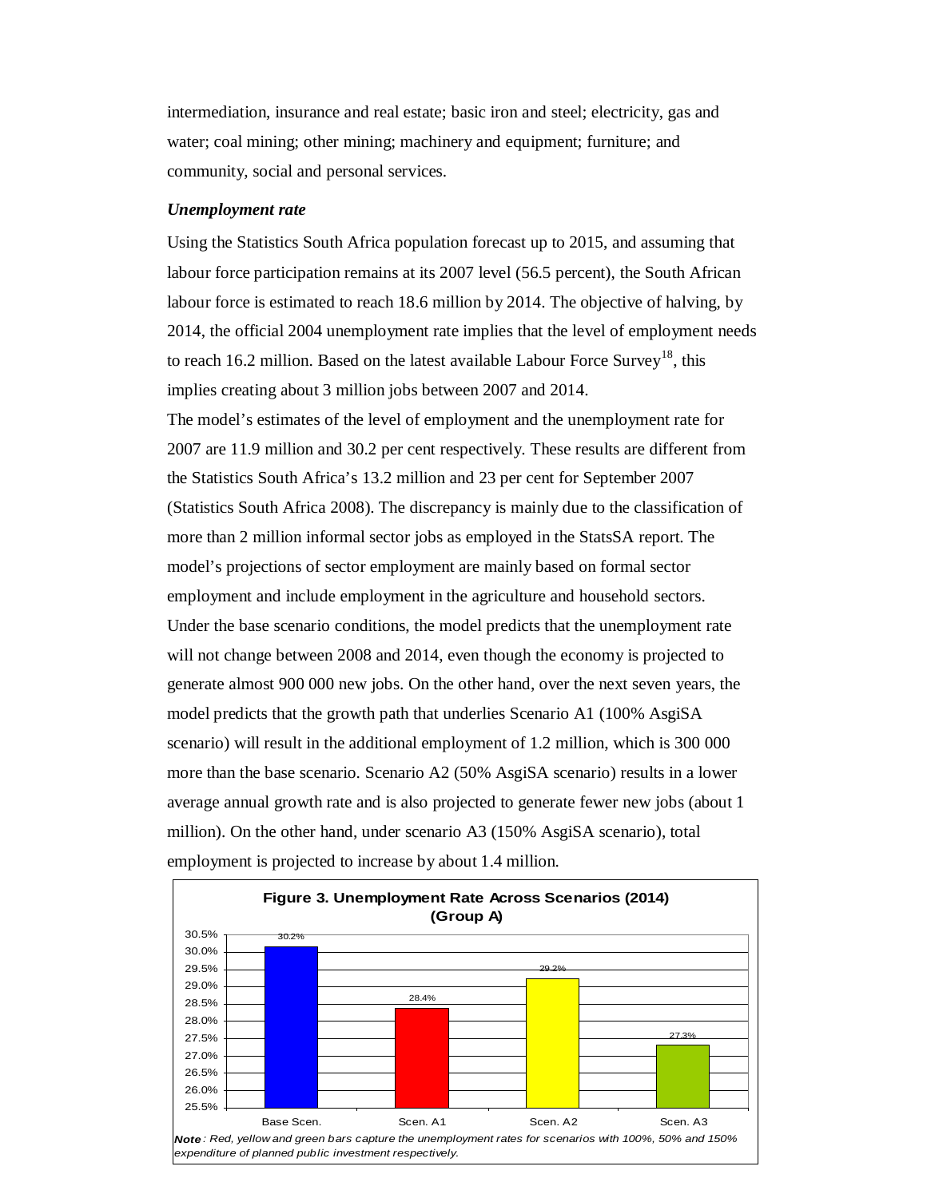intermediation, insurance and real estate; basic iron and steel; electricity, gas and water; coal mining; other mining; machinery and equipment; furniture; and community, social and personal services.

***Unemployment rate***

Using the Statistics South Africa population forecast up to 2015, and assuming that labour force participation remains at its 2007 level (56.5 percent), the South African labour force is estimated to reach 18.6 million by 2014. The objective of halving, by 2014, the official 2004 unemployment rate implies that the level of employment needs to reach 16.2 million. Based on the latest available Labour Force Survey[18], this implies creating about 3 million jobs between 2007 and 2014.

The model's estimates of the level of employment and the unemployment rate for 2007 are 11.9 million and 30.2 per cent respectively. These results are different from the Statistics South Africa's 13.2 million and 23 per cent for September 2007 (Statistics South Africa 2008). The discrepancy is mainly due to the classification of more than 2 million informal sector jobs as employed in the StatsSA report. The model's projections of sector employment are mainly based on formal sector employment and include employment in the agriculture and household sectors. Under the base scenario conditions, the model predicts that the unemployment rate will not change between 2008 and 2014, even though the economy is projected to generate almost 900 000 new jobs. On the other hand, over the next seven years, the model predicts that the growth path that underlies Scenario A1 (100% AsgiSA scenario) will result in the additional employment of 1.2 million, which is 300 000 more than the base scenario. Scenario A2 (50% AsgiSA scenario) results in a lower average annual growth rate and is also projected to generate fewer new jobs (about 1 million). On the other hand, under scenario A3 (150% AsgiSA scenario), total employment is projected to increase by about 1.4 million.

**Figure 3. Unemployment Rate Across Scenarios (2014) (Group A)**

| Scenario | Unemployment rate |
|---|---|
| Base Scen. | 30.2% |
| Scen. A1 | 28.4% |
| Scen. A2 | 29.2% |
| Scen. A3 | 27.3% |

***Note**: Red, yellow and green bars capture the unemployment rates for scenarios with 100%, 50% and 150% expenditure of planned public investment respectively.*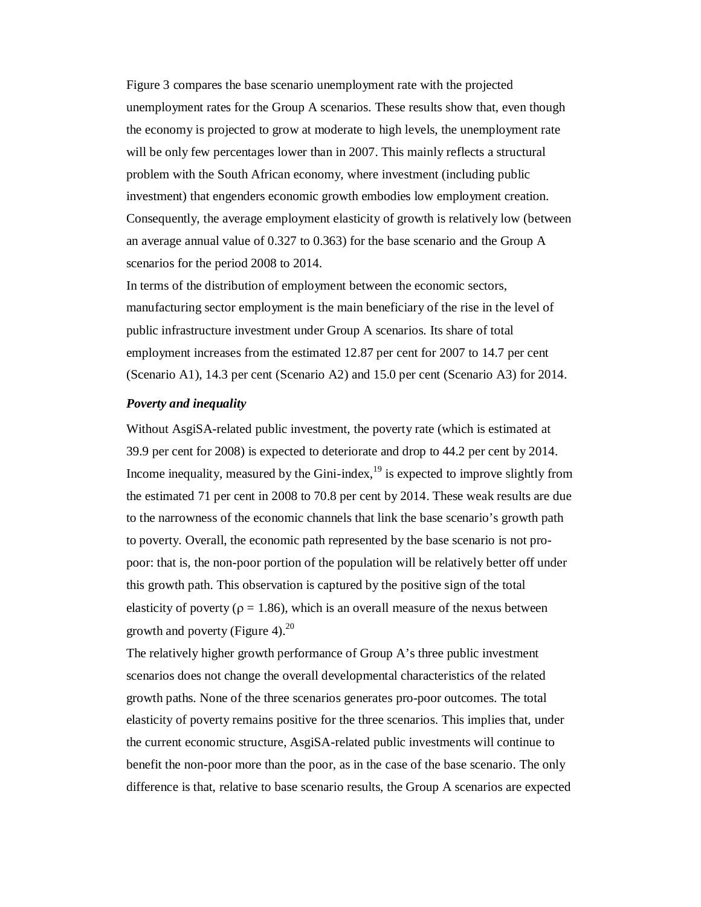Figure 3 compares the base scenario unemployment rate with the projected unemployment rates for the Group A scenarios. These results show that, even though the economy is projected to grow at moderate to high levels, the unemployment rate will be only few percentages lower than in 2007. This mainly reflects a structural problem with the South African economy, where investment (including public investment) that engenders economic growth embodies low employment creation. Consequently, the average employment elasticity of growth is relatively low (between an average annual value of 0.327 to 0.363) for the base scenario and the Group A scenarios for the period 2008 to 2014.

In terms of the distribution of employment between the economic sectors, manufacturing sector employment is the main beneficiary of the rise in the level of public infrastructure investment under Group A scenarios. Its share of total employment increases from the estimated 12.87 per cent for 2007 to 14.7 per cent (Scenario A1), 14.3 per cent (Scenario A2) and 15.0 per cent (Scenario A3) for 2014.

***Poverty and inequality***

Without AsgiSA-related public investment, the poverty rate (which is estimated at 39.9 per cent for 2008) is expected to deteriorate and drop to 44.2 per cent by 2014. Income inequality, measured by the Gini-index,[19] is expected to improve slightly from the estimated 71 per cent in 2008 to 70.8 per cent by 2014. These weak results are due to the narrowness of the economic channels that link the base scenario's growth path to poverty. Overall, the economic path represented by the base scenario is not pro-poor: that is, the non-poor portion of the population will be relatively better off under this growth path. This observation is captured by the positive sign of the total elasticity of poverty ($\rho = 1.86$), which is an overall measure of the nexus between growth and poverty (Figure 4).[20]

The relatively higher growth performance of Group A's three public investment scenarios does not change the overall developmental characteristics of the related growth paths. None of the three scenarios generates pro-poor outcomes. The total elasticity of poverty remains positive for the three scenarios. This implies that, under the current economic structure, AsgiSA-related public investments will continue to benefit the non-poor more than the poor, as in the case of the base scenario. The only difference is that, relative to base scenario results, the Group A scenarios are expected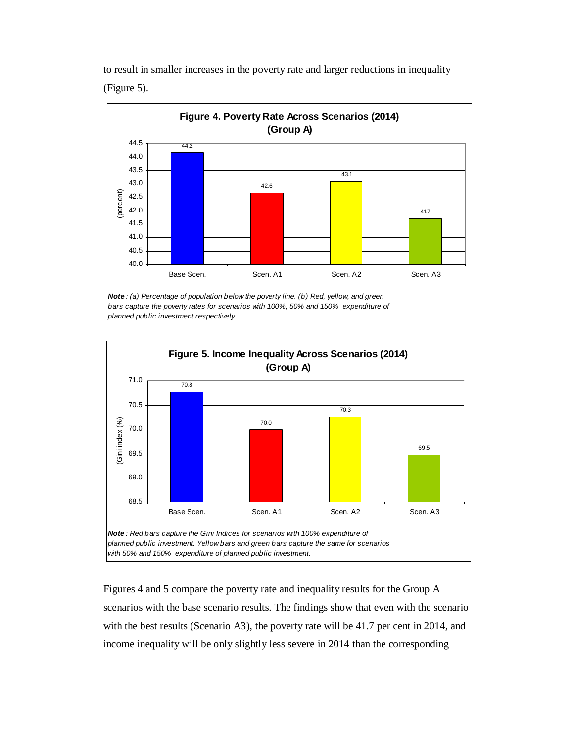to result in smaller increases in the poverty rate and larger reductions in inequality (Figure 5).

**Figure 4. Poverty Rate Across Scenarios (2014) (Group A)**

| | Base Scen. | Scen. A1 | Scen. A2 | Scen. A3 |
|---|---|---|---|---|
| (percent) | 44.2 | 42.6 | 43.1 | 417 |

***Note**: (a) Percentage of population below the poverty line. (b) Red, yellow, and green bars capture the poverty rates for scenarios with 100%, 50% and 150% expenditure of planned public investment respectively.*

**Figure 5. Income Inequality Across Scenarios (2014) (Group A)**

| | Base Scen. | Scen. A1 | Scen. A2 | Scen. A3 |
|---|---|---|---|---|
| (Gini index (%)) | 70.8 | 70.0 | 70.3 | 69.5 |

***Note**: Red bars capture the Gini Indices for scenarios with 100% expenditure of planned public investment. Yellow bars and green bars capture the same for scenarios with 50% and 150% expenditure of planned public investment.*

Figures 4 and 5 compare the poverty rate and inequality results for the Group A scenarios with the base scenario results. The findings show that even with the scenario with the best results (Scenario A3), the poverty rate will be 41.7 per cent in 2014, and income inequality will be only slightly less severe in 2014 than the corresponding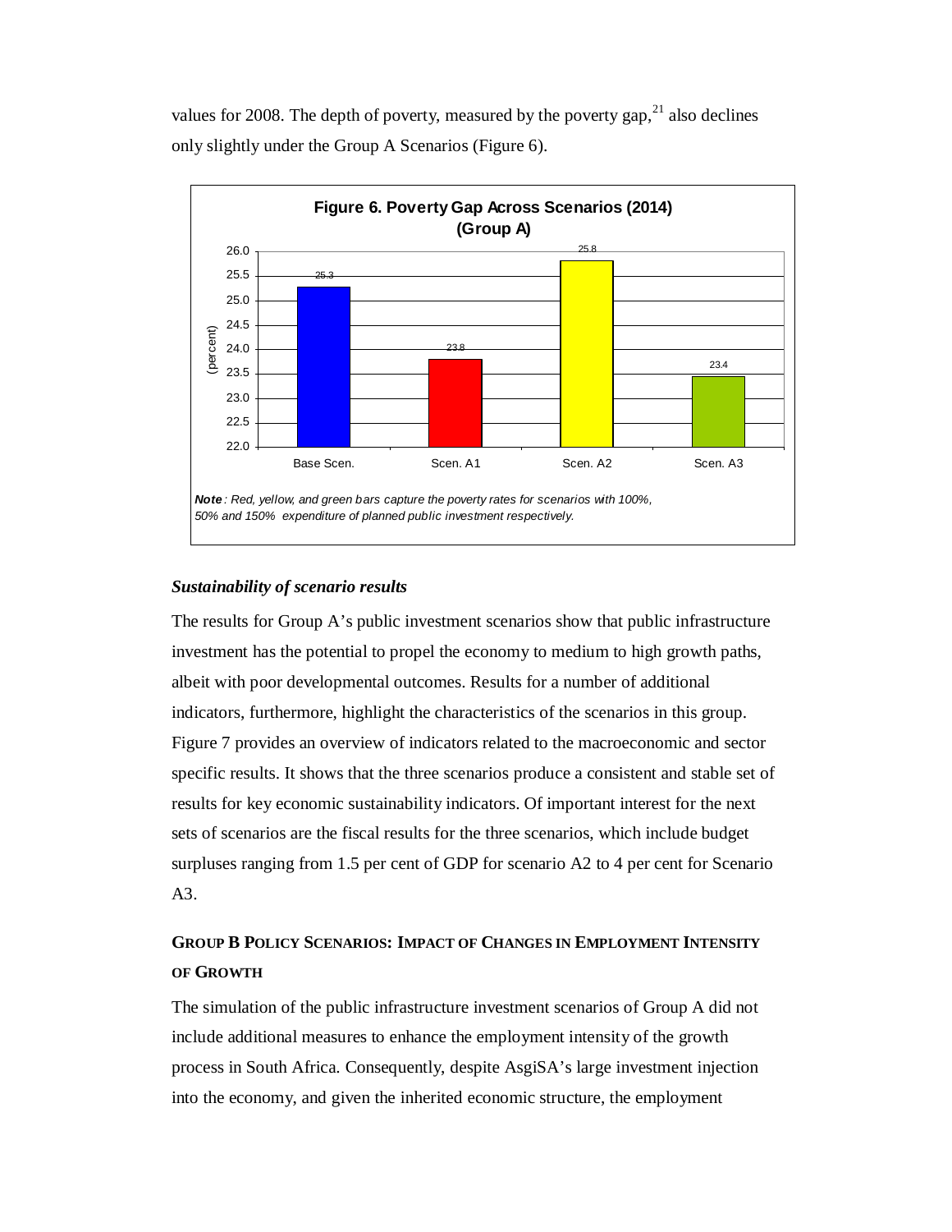values for 2008. The depth of poverty, measured by the poverty gap,[21] also declines only slightly under the Group A Scenarios (Figure 6).

**Figure 6. Poverty Gap Across Scenarios (2014) (Group A)**

| | Base Scen. | Scen. A1 | Scen. A2 | Scen. A3 |
|---|---|---|---|---|
| (percent) | 25.3 | 23.8 | 25.8 | 23.4 |

***Note****: Red, yellow, and green bars capture the poverty rates for scenarios with 100%, 50% and 150% expenditure of planned public investment respectively.*

### *Sustainability of scenario results*

The results for Group A's public investment scenarios show that public infrastructure investment has the potential to propel the economy to medium to high growth paths, albeit with poor developmental outcomes. Results for a number of additional indicators, furthermore, highlight the characteristics of the scenarios in this group. Figure 7 provides an overview of indicators related to the macroeconomic and sector specific results. It shows that the three scenarios produce a consistent and stable set of results for key economic sustainability indicators. Of important interest for the next sets of scenarios are the fiscal results for the three scenarios, which include budget surpluses ranging from 1.5 per cent of GDP for scenario A2 to 4 per cent for Scenario A3.

## GROUP B POLICY SCENARIOS: IMPACT OF CHANGES IN EMPLOYMENT INTENSITY OF GROWTH

The simulation of the public infrastructure investment scenarios of Group A did not include additional measures to enhance the employment intensity of the growth process in South Africa. Consequently, despite AsgiSA's large investment injection into the economy, and given the inherited economic structure, the employment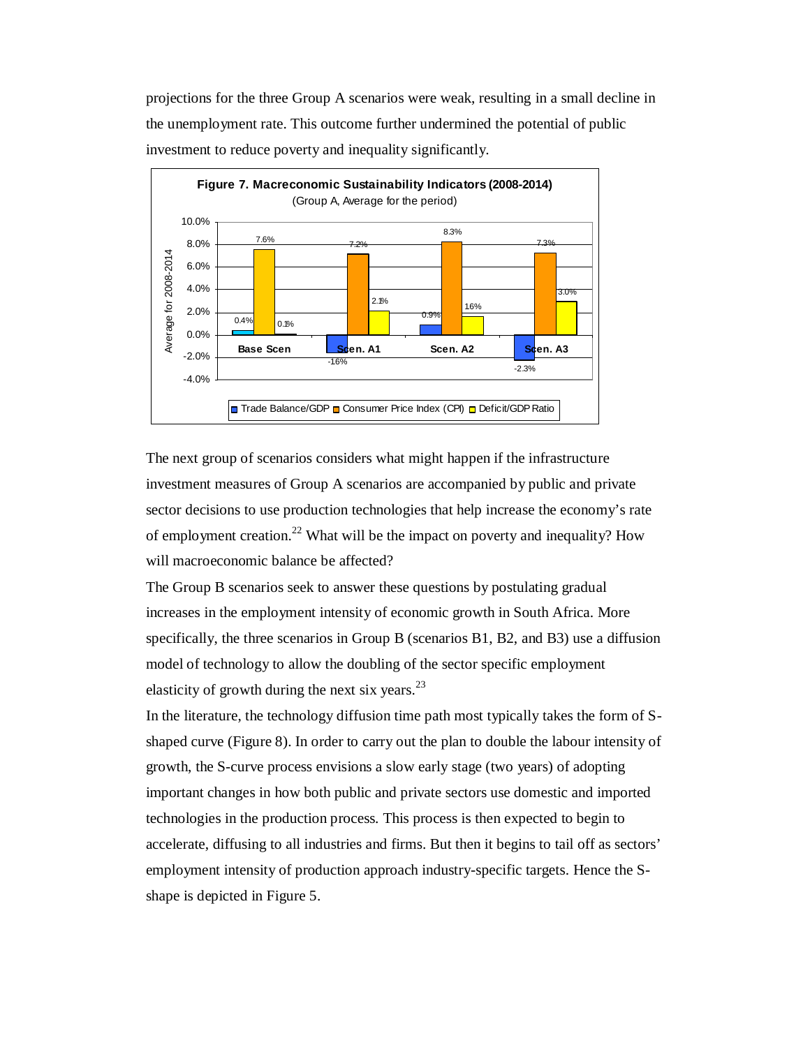projections for the three Group A scenarios were weak, resulting in a small decline in the unemployment rate. This outcome further undermined the potential of public investment to reduce poverty and inequality significantly.

**Figure 7. Macreconomic Sustainability Indicators (2008-2014)**
(Group A, Average for the period)

| | Base Scen | Scen. A1 | Scen. A2 | Scen. A3 |
|---|---|---|---|---|
| Trade Balance/GDP | 0.4% | -16% | 0.9% | -2.3% |
| Consumer Price Index (CPI) | 7.6% | 7.2% | 8.3% | 7.3% |
| Deficit/GDP Ratio | 0.1% | 2.1% | 16% | 3.0% |

The next group of scenarios considers what might happen if the infrastructure investment measures of Group A scenarios are accompanied by public and private sector decisions to use production technologies that help increase the economy's rate of employment creation.[22] What will be the impact on poverty and inequality? How will macroeconomic balance be affected?

The Group B scenarios seek to answer these questions by postulating gradual increases in the employment intensity of economic growth in South Africa. More specifically, the three scenarios in Group B (scenarios B1, B2, and B3) use a diffusion model of technology to allow the doubling of the sector specific employment elasticity of growth during the next six years.[23]

In the literature, the technology diffusion time path most typically takes the form of S-shaped curve (Figure 8). In order to carry out the plan to double the labour intensity of growth, the S-curve process envisions a slow early stage (two years) of adopting important changes in how both public and private sectors use domestic and imported technologies in the production process. This process is then expected to begin to accelerate, diffusing to all industries and firms. But then it begins to tail off as sectors' employment intensity of production approach industry-specific targets. Hence the S-shape is depicted in Figure 5.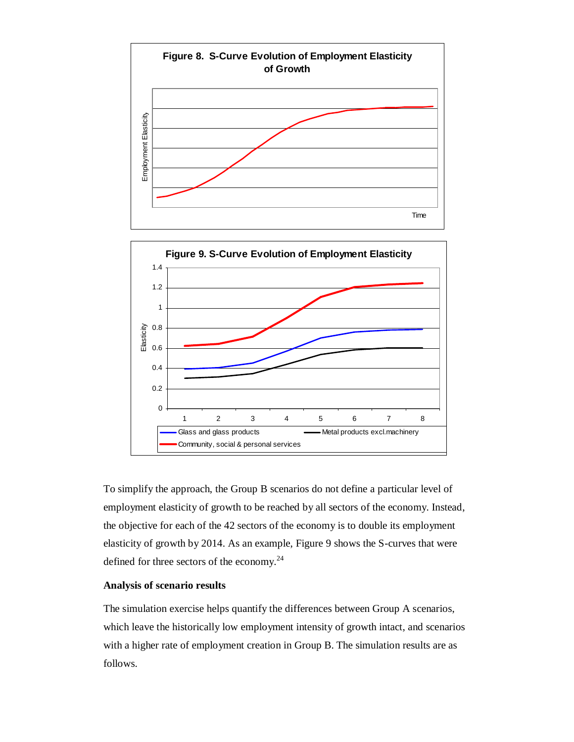**Figure 8. S-Curve Evolution of Employment Elasticity of Growth**

**Figure 9. S-Curve Evolution of Employment Elasticity**

To simplify the approach, the Group B scenarios do not define a particular level of employment elasticity of growth to be reached by all sectors of the economy. Instead, the objective for each of the 42 sectors of the economy is to double its employment elasticity of growth by 2014. As an example, Figure 9 shows the S-curves that were defined for three sectors of the economy.[24]

**Analysis of scenario results**

The simulation exercise helps quantify the differences between Group A scenarios, which leave the historically low employment intensity of growth intact, and scenarios with a higher rate of employment creation in Group B. The simulation results are as follows.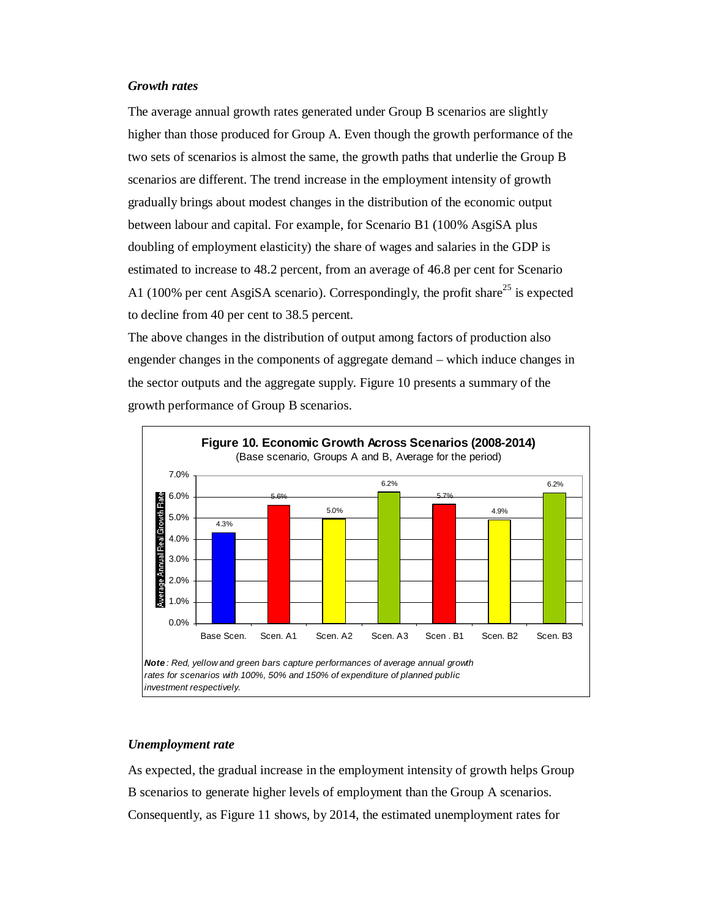### *Growth rates*

The average annual growth rates generated under Group B scenarios are slightly higher than those produced for Group A. Even though the growth performance of the two sets of scenarios is almost the same, the growth paths that underlie the Group B scenarios are different. The trend increase in the employment intensity of growth gradually brings about modest changes in the distribution of the economic output between labour and capital. For example, for Scenario B1 (100% AsgiSA plus doubling of employment elasticity) the share of wages and salaries in the GDP is estimated to increase to 48.2 percent, from an average of 46.8 per cent for Scenario A1 (100% per cent AsgiSA scenario). Correspondingly, the profit share[25] is expected to decline from 40 per cent to 38.5 percent.

The above changes in the distribution of output among factors of production also engender changes in the components of aggregate demand – which induce changes in the sector outputs and the aggregate supply. Figure 10 presents a summary of the growth performance of Group B scenarios.

**Figure 10. Economic Growth Across Scenarios (2008-2014)**
(Base scenario, Groups A and B, Average for the period)

| Scenario | Average Annual Real Growth Rate |
|---|---|
| Base Scen. | 4.3% |
| Scen. A1 | 5.6% |
| Scen. A2 | 5.0% |
| Scen. A3 | 6.2% |
| Scen . B1 | 5.7% |
| Scen. B2 | 4.9% |
| Scen. B3 | 6.2% |

***Note****: Red, yellow and green bars capture performances of average annual growth rates for scenarios with 100%, 50% and 150% of expenditure of planned public investment respectively.*

### *Unemployment rate*

As expected, the gradual increase in the employment intensity of growth helps Group B scenarios to generate higher levels of employment than the Group A scenarios. Consequently, as Figure 11 shows, by 2014, the estimated unemployment rates for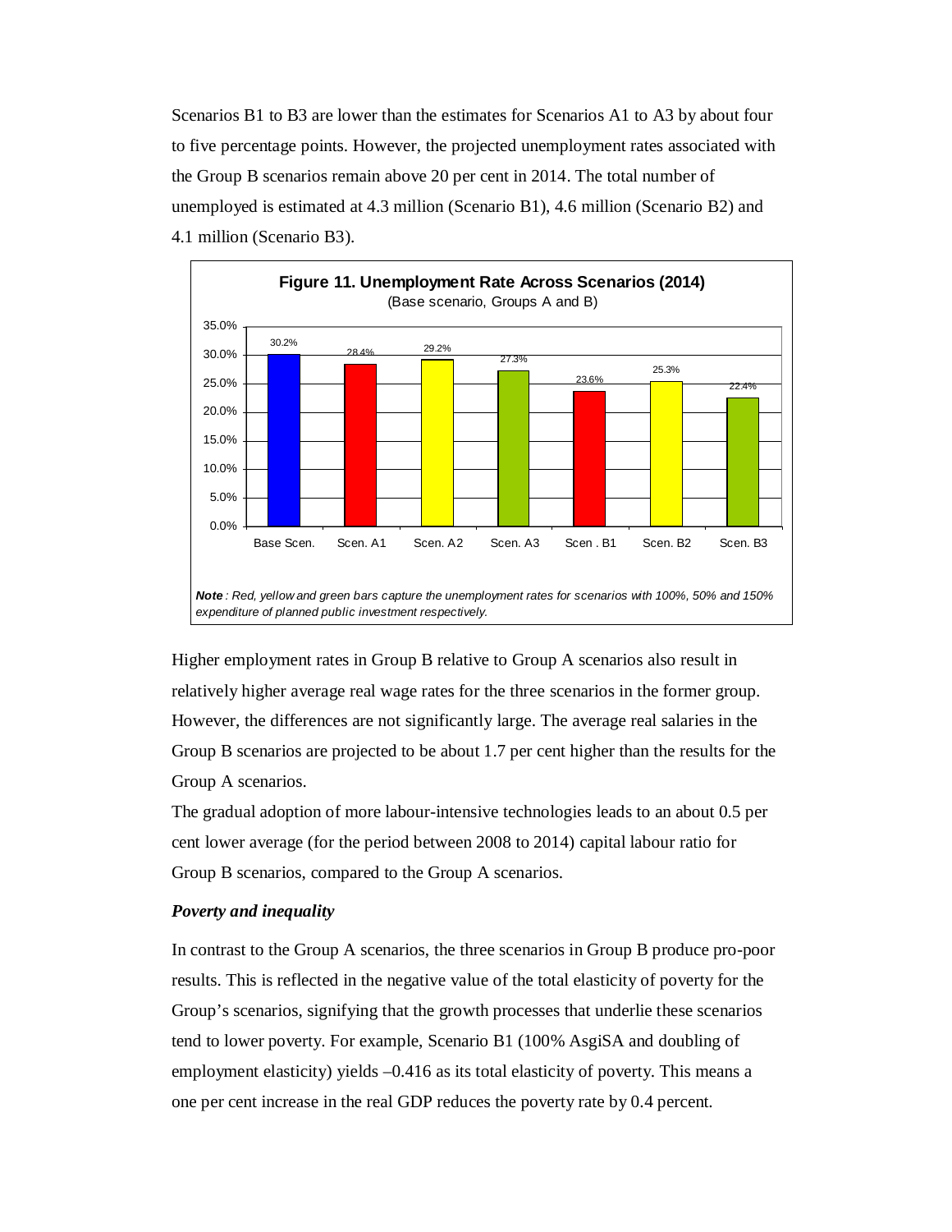Scenarios B1 to B3 are lower than the estimates for Scenarios A1 to A3 by about four to five percentage points. However, the projected unemployment rates associated with the Group B scenarios remain above 20 per cent in 2014. The total number of unemployed is estimated at 4.3 million (Scenario B1), 4.6 million (Scenario B2) and 4.1 million (Scenario B3).

**Figure 11. Unemployment Rate Across Scenarios (2014)**
(Base scenario, Groups A and B)

| Base Scen. | Scen. A1 | Scen. A2 | Scen. A3 | Scen . B1 | Scen. B2 | Scen. B3 |
|---|---|---|---|---|---|---|
| 30.2% | 28.4% | 29.2% | 27.3% | 23.6% | 25.3% | 22.4% |

***Note*** *: Red, yellow and green bars capture the unemployment rates for scenarios with 100%, 50% and 150% expenditure of planned public investment respectively.*

Higher employment rates in Group B relative to Group A scenarios also result in relatively higher average real wage rates for the three scenarios in the former group. However, the differences are not significantly large. The average real salaries in the Group B scenarios are projected to be about 1.7 per cent higher than the results for the Group A scenarios.

The gradual adoption of more labour-intensive technologies leads to an about 0.5 per cent lower average (for the period between 2008 to 2014) capital labour ratio for Group B scenarios, compared to the Group A scenarios.

### *Poverty and inequality*

In contrast to the Group A scenarios, the three scenarios in Group B produce pro-poor results. This is reflected in the negative value of the total elasticity of poverty for the Group's scenarios, signifying that the growth processes that underlie these scenarios tend to lower poverty. For example, Scenario B1 (100% AsgiSA and doubling of employment elasticity) yields –0.416 as its total elasticity of poverty. This means a one per cent increase in the real GDP reduces the poverty rate by 0.4 percent.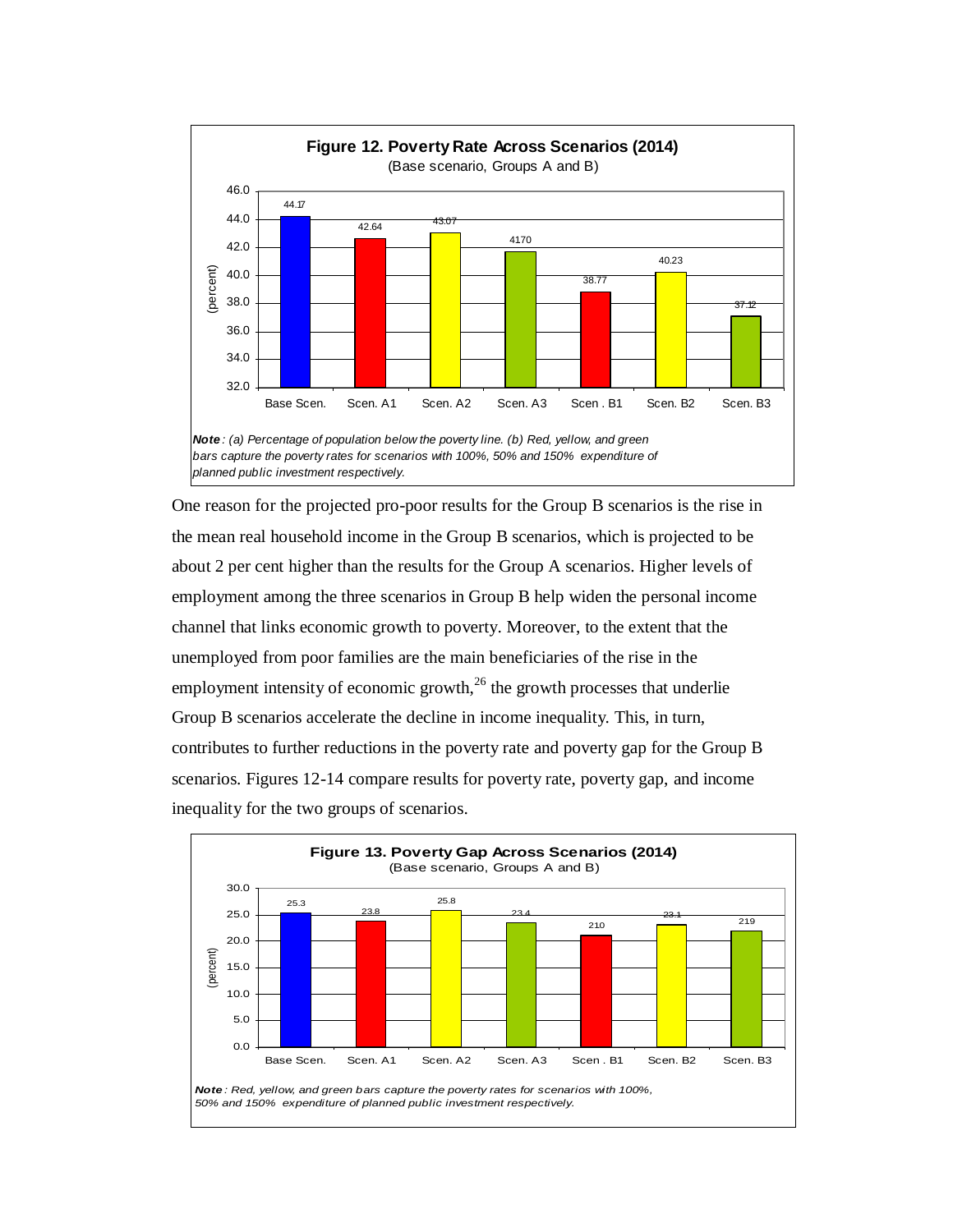**Figure 12. Poverty Rate Across Scenarios (2014)**
(Base scenario, Groups A and B)

| Scenario | Poverty rate (percent) |
|---|---|
| Base Scen. | 44.17 |
| Scen. A1 | 42.64 |
| Scen. A2 | 43.07 |
| Scen. A3 | 41.70 |
| Scen. B1 | 38.77 |
| Scen. B2 | 40.23 |
| Scen. B3 | 37.12 |

*Note: (a) Percentage of population below the poverty line. (b) Red, yellow, and green bars capture the poverty rates for scenarios with 100%, 50% and 150% expenditure of planned public investment respectively.*

One reason for the projected pro-poor results for the Group B scenarios is the rise in the mean real household income in the Group B scenarios, which is projected to be about 2 per cent higher than the results for the Group A scenarios. Higher levels of employment among the three scenarios in Group B help widen the personal income channel that links economic growth to poverty. Moreover, to the extent that the unemployed from poor families are the main beneficiaries of the rise in the employment intensity of economic growth,[26] the growth processes that underlie Group B scenarios accelerate the decline in income inequality. This, in turn, contributes to further reductions in the poverty rate and poverty gap for the Group B scenarios. Figures 12-14 compare results for poverty rate, poverty gap, and income inequality for the two groups of scenarios.

**Figure 13. Poverty Gap Across Scenarios (2014)**
(Base scenario, Groups A and B)

| Scenario | Poverty gap (percent) |
|---|---|
| Base Scen. | 25.3 |
| Scen. A1 | 23.8 |
| Scen. A2 | 25.8 |
| Scen. A3 | 23.4 |
| Scen. B1 | 21.0 |
| Scen. B2 | 23.1 |
| Scen. B3 | 21.9 |

*Note: Red, yellow, and green bars capture the poverty rates for scenarios with 100%, 50% and 150% expenditure of planned public investment respectively.*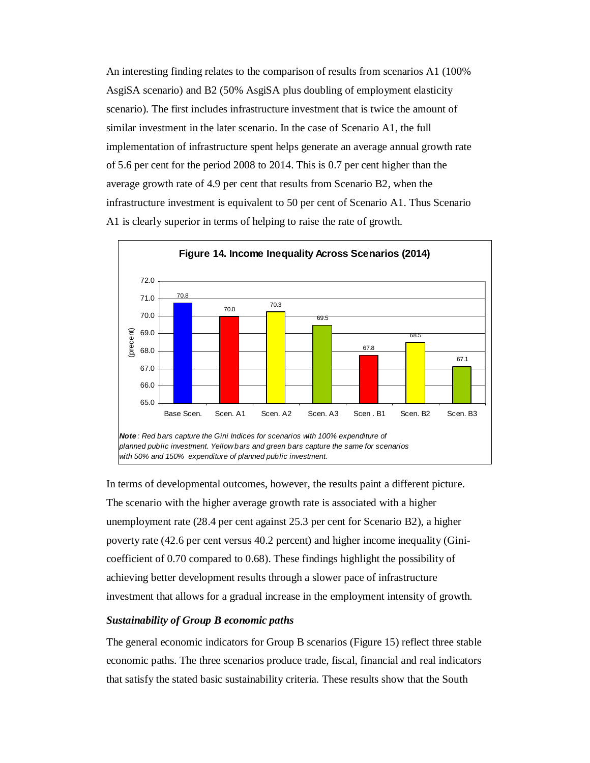An interesting finding relates to the comparison of results from scenarios A1 (100% AsgiSA scenario) and B2 (50% AsgiSA plus doubling of employment elasticity scenario). The first includes infrastructure investment that is twice the amount of similar investment in the later scenario. In the case of Scenario A1, the full implementation of infrastructure spent helps generate an average annual growth rate of 5.6 per cent for the period 2008 to 2014. This is 0.7 per cent higher than the average growth rate of 4.9 per cent that results from Scenario B2, when the infrastructure investment is equivalent to 50 per cent of Scenario A1. Thus Scenario A1 is clearly superior in terms of helping to raise the rate of growth.

**Figure 14. Income Inequality Across Scenarios (2014)**

| | Base Scen. | Scen. A1 | Scen. A2 | Scen. A3 | Scen . B1 | Scen. B2 | Scen. B3 |
|---|---|---|---|---|---|---|---|
| (precent) | 70.8 | 70.0 | 70.3 | 69.5 | 67.8 | 68.5 | 67.1 |

***Note****: Red bars capture the Gini Indices for scenarios with 100% expenditure of planned public investment. Yellow bars and green bars capture the same for scenarios with 50% and 150% expenditure of planned public investment.*

In terms of developmental outcomes, however, the results paint a different picture. The scenario with the higher average growth rate is associated with a higher unemployment rate (28.4 per cent against 25.3 per cent for Scenario B2), a higher poverty rate (42.6 per cent versus 40.2 percent) and higher income inequality (Gini-coefficient of 0.70 compared to 0.68). These findings highlight the possibility of achieving better development results through a slower pace of infrastructure investment that allows for a gradual increase in the employment intensity of growth.

### *Sustainability of Group B economic paths*

The general economic indicators for Group B scenarios (Figure 15) reflect three stable economic paths. The three scenarios produce trade, fiscal, financial and real indicators that satisfy the stated basic sustainability criteria. These results show that the South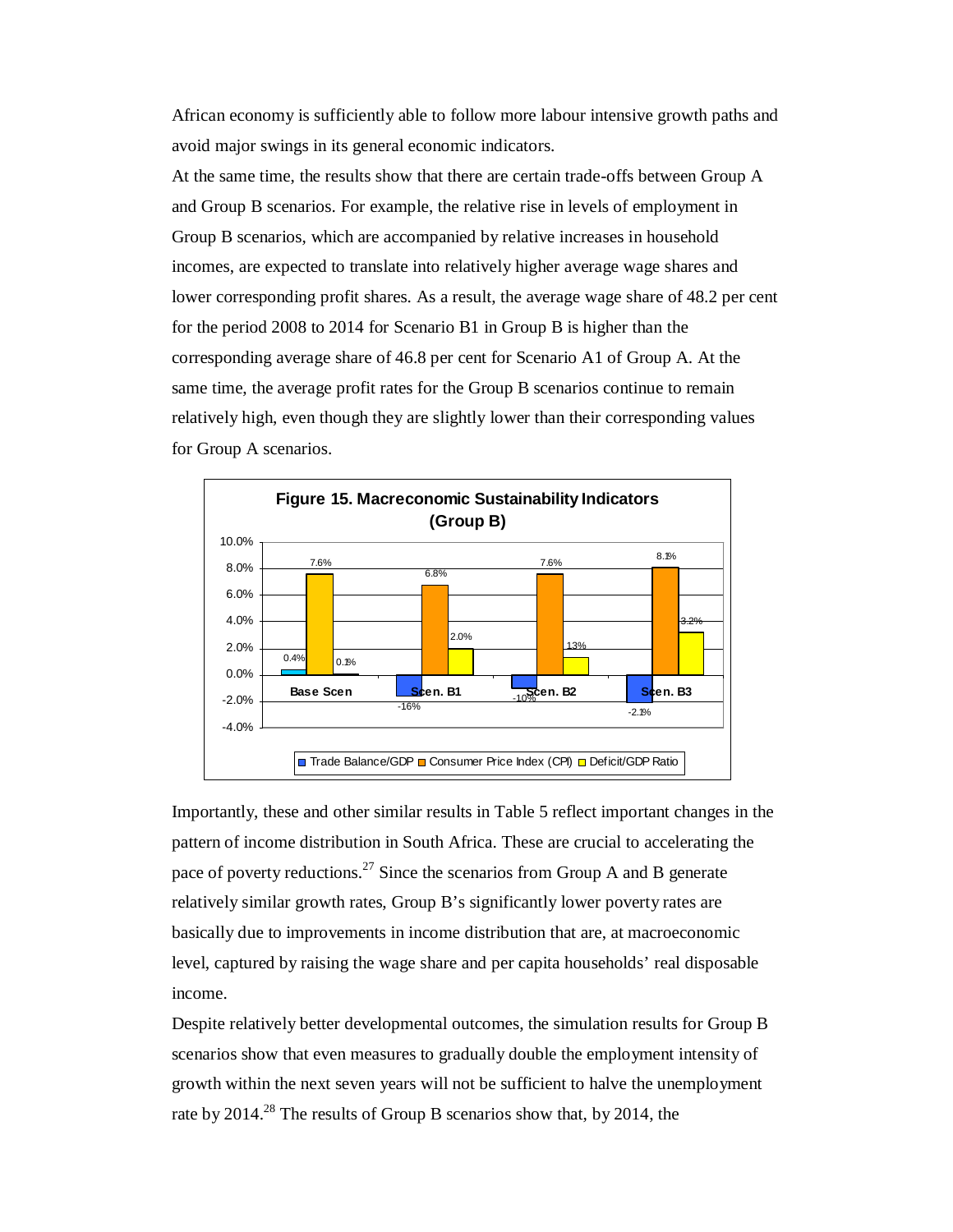African economy is sufficiently able to follow more labour intensive growth paths and avoid major swings in its general economic indicators.

At the same time, the results show that there are certain trade-offs between Group A and Group B scenarios. For example, the relative rise in levels of employment in Group B scenarios, which are accompanied by relative increases in household incomes, are expected to translate into relatively higher average wage shares and lower corresponding profit shares. As a result, the average wage share of 48.2 per cent for the period 2008 to 2014 for Scenario B1 in Group B is higher than the corresponding average share of 46.8 per cent for Scenario A1 of Group A. At the same time, the average profit rates for the Group B scenarios continue to remain relatively high, even though they are slightly lower than their corresponding values for Group A scenarios.

**Figure 15. Macreconomic Sustainability Indicators (Group B)**

| | Trade Balance/GDP | Consumer Price Index (CPI) | Deficit/GDP Ratio |
|---|---|---|---|
| Base Scen | 0.4% | 7.6% | 0.1% |
| Scen. B1 | -1.6% | 6.8% | 2.0% |
| Scen. B2 | -1.0% | 7.6% | 1.3% |
| Scen. B3 | -2.1% | 8.1% | 3.2% |

Importantly, these and other similar results in Table 5 reflect important changes in the pattern of income distribution in South Africa. These are crucial to accelerating the pace of poverty reductions.[27] Since the scenarios from Group A and B generate relatively similar growth rates, Group B's significantly lower poverty rates are basically due to improvements in income distribution that are, at macroeconomic level, captured by raising the wage share and per capita households' real disposable income.

Despite relatively better developmental outcomes, the simulation results for Group B scenarios show that even measures to gradually double the employment intensity of growth within the next seven years will not be sufficient to halve the unemployment rate by 2014.[28] The results of Group B scenarios show that, by 2014, the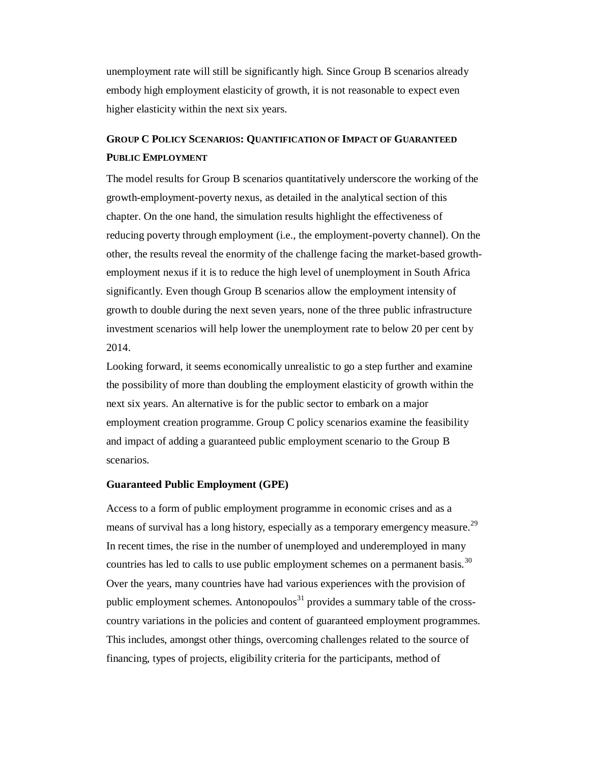unemployment rate will still be significantly high. Since Group B scenarios already embody high employment elasticity of growth, it is not reasonable to expect even higher elasticity within the next six years.

## Group C Policy Scenarios: Quantification of Impact of Guaranteed Public Employment

The model results for Group B scenarios quantitatively underscore the working of the growth-employment-poverty nexus, as detailed in the analytical section of this chapter. On the one hand, the simulation results highlight the effectiveness of reducing poverty through employment (i.e., the employment-poverty channel). On the other, the results reveal the enormity of the challenge facing the market-based growth-employment nexus if it is to reduce the high level of unemployment in South Africa significantly. Even though Group B scenarios allow the employment intensity of growth to double during the next seven years, none of the three public infrastructure investment scenarios will help lower the unemployment rate to below 20 per cent by 2014.

Looking forward, it seems economically unrealistic to go a step further and examine the possibility of more than doubling the employment elasticity of growth within the next six years. An alternative is for the public sector to embark on a major employment creation programme. Group C policy scenarios examine the feasibility and impact of adding a guaranteed public employment scenario to the Group B scenarios.

### Guaranteed Public Employment (GPE)

Access to a form of public employment programme in economic crises and as a means of survival has a long history, especially as a temporary emergency measure.[29] In recent times, the rise in the number of unemployed and underemployed in many countries has led to calls to use public employment schemes on a permanent basis.[30] Over the years, many countries have had various experiences with the provision of public employment schemes. Antonopoulos[31] provides a summary table of the cross-country variations in the policies and content of guaranteed employment programmes. This includes, amongst other things, overcoming challenges related to the source of financing, types of projects, eligibility criteria for the participants, method of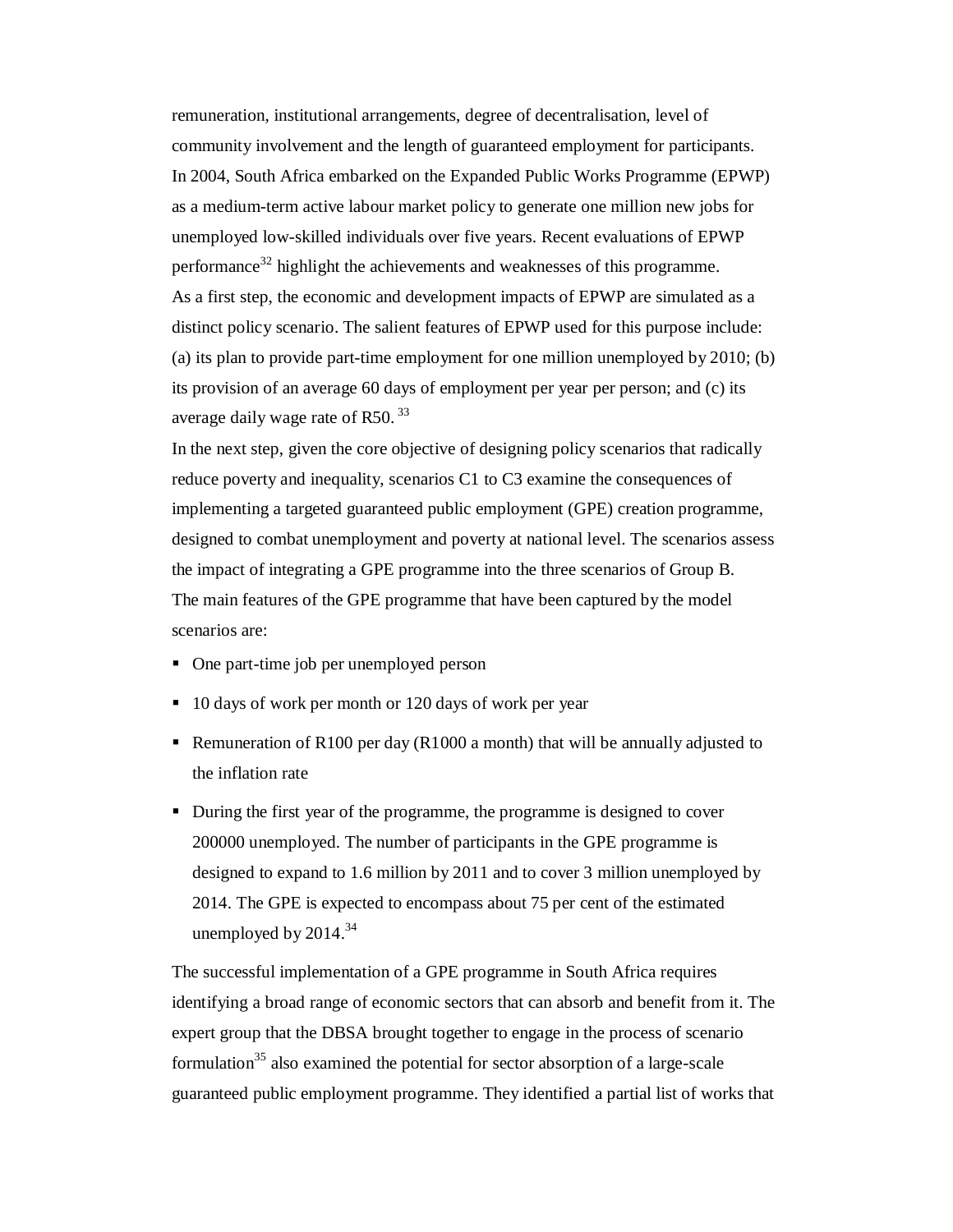remuneration, institutional arrangements, degree of decentralisation, level of community involvement and the length of guaranteed employment for participants.

In 2004, South Africa embarked on the Expanded Public Works Programme (EPWP) as a medium-term active labour market policy to generate one million new jobs for unemployed low-skilled individuals over five years. Recent evaluations of EPWP performance[32] highlight the achievements and weaknesses of this programme.

As a first step, the economic and development impacts of EPWP are simulated as a distinct policy scenario. The salient features of EPWP used for this purpose include: (a) its plan to provide part-time employment for one million unemployed by 2010; (b) its provision of an average 60 days of employment per year per person; and (c) its average daily wage rate of R50. [33]

In the next step, given the core objective of designing policy scenarios that radically reduce poverty and inequality, scenarios C1 to C3 examine the consequences of implementing a targeted guaranteed public employment (GPE) creation programme, designed to combat unemployment and poverty at national level. The scenarios assess the impact of integrating a GPE programme into the three scenarios of Group B.

The main features of the GPE programme that have been captured by the model scenarios are:

- One part-time job per unemployed person
- 10 days of work per month or 120 days of work per year
- Remuneration of R100 per day (R1000 a month) that will be annually adjusted to the inflation rate
- During the first year of the programme, the programme is designed to cover 200000 unemployed. The number of participants in the GPE programme is designed to expand to 1.6 million by 2011 and to cover 3 million unemployed by 2014. The GPE is expected to encompass about 75 per cent of the estimated unemployed by 2014.[34]

The successful implementation of a GPE programme in South Africa requires identifying a broad range of economic sectors that can absorb and benefit from it. The expert group that the DBSA brought together to engage in the process of scenario formulation[35] also examined the potential for sector absorption of a large-scale guaranteed public employment programme. They identified a partial list of works that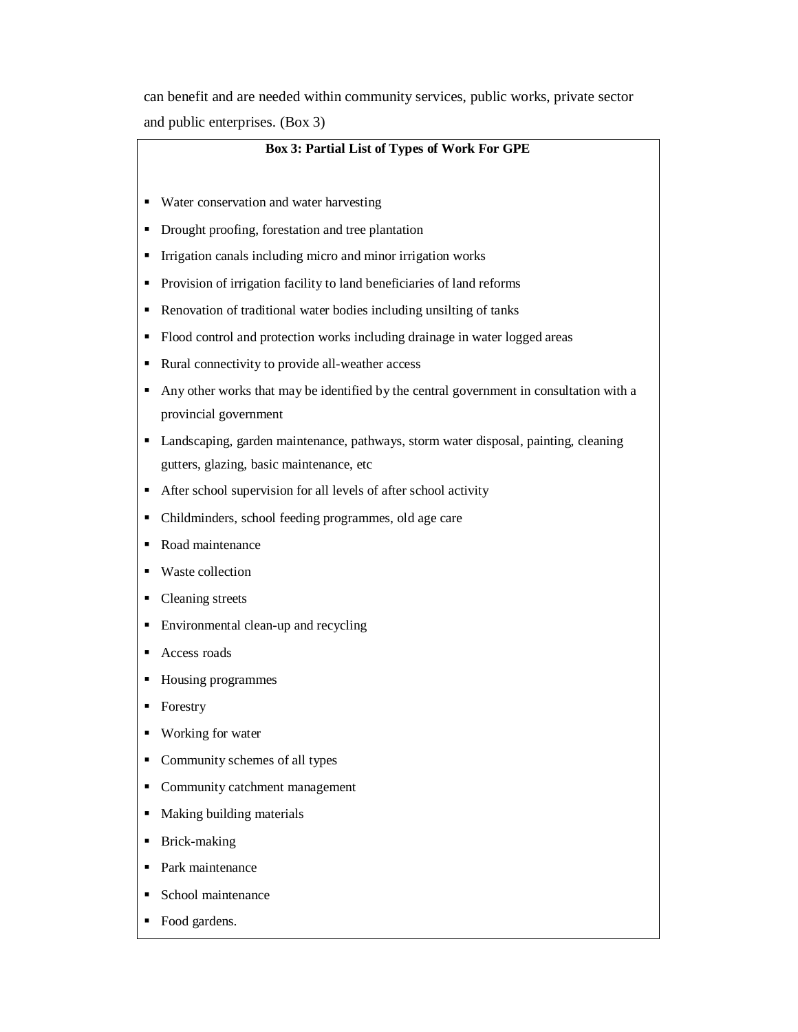can benefit and are needed within community services, public works, private sector and public enterprises. (Box 3)

**Box 3: Partial List of Types of Work For GPE**

- Water conservation and water harvesting
- Drought proofing, forestation and tree plantation
- Irrigation canals including micro and minor irrigation works
- Provision of irrigation facility to land beneficiaries of land reforms
- Renovation of traditional water bodies including unsilting of tanks
- Flood control and protection works including drainage in water logged areas
- Rural connectivity to provide all-weather access
- Any other works that may be identified by the central government in consultation with a provincial government
- Landscaping, garden maintenance, pathways, storm water disposal, painting, cleaning gutters, glazing, basic maintenance, etc
- After school supervision for all levels of after school activity
- Childminders, school feeding programmes, old age care
- Road maintenance
- Waste collection
- Cleaning streets
- Environmental clean-up and recycling
- Access roads
- Housing programmes
- Forestry
- Working for water
- Community schemes of all types
- Community catchment management
- Making building materials
- Brick-making
- Park maintenance
- School maintenance
- Food gardens.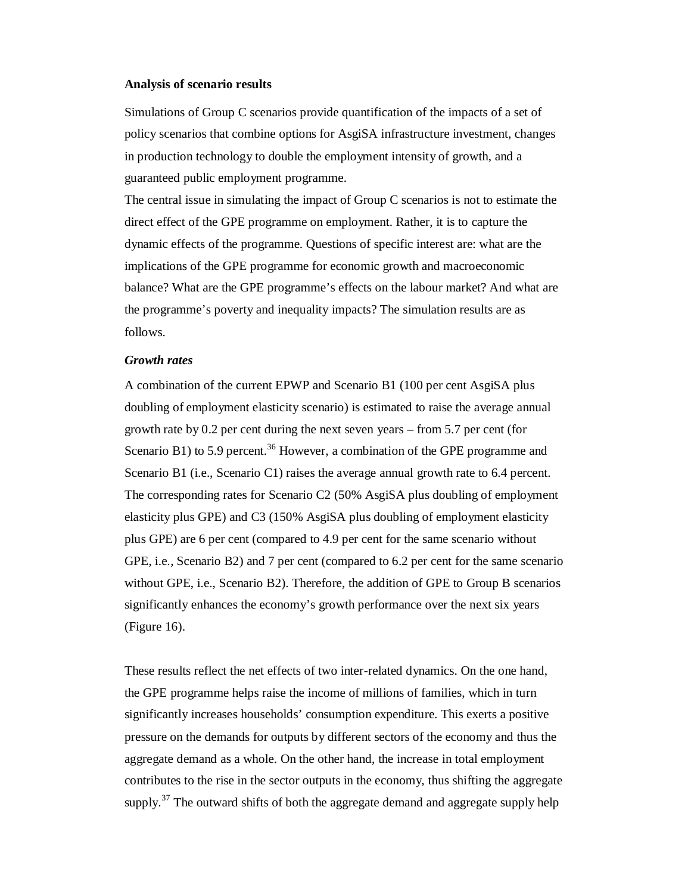**Analysis of scenario results**

Simulations of Group C scenarios provide quantification of the impacts of a set of policy scenarios that combine options for AsgiSA infrastructure investment, changes in production technology to double the employment intensity of growth, and a guaranteed public employment programme.

The central issue in simulating the impact of Group C scenarios is not to estimate the direct effect of the GPE programme on employment. Rather, it is to capture the dynamic effects of the programme. Questions of specific interest are: what are the implications of the GPE programme for economic growth and macroeconomic balance? What are the GPE programme's effects on the labour market? And what are the programme's poverty and inequality impacts? The simulation results are as follows.

***Growth rates***

A combination of the current EPWP and Scenario B1 (100 per cent AsgiSA plus doubling of employment elasticity scenario) is estimated to raise the average annual growth rate by 0.2 per cent during the next seven years – from 5.7 per cent (for Scenario B1) to 5.9 percent.[36] However, a combination of the GPE programme and Scenario B1 (i.e., Scenario C1) raises the average annual growth rate to 6.4 percent. The corresponding rates for Scenario C2 (50% AsgiSA plus doubling of employment elasticity plus GPE) and C3 (150% AsgiSA plus doubling of employment elasticity plus GPE) are 6 per cent (compared to 4.9 per cent for the same scenario without GPE, i.e., Scenario B2) and 7 per cent (compared to 6.2 per cent for the same scenario without GPE, i.e., Scenario B2). Therefore, the addition of GPE to Group B scenarios significantly enhances the economy's growth performance over the next six years (Figure 16).

These results reflect the net effects of two inter-related dynamics. On the one hand, the GPE programme helps raise the income of millions of families, which in turn significantly increases households' consumption expenditure. This exerts a positive pressure on the demands for outputs by different sectors of the economy and thus the aggregate demand as a whole. On the other hand, the increase in total employment contributes to the rise in the sector outputs in the economy, thus shifting the aggregate supply.[37] The outward shifts of both the aggregate demand and aggregate supply help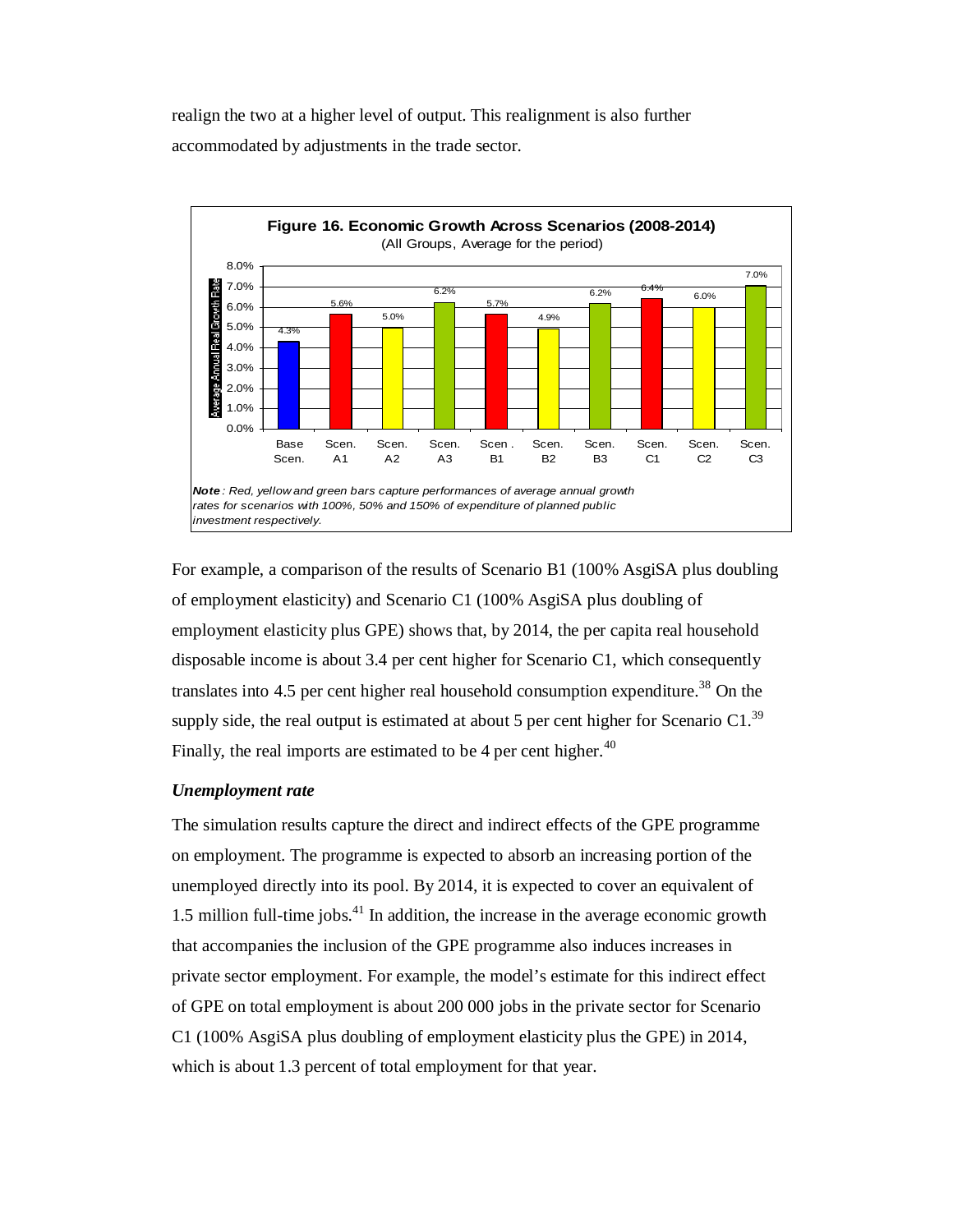realign the two at a higher level of output. This realignment is also further accommodated by adjustments in the trade sector.

**Figure 16. Economic Growth Across Scenarios (2008-2014)**
(All Groups, Average for the period)

| Scenario | Average Annual Real Growth Rate |
|---|---|
| Base Scen. | 4.3% |
| Scen. A1 | 5.6% |
| Scen. A2 | 5.0% |
| Scen. A3 | 6.2% |
| Scen. B1 | 5.7% |
| Scen. B2 | 4.9% |
| Scen. B3 | 6.2% |
| Scen. C1 | 6.4% |
| Scen. C2 | 6.0% |
| Scen. C3 | 7.0% |

***Note***: *Red, yellow and green bars capture performances of average annual growth rates for scenarios with 100%, 50% and 150% of expenditure of planned public investment respectively.*

For example, a comparison of the results of Scenario B1 (100% AsgiSA plus doubling of employment elasticity) and Scenario C1 (100% AsgiSA plus doubling of employment elasticity plus GPE) shows that, by 2014, the per capita real household disposable income is about 3.4 per cent higher for Scenario C1, which consequently translates into 4.5 per cent higher real household consumption expenditure.[38] On the supply side, the real output is estimated at about 5 per cent higher for Scenario C1.[39] Finally, the real imports are estimated to be 4 per cent higher.[40]

### *Unemployment rate*

The simulation results capture the direct and indirect effects of the GPE programme on employment. The programme is expected to absorb an increasing portion of the unemployed directly into its pool. By 2014, it is expected to cover an equivalent of 1.5 million full-time jobs.[41] In addition, the increase in the average economic growth that accompanies the inclusion of the GPE programme also induces increases in private sector employment. For example, the model's estimate for this indirect effect of GPE on total employment is about 200 000 jobs in the private sector for Scenario C1 (100% AsgiSA plus doubling of employment elasticity plus the GPE) in 2014, which is about 1.3 percent of total employment for that year.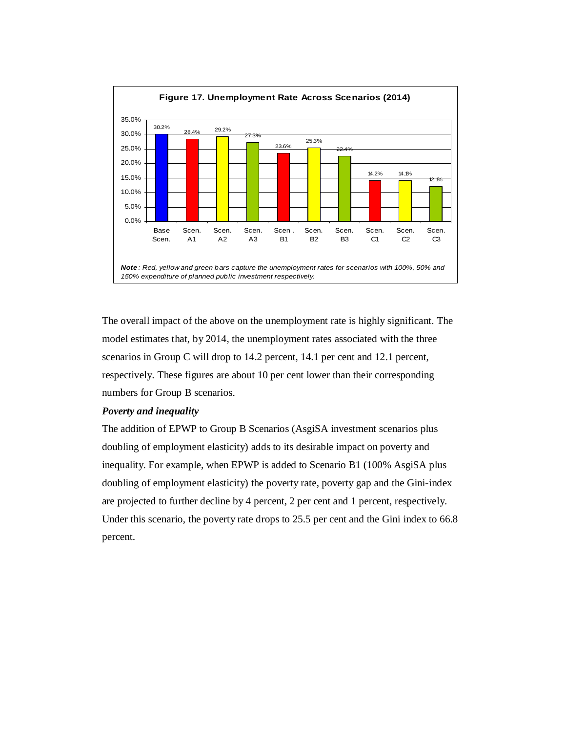**Figure 17. Unemployment Rate Across Scenarios (2014)**

| Scenario | Unemployment Rate |
|---|---|
| Base Scen. | 30.2% |
| Scen. A1 | 28.4% |
| Scen. A2 | 29.2% |
| Scen. A3 | 27.3% |
| Scen. B1 | 23.6% |
| Scen. B2 | 25.3% |
| Scen. B3 | 22.4% |
| Scen. C1 | 14.2% |
| Scen. C2 | 14.1% |
| Scen. C3 | 12.1% |

***Note**: Red, yellow and green bars capture the unemployment rates for scenarios with 100%, 50% and 150% expenditure of planned public investment respectively.*

The overall impact of the above on the unemployment rate is highly significant. The model estimates that, by 2014, the unemployment rates associated with the three scenarios in Group C will drop to 14.2 percent, 14.1 per cent and 12.1 percent, respectively. These figures are about 10 per cent lower than their corresponding numbers for Group B scenarios.

***Poverty and inequality***

The addition of EPWP to Group B Scenarios (AsgiSA investment scenarios plus doubling of employment elasticity) adds to its desirable impact on poverty and inequality. For example, when EPWP is added to Scenario B1 (100% AsgiSA plus doubling of employment elasticity) the poverty rate, poverty gap and the Gini-index are projected to further decline by 4 percent, 2 per cent and 1 percent, respectively. Under this scenario, the poverty rate drops to 25.5 per cent and the Gini index to 66.8 percent.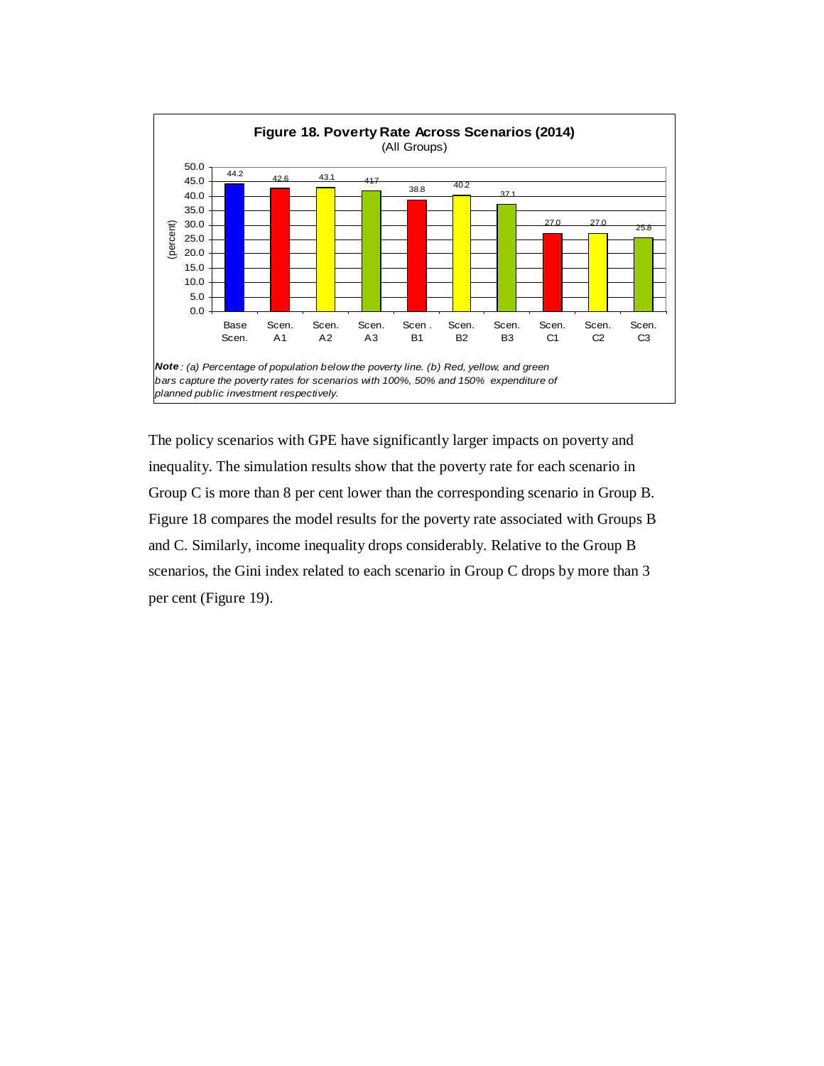**Figure 18. Poverty Rate Across Scenarios (2014)**
(All Groups)

| Scenario | Poverty rate (percent) |
|---|---|
| Base Scen. | 44.2 |
| Scen. A1 | 42.6 |
| Scen. A2 | 43.1 |
| Scen. A3 | 41.7 |
| Scen. B1 | 38.8 |
| Scen. B2 | 40.2 |
| Scen. B3 | 37.1 |
| Scen. C1 | 27.0 |
| Scen. C2 | 27.0 |
| Scen. C3 | 25.8 |

***Note****: (a) Percentage of population below the poverty line. (b) Red, yellow, and green bars capture the poverty rates for scenarios with 100%, 50% and 150% expenditure of planned public investment respectively.*

The policy scenarios with GPE have significantly larger impacts on poverty and inequality. The simulation results show that the poverty rate for each scenario in Group C is more than 8 per cent lower than the corresponding scenario in Group B. Figure 18 compares the model results for the poverty rate associated with Groups B and C. Similarly, income inequality drops considerably. Relative to the Group B scenarios, the Gini index related to each scenario in Group C drops by more than 3 per cent (Figure 19).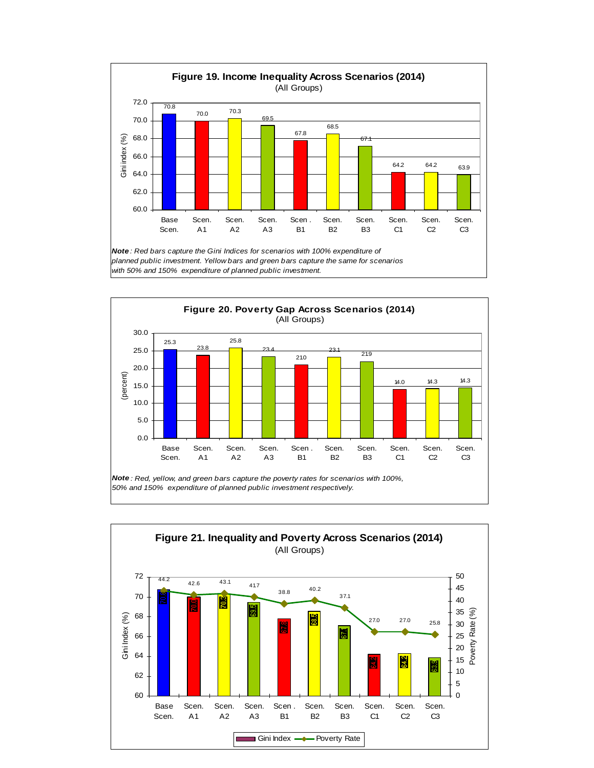**Figure 19. Income Inequality Across Scenarios (2014)**
(All Groups)

| Scenario | Gini index (%) |
|---|---|
| Base Scen. | 70.8 |
| Scen. A1 | 70.0 |
| Scen. A2 | 70.3 |
| Scen. A3 | 69.5 |
| Scen . B1 | 67.8 |
| Scen. B2 | 68.5 |
| Scen. B3 | 67.1 |
| Scen. C1 | 64.2 |
| Scen. C2 | 64.2 |
| Scen. C3 | 63.9 |

***Note****: Red bars capture the Gini Indices for scenarios with 100% expenditure of planned public investment. Yellow bars and green bars capture the same for scenarios with 50% and 150% expenditure of planned public investment.*

**Figure 20. Poverty Gap Across Scenarios (2014)**
(All Groups)

| Scenario | (percent) |
|---|---|
| Base Scen. | 25.3 |
| Scen. A1 | 23.8 |
| Scen. A2 | 25.8 |
| Scen. A3 | 23.4 |
| Scen . B1 | 21.0 |
| Scen. B2 | 23.1 |
| Scen. B3 | 21.9 |
| Scen. C1 | 14.0 |
| Scen. C2 | 14.3 |
| Scen. C3 | 14.3 |

***Note****: Red, yellow, and green bars capture the poverty rates for scenarios with 100%, 50% and 150% expenditure of planned public investment respectively.*

**Figure 21. Inequality and Poverty Across Scenarios (2014)**
(All Groups)

| Scenario | Gini Index (%) | Poverty Rate (%) |
|---|---|---|
| Base Scen. | 70.8 | 44.2 |
| Scen. A1 | 70.0 | 42.6 |
| Scen. A2 | 70.3 | 43.1 |
| Scen. A3 | 69.5 | 41.7 |
| Scen . B1 | 67.8 | 38.8 |
| Scen. B2 | 68.5 | 40.2 |
| Scen. B3 | 67.1 | 37.1 |
| Scen. C1 | 64.2 | 27.0 |
| Scen. C2 | 64.2 | 27.0 |
| Scen. C3 | 63.9 | 25.8 |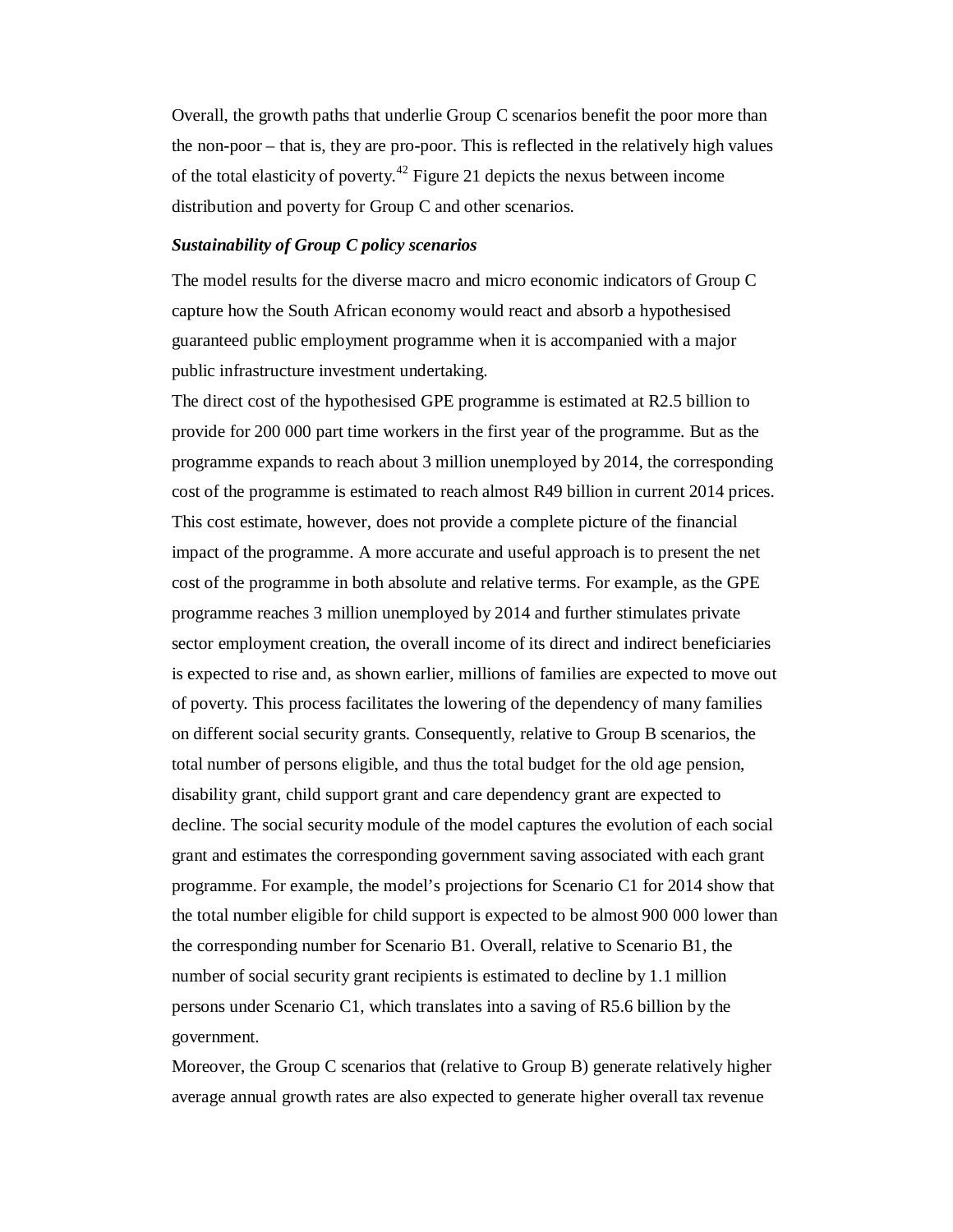Overall, the growth paths that underlie Group C scenarios benefit the poor more than the non-poor – that is, they are pro-poor. This is reflected in the relatively high values of the total elasticity of poverty.[42] Figure 21 depicts the nexus between income distribution and poverty for Group C and other scenarios.

***Sustainability of Group C policy scenarios***

The model results for the diverse macro and micro economic indicators of Group C capture how the South African economy would react and absorb a hypothesised guaranteed public employment programme when it is accompanied with a major public infrastructure investment undertaking.

The direct cost of the hypothesised GPE programme is estimated at R2.5 billion to provide for 200 000 part time workers in the first year of the programme. But as the programme expands to reach about 3 million unemployed by 2014, the corresponding cost of the programme is estimated to reach almost R49 billion in current 2014 prices. This cost estimate, however, does not provide a complete picture of the financial impact of the programme. A more accurate and useful approach is to present the net cost of the programme in both absolute and relative terms. For example, as the GPE programme reaches 3 million unemployed by 2014 and further stimulates private sector employment creation, the overall income of its direct and indirect beneficiaries is expected to rise and, as shown earlier, millions of families are expected to move out of poverty. This process facilitates the lowering of the dependency of many families on different social security grants. Consequently, relative to Group B scenarios, the total number of persons eligible, and thus the total budget for the old age pension, disability grant, child support grant and care dependency grant are expected to decline. The social security module of the model captures the evolution of each social grant and estimates the corresponding government saving associated with each grant programme. For example, the model's projections for Scenario C1 for 2014 show that the total number eligible for child support is expected to be almost 900 000 lower than the corresponding number for Scenario B1. Overall, relative to Scenario B1, the number of social security grant recipients is estimated to decline by 1.1 million persons under Scenario C1, which translates into a saving of R5.6 billion by the government.

Moreover, the Group C scenarios that (relative to Group B) generate relatively higher average annual growth rates are also expected to generate higher overall tax revenue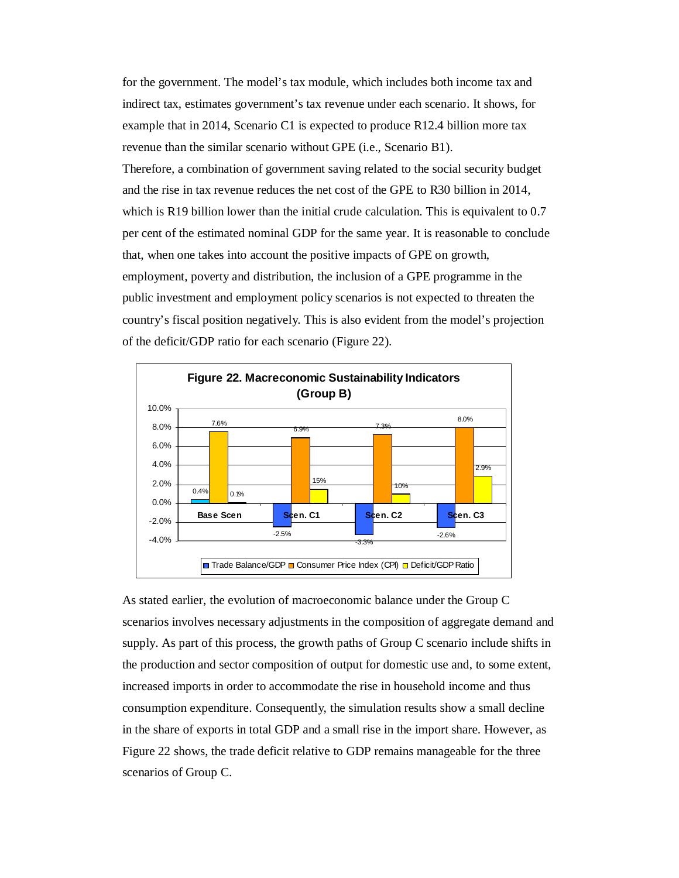for the government. The model's tax module, which includes both income tax and indirect tax, estimates government's tax revenue under each scenario. It shows, for example that in 2014, Scenario C1 is expected to produce R12.4 billion more tax revenue than the similar scenario without GPE (i.e., Scenario B1).

Therefore, a combination of government saving related to the social security budget and the rise in tax revenue reduces the net cost of the GPE to R30 billion in 2014, which is R19 billion lower than the initial crude calculation. This is equivalent to 0.7 per cent of the estimated nominal GDP for the same year. It is reasonable to conclude that, when one takes into account the positive impacts of GPE on growth, employment, poverty and distribution, the inclusion of a GPE programme in the public investment and employment policy scenarios is not expected to threaten the country's fiscal position negatively. This is also evident from the model's projection of the deficit/GDP ratio for each scenario (Figure 22).

**Figure 22. Macreconomic Sustainability Indicators (Group B)**

| | Trade Balance/GDP | Consumer Price Index (CPI) | Deficit/GDP Ratio |
|---|---|---|---|
| Base Scen | 0.4% | 7.6% | 0.1% |
| Scen. C1 | -2.5% | 6.9% | 15% |
| Scen. C2 | -3.3% | 7.3% | 10% |
| Scen. C3 | -2.6% | 8.0% | 2.9% |

As stated earlier, the evolution of macroeconomic balance under the Group C scenarios involves necessary adjustments in the composition of aggregate demand and supply. As part of this process, the growth paths of Group C scenario include shifts in the production and sector composition of output for domestic use and, to some extent, increased imports in order to accommodate the rise in household income and thus consumption expenditure. Consequently, the simulation results show a small decline in the share of exports in total GDP and a small rise in the import share. However, as Figure 22 shows, the trade deficit relative to GDP remains manageable for the three scenarios of Group C.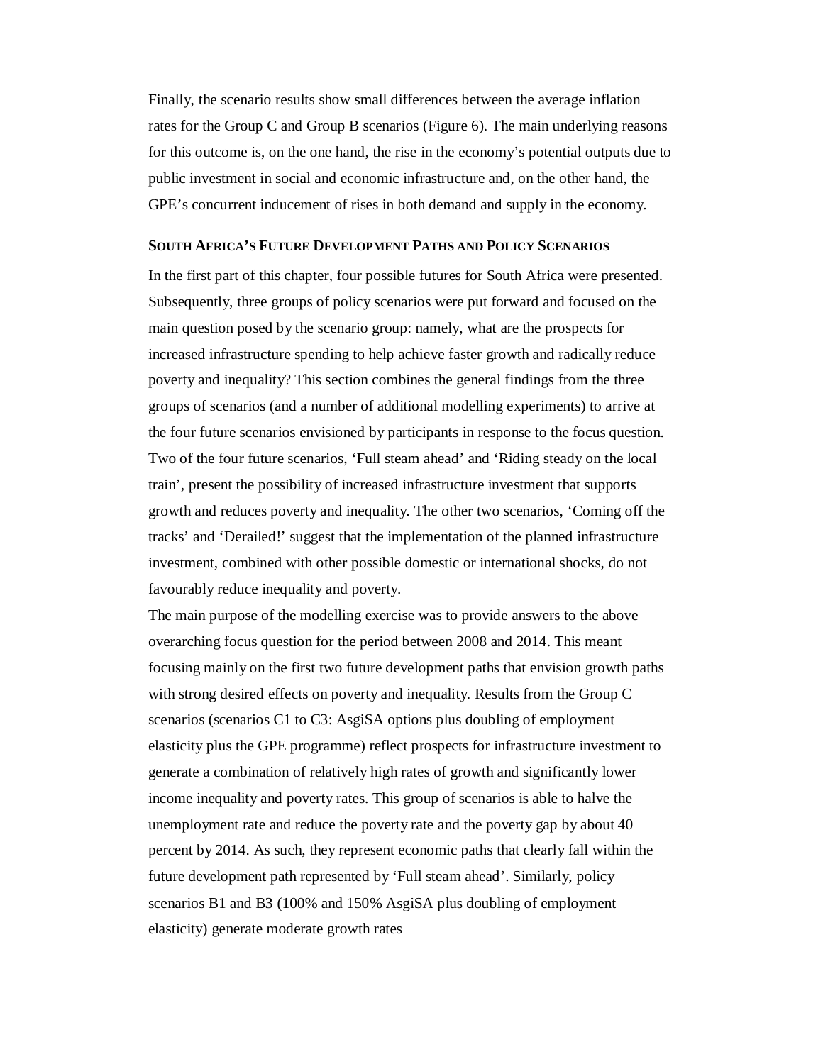Finally, the scenario results show small differences between the average inflation rates for the Group C and Group B scenarios (Figure 6). The main underlying reasons for this outcome is, on the one hand, the rise in the economy's potential outputs due to public investment in social and economic infrastructure and, on the other hand, the GPE's concurrent inducement of rises in both demand and supply in the economy.

## SOUTH AFRICA'S FUTURE DEVELOPMENT PATHS AND POLICY SCENARIOS

In the first part of this chapter, four possible futures for South Africa were presented. Subsequently, three groups of policy scenarios were put forward and focused on the main question posed by the scenario group: namely, what are the prospects for increased infrastructure spending to help achieve faster growth and radically reduce poverty and inequality? This section combines the general findings from the three groups of scenarios (and a number of additional modelling experiments) to arrive at the four future scenarios envisioned by participants in response to the focus question. Two of the four future scenarios, 'Full steam ahead' and 'Riding steady on the local train', present the possibility of increased infrastructure investment that supports growth and reduces poverty and inequality. The other two scenarios, 'Coming off the tracks' and 'Derailed!' suggest that the implementation of the planned infrastructure investment, combined with other possible domestic or international shocks, do not favourably reduce inequality and poverty.

The main purpose of the modelling exercise was to provide answers to the above overarching focus question for the period between 2008 and 2014. This meant focusing mainly on the first two future development paths that envision growth paths with strong desired effects on poverty and inequality. Results from the Group C scenarios (scenarios C1 to C3: AsgiSA options plus doubling of employment elasticity plus the GPE programme) reflect prospects for infrastructure investment to generate a combination of relatively high rates of growth and significantly lower income inequality and poverty rates. This group of scenarios is able to halve the unemployment rate and reduce the poverty rate and the poverty gap by about 40 percent by 2014. As such, they represent economic paths that clearly fall within the future development path represented by 'Full steam ahead'. Similarly, policy scenarios B1 and B3 (100% and 150% AsgiSA plus doubling of employment elasticity) generate moderate growth rates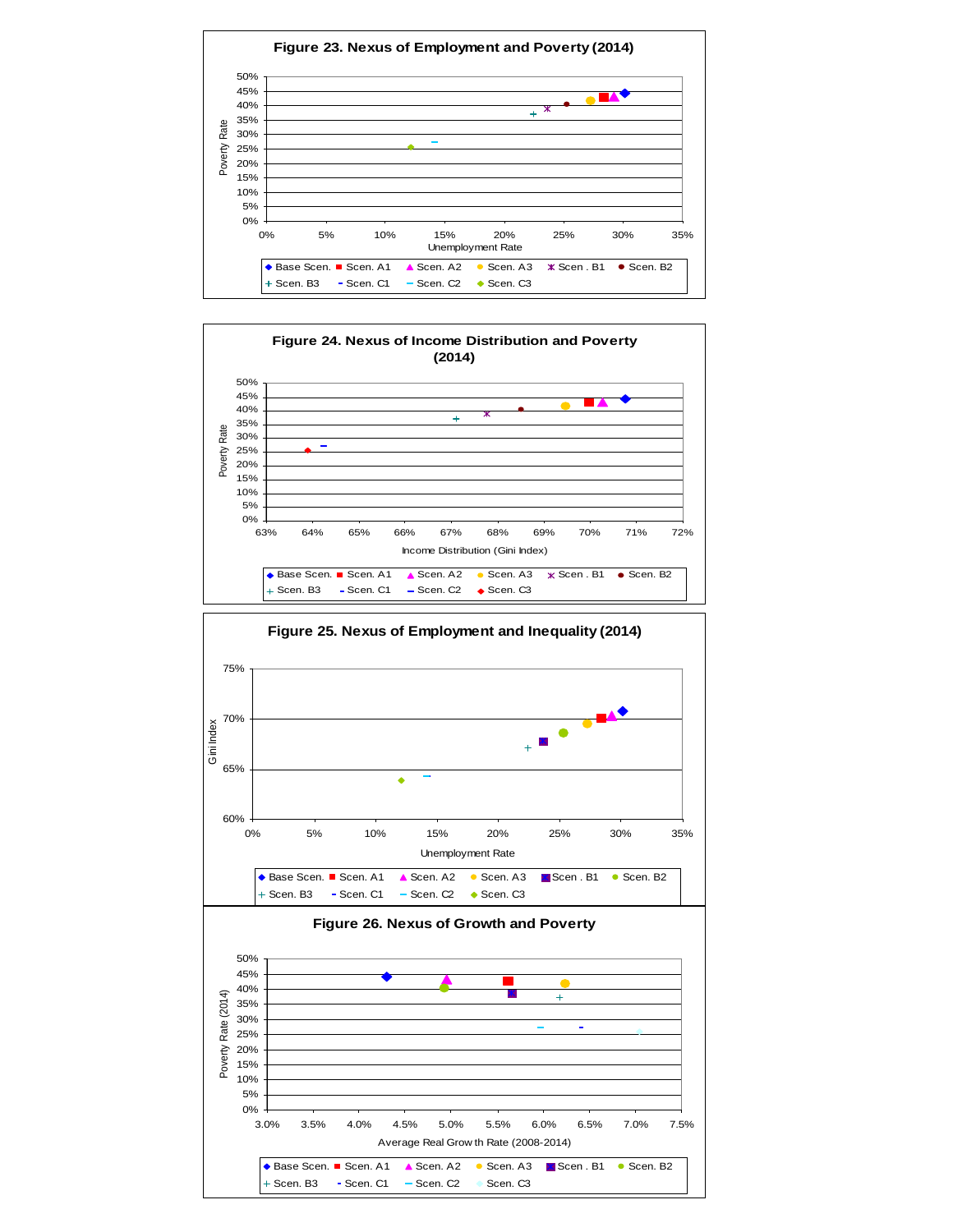**Figure 23. Nexus of Employment and Poverty (2014)**

**Figure 24. Nexus of Income Distribution and Poverty (2014)**

**Figure 25. Nexus of Employment and Inequality (2014)**

**Figure 26. Nexus of Growth and Poverty**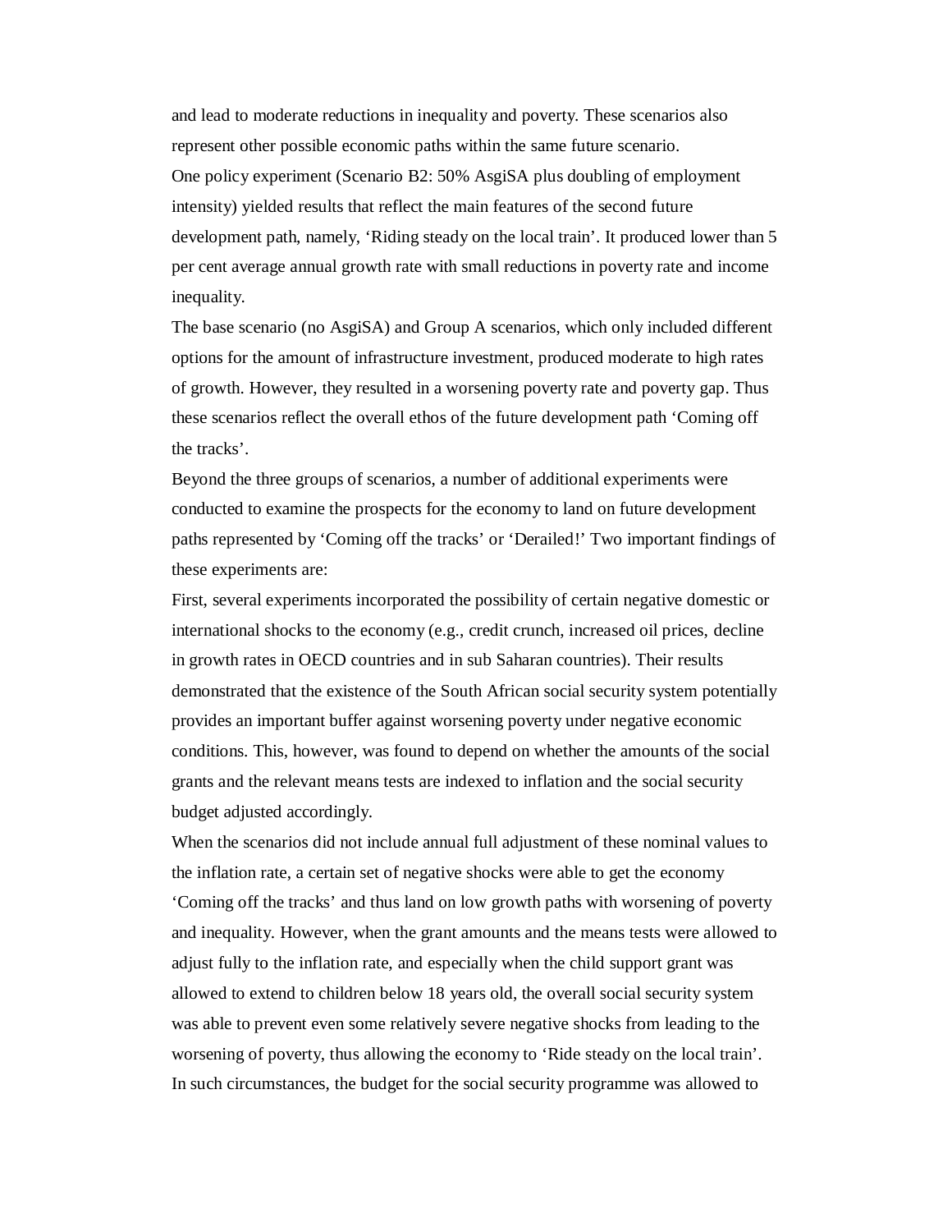and lead to moderate reductions in inequality and poverty. These scenarios also represent other possible economic paths within the same future scenario.

One policy experiment (Scenario B2: 50% AsgiSA plus doubling of employment intensity) yielded results that reflect the main features of the second future development path, namely, 'Riding steady on the local train'. It produced lower than 5 per cent average annual growth rate with small reductions in poverty rate and income inequality.

The base scenario (no AsgiSA) and Group A scenarios, which only included different options for the amount of infrastructure investment, produced moderate to high rates of growth. However, they resulted in a worsening poverty rate and poverty gap. Thus these scenarios reflect the overall ethos of the future development path 'Coming off the tracks'.

Beyond the three groups of scenarios, a number of additional experiments were conducted to examine the prospects for the economy to land on future development paths represented by 'Coming off the tracks' or 'Derailed!' Two important findings of these experiments are:

First, several experiments incorporated the possibility of certain negative domestic or international shocks to the economy (e.g., credit crunch, increased oil prices, decline in growth rates in OECD countries and in sub Saharan countries). Their results demonstrated that the existence of the South African social security system potentially provides an important buffer against worsening poverty under negative economic conditions. This, however, was found to depend on whether the amounts of the social grants and the relevant means tests are indexed to inflation and the social security budget adjusted accordingly.

When the scenarios did not include annual full adjustment of these nominal values to the inflation rate, a certain set of negative shocks were able to get the economy 'Coming off the tracks' and thus land on low growth paths with worsening of poverty and inequality. However, when the grant amounts and the means tests were allowed to adjust fully to the inflation rate, and especially when the child support grant was allowed to extend to children below 18 years old, the overall social security system was able to prevent even some relatively severe negative shocks from leading to the worsening of poverty, thus allowing the economy to 'Ride steady on the local train'. In such circumstances, the budget for the social security programme was allowed to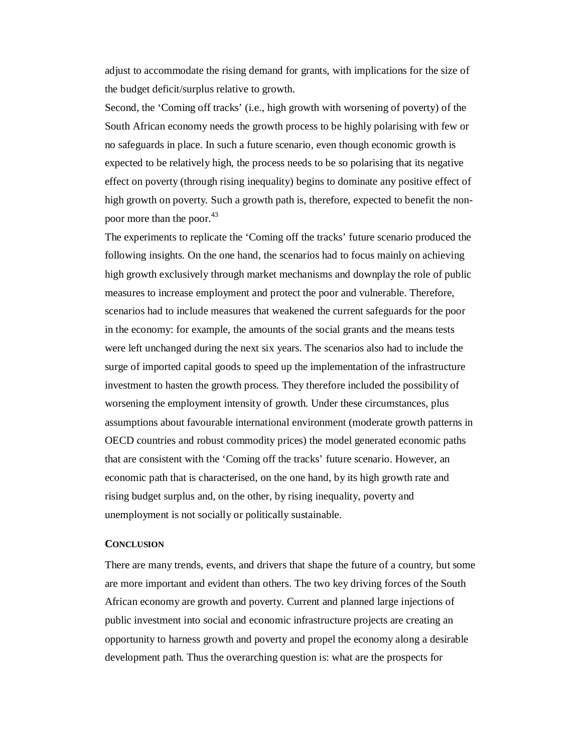adjust to accommodate the rising demand for grants, with implications for the size of the budget deficit/surplus relative to growth.

Second, the 'Coming off tracks' (i.e., high growth with worsening of poverty) of the South African economy needs the growth process to be highly polarising with few or no safeguards in place. In such a future scenario, even though economic growth is expected to be relatively high, the process needs to be so polarising that its negative effect on poverty (through rising inequality) begins to dominate any positive effect of high growth on poverty. Such a growth path is, therefore, expected to benefit the non-poor more than the poor.[43]

The experiments to replicate the 'Coming off the tracks' future scenario produced the following insights. On the one hand, the scenarios had to focus mainly on achieving high growth exclusively through market mechanisms and downplay the role of public measures to increase employment and protect the poor and vulnerable. Therefore, scenarios had to include measures that weakened the current safeguards for the poor in the economy: for example, the amounts of the social grants and the means tests were left unchanged during the next six years. The scenarios also had to include the surge of imported capital goods to speed up the implementation of the infrastructure investment to hasten the growth process. They therefore included the possibility of worsening the employment intensity of growth. Under these circumstances, plus assumptions about favourable international environment (moderate growth patterns in OECD countries and robust commodity prices) the model generated economic paths that are consistent with the 'Coming off the tracks' future scenario. However, an economic path that is characterised, on the one hand, by its high growth rate and rising budget surplus and, on the other, by rising inequality, poverty and unemployment is not socially or politically sustainable.

## CONCLUSION

There are many trends, events, and drivers that shape the future of a country, but some are more important and evident than others. The two key driving forces of the South African economy are growth and poverty. Current and planned large injections of public investment into social and economic infrastructure projects are creating an opportunity to harness growth and poverty and propel the economy along a desirable development path. Thus the overarching question is: what are the prospects for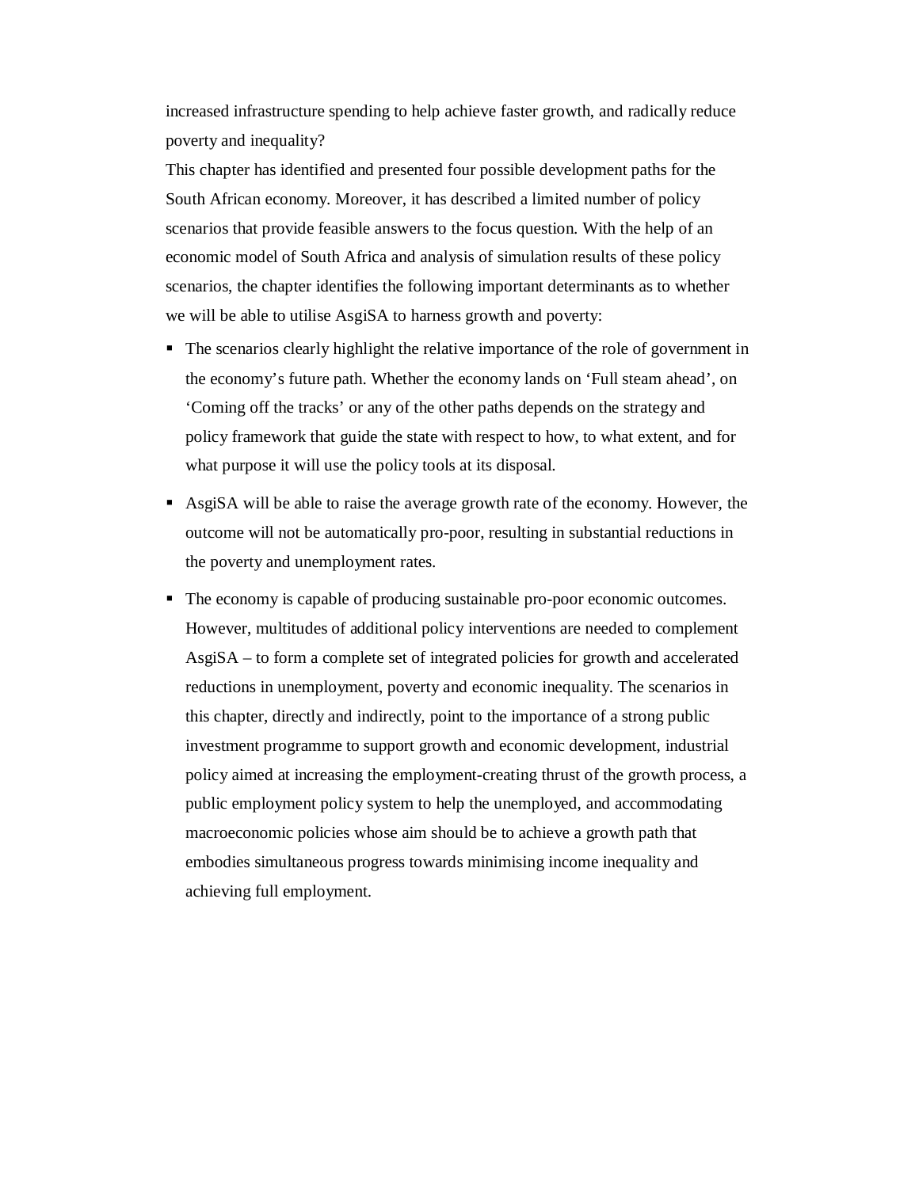increased infrastructure spending to help achieve faster growth, and radically reduce poverty and inequality?

This chapter has identified and presented four possible development paths for the South African economy. Moreover, it has described a limited number of policy scenarios that provide feasible answers to the focus question. With the help of an economic model of South Africa and analysis of simulation results of these policy scenarios, the chapter identifies the following important determinants as to whether we will be able to utilise AsgiSA to harness growth and poverty:

- The scenarios clearly highlight the relative importance of the role of government in the economy's future path. Whether the economy lands on 'Full steam ahead', on 'Coming off the tracks' or any of the other paths depends on the strategy and policy framework that guide the state with respect to how, to what extent, and for what purpose it will use the policy tools at its disposal.
- AsgiSA will be able to raise the average growth rate of the economy. However, the outcome will not be automatically pro-poor, resulting in substantial reductions in the poverty and unemployment rates.
- The economy is capable of producing sustainable pro-poor economic outcomes. However, multitudes of additional policy interventions are needed to complement AsgiSA – to form a complete set of integrated policies for growth and accelerated reductions in unemployment, poverty and economic inequality. The scenarios in this chapter, directly and indirectly, point to the importance of a strong public investment programme to support growth and economic development, industrial policy aimed at increasing the employment-creating thrust of the growth process, a public employment policy system to help the unemployed, and accommodating macroeconomic policies whose aim should be to achieve a growth path that embodies simultaneous progress towards minimising income inequality and achieving full employment.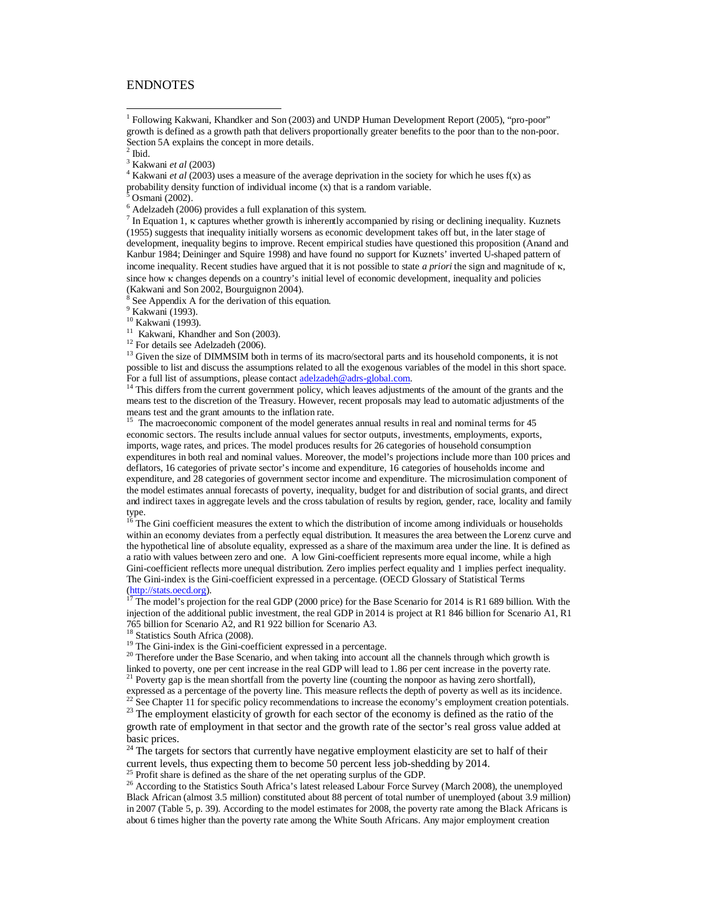# ENDNOTES

[1] Following Kakwani, Khandker and Son (2003) and UNDP Human Development Report (2005), "pro-poor" growth is defined as a growth path that delivers proportionally greater benefits to the poor than to the non-poor. Section 5A explains the concept in more details.

[2] Ibid.

[3] Kakwani *et al* (2003)

[4] Kakwani *et al* (2003) uses a measure of the average deprivation in the society for which he uses f(x) as probability density function of individual income (x) that is a random variable.

[5] Osmani (2002).

[6] Adelzadeh (2006) provides a full explanation of this system.

[7] In Equation 1, $\kappa$ captures whether growth is inherently accompanied by rising or declining inequality. Kuznets (1955) suggests that inequality initially worsens as economic development takes off but, in the later stage of development, inequality begins to improve. Recent empirical studies have questioned this proposition (Anand and Kanbur 1984; Deininger and Squire 1998) and have found no support for Kuznets' inverted U-shaped pattern of income inequality. Recent studies have argued that it is not possible to state *a priori* the sign and magnitude of $\kappa$, since how $\kappa$ changes depends on a country's initial level of economic development, inequality and policies (Kakwani and Son 2002, Bourguignon 2004).

[8] See Appendix A for the derivation of this equation.

[9] Kakwani (1993).

[10] Kakwani (1993).

[11] Kakwani, Khandher and Son (2003).

[12] For details see Adelzadeh (2006).

[13] Given the size of DIMMSIM both in terms of its macro/sectoral parts and its household components, it is not possible to list and discuss the assumptions related to all the exogenous variables of the model in this short space. For a full list of assumptions, please contact adelzadeh@adrs-global.com.

[14] This differs from the current government policy, which leaves adjustments of the amount of the grants and the means test to the discretion of the Treasury. However, recent proposals may lead to automatic adjustments of the means test and the grant amounts to the inflation rate.

[15] The macroeconomic component of the model generates annual results in real and nominal terms for 45 economic sectors. The results include annual values for sector outputs, investments, employments, exports, imports, wage rates, and prices. The model produces results for 26 categories of household consumption expenditures in both real and nominal values. Moreover, the model's projections include more than 100 prices and deflators, 16 categories of private sector's income and expenditure, 16 categories of households income and expenditure, and 28 categories of government sector income and expenditure. The microsimulation component of the model estimates annual forecasts of poverty, inequality, budget for and distribution of social grants, and direct and indirect taxes in aggregate levels and the cross tabulation of results by region, gender, race, locality and family type.

[16] The Gini coefficient measures the extent to which the distribution of income among individuals or households within an economy deviates from a perfectly equal distribution. It measures the area between the Lorenz curve and the hypothetical line of absolute equality, expressed as a share of the maximum area under the line. It is defined as a ratio with values between zero and one. A low Gini-coefficient represents more equal income, while a high Gini-coefficient reflects more unequal distribution. Zero implies perfect equality and 1 implies perfect inequality. The Gini-index is the Gini-coefficient expressed in a percentage. (OECD Glossary of Statistical Terms (http://stats.oecd.org).

[17] The model's projection for the real GDP (2000 price) for the Base Scenario for 2014 is R1 689 billion. With the injection of the additional public investment, the real GDP in 2014 is project at R1 846 billion for Scenario A1, R1 765 billion for Scenario A2, and R1 922 billion for Scenario A3.

[18] Statistics South Africa (2008).

[19] The Gini-index is the Gini-coefficient expressed in a percentage.

[20] Therefore under the Base Scenario, and when taking into account all the channels through which growth is linked to poverty, one per cent increase in the real GDP will lead to 1.86 per cent increase in the poverty rate.

[21] Poverty gap is the mean shortfall from the poverty line (counting the nonpoor as having zero shortfall), expressed as a percentage of the poverty line. This measure reflects the depth of poverty as well as its incidence.

[22] See Chapter 11 for specific policy recommendations to increase the economy's employment creation potentials.

[23] The employment elasticity of growth for each sector of the economy is defined as the ratio of the growth rate of employment in that sector and the growth rate of the sector's real gross value added at basic prices.

[24] The targets for sectors that currently have negative employment elasticity are set to half of their current levels, thus expecting them to become 50 percent less job-shedding by 2014.

[25] Profit share is defined as the share of the net operating surplus of the GDP.

[26] According to the Statistics South Africa's latest released Labour Force Survey (March 2008), the unemployed Black African (almost 3.5 million) constituted about 88 percent of total number of unemployed (about 3.9 million) in 2007 (Table 5, p. 39). According to the model estimates for 2008, the poverty rate among the Black Africans is about 6 times higher than the poverty rate among the White South Africans. Any major employment creation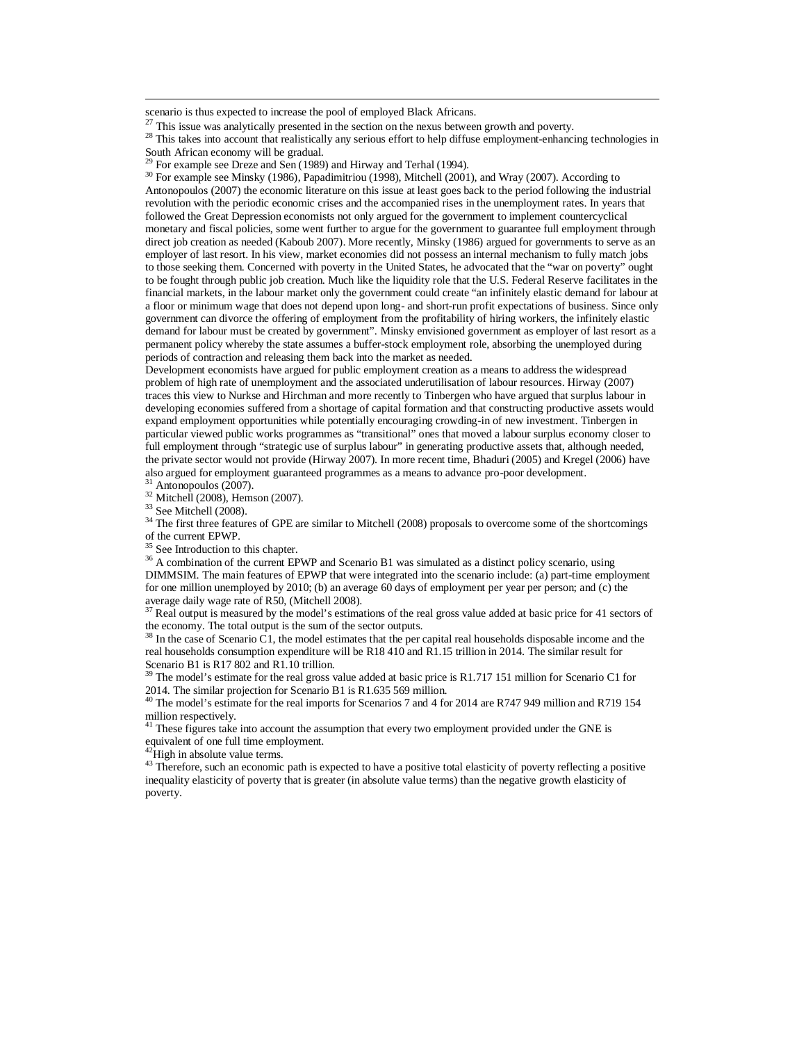scenario is thus expected to increase the pool of employed Black Africans.

[27] This issue was analytically presented in the section on the nexus between growth and poverty.

[28] This takes into account that realistically any serious effort to help diffuse employment-enhancing technologies in South African economy will be gradual.

[29] For example see Dreze and Sen (1989) and Hirway and Terhal (1994).

[30] For example see Minsky (1986), Papadimitriou (1998), Mitchell (2001), and Wray (2007). According to Antonopoulos (2007) the economic literature on this issue at least goes back to the period following the industrial revolution with the periodic economic crises and the accompanied rises in the unemployment rates. In years that followed the Great Depression economists not only argued for the government to implement countercyclical monetary and fiscal policies, some went further to argue for the government to guarantee full employment through direct job creation as needed (Kaboub 2007). More recently, Minsky (1986) argued for governments to serve as an employer of last resort. In his view, market economies did not possess an internal mechanism to fully match jobs to those seeking them. Concerned with poverty in the United States, he advocated that the "war on poverty" ought to be fought through public job creation. Much like the liquidity role that the U.S. Federal Reserve facilitates in the financial markets, in the labour market only the government could create "an infinitely elastic demand for labour at a floor or minimum wage that does not depend upon long- and short-run profit expectations of business. Since only government can divorce the offering of employment from the profitability of hiring workers, the infinitely elastic demand for labour must be created by government". Minsky envisioned government as employer of last resort as a permanent policy whereby the state assumes a buffer-stock employment role, absorbing the unemployed during periods of contraction and releasing them back into the market as needed.
Development economists have argued for public employment creation as a means to address the widespread problem of high rate of unemployment and the associated underutilisation of labour resources. Hirway (2007) traces this view to Nurkse and Hirchman and more recently to Tinbergen who have argued that surplus labour in developing economies suffered from a shortage of capital formation and that constructing productive assets would expand employment opportunities while potentially encouraging crowding-in of new investment. Tinbergen in particular viewed public works programmes as "transitional" ones that moved a labour surplus economy closer to full employment through "strategic use of surplus labour" in generating productive assets that, although needed, the private sector would not provide (Hirway 2007). In more recent time, Bhaduri (2005) and Kregel (2006) have also argued for employment guaranteed programmes as a means to advance pro-poor development.

[31] Antonopoulos (2007).

[32] Mitchell (2008), Hemson (2007).

[33] See Mitchell (2008).

[34] The first three features of GPE are similar to Mitchell (2008) proposals to overcome some of the shortcomings of the current EPWP.

[35] See Introduction to this chapter.

[36] A combination of the current EPWP and Scenario B1 was simulated as a distinct policy scenario, using DIMMSIM. The main features of EPWP that were integrated into the scenario include: (a) part-time employment for one million unemployed by 2010; (b) an average 60 days of employment per year per person; and (c) the average daily wage rate of R50, (Mitchell 2008).

[37] Real output is measured by the model's estimations of the real gross value added at basic price for 41 sectors of the economy. The total output is the sum of the sector outputs.

[38] In the case of Scenario C1, the model estimates that the per capital real households disposable income and the real households consumption expenditure will be R18 410 and R1.15 trillion in 2014. The similar result for Scenario B1 is R17 802 and R1.10 trillion.

[39] The model's estimate for the real gross value added at basic price is R1.717 151 million for Scenario C1 for 2014. The similar projection for Scenario B1 is R1.635 569 million.

[40] The model's estimate for the real imports for Scenarios 7 and 4 for 2014 are R747 949 million and R719 154 million respectively.

[41] These figures take into account the assumption that every two employment provided under the GNE is equivalent of one full time employment.

[42] High in absolute value terms.

[43] Therefore, such an economic path is expected to have a positive total elasticity of poverty reflecting a positive inequality elasticity of poverty that is greater (in absolute value terms) than the negative growth elasticity of poverty.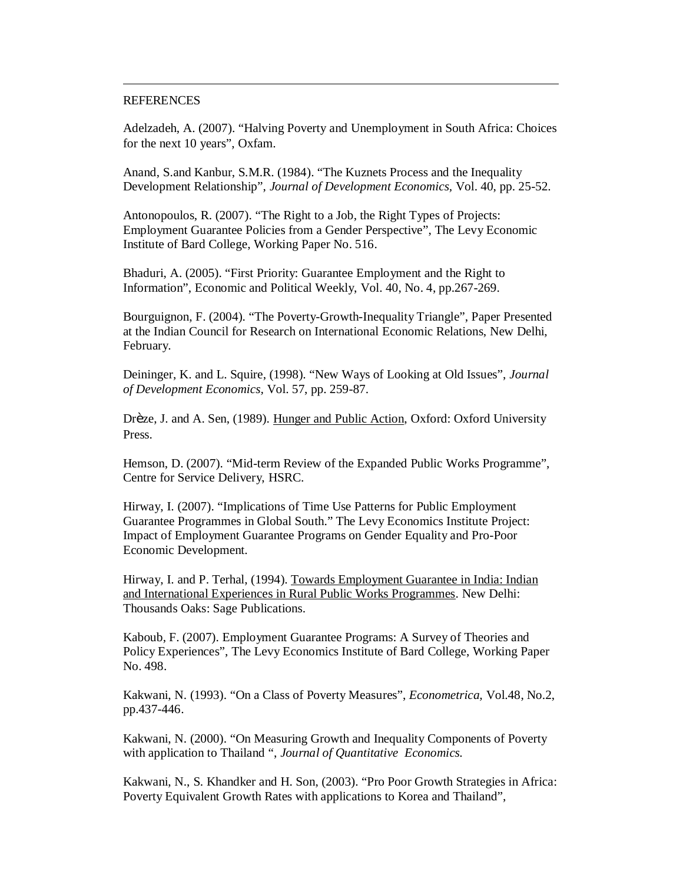## REFERENCES

Adelzadeh, A. (2007). "Halving Poverty and Unemployment in South Africa: Choices for the next 10 years", Oxfam.

Anand, S.and Kanbur, S.M.R. (1984). "The Kuznets Process and the Inequality Development Relationship", *Journal of Development Economics*, Vol. 40, pp. 25-52.

Antonopoulos, R. (2007). "The Right to a Job, the Right Types of Projects: Employment Guarantee Policies from a Gender Perspective", The Levy Economic Institute of Bard College, Working Paper No. 516.

Bhaduri, A. (2005). "First Priority: Guarantee Employment and the Right to Information", Economic and Political Weekly, Vol. 40, No. 4, pp.267-269.

Bourguignon, F. (2004). "The Poverty-Growth-Inequality Triangle", Paper Presented at the Indian Council for Research on International Economic Relations, New Delhi, February.

Deininger, K. and L. Squire, (1998). "New Ways of Looking at Old Issues", *Journal of Development Economics*, Vol. 57, pp. 259-87.

Drèze, J. and A. Sen, (1989). Hunger and Public Action, Oxford: Oxford University Press.

Hemson, D. (2007). "Mid-term Review of the Expanded Public Works Programme", Centre for Service Delivery, HSRC.

Hirway, I. (2007). "Implications of Time Use Patterns for Public Employment Guarantee Programmes in Global South." The Levy Economics Institute Project: Impact of Employment Guarantee Programs on Gender Equality and Pro-Poor Economic Development.

Hirway, I. and P. Terhal, (1994). Towards Employment Guarantee in India: Indian and International Experiences in Rural Public Works Programmes. New Delhi: Thousands Oaks: Sage Publications.

Kaboub, F. (2007). Employment Guarantee Programs: A Survey of Theories and Policy Experiences", The Levy Economics Institute of Bard College, Working Paper No. 498.

Kakwani, N. (1993). "On a Class of Poverty Measures", *Econometrica,* Vol.48, No.2, pp.437-446.

Kakwani, N. (2000). "On Measuring Growth and Inequality Components of Poverty with application to Thailand ", *Journal of Quantitative Economics.*

Kakwani, N., S. Khandker and H. Son, (2003). "Pro Poor Growth Strategies in Africa: Poverty Equivalent Growth Rates with applications to Korea and Thailand",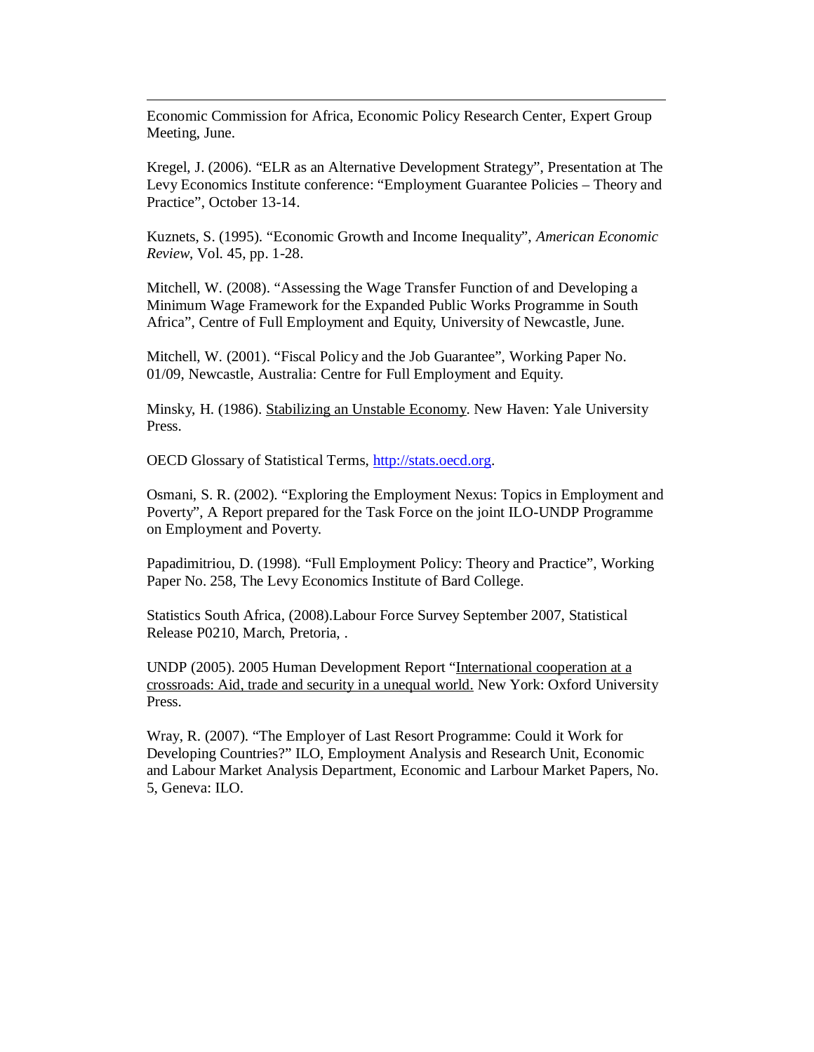Economic Commission for Africa, Economic Policy Research Center, Expert Group Meeting, June.

Kregel, J. (2006). "ELR as an Alternative Development Strategy", Presentation at The Levy Economics Institute conference: "Employment Guarantee Policies – Theory and Practice", October 13-14.

Kuznets, S. (1995). "Economic Growth and Income Inequality", *American Economic Review*, Vol. 45, pp. 1-28.

Mitchell, W. (2008). "Assessing the Wage Transfer Function of and Developing a Minimum Wage Framework for the Expanded Public Works Programme in South Africa", Centre of Full Employment and Equity, University of Newcastle, June.

Mitchell, W. (2001). "Fiscal Policy and the Job Guarantee", Working Paper No. 01/09, Newcastle, Australia: Centre for Full Employment and Equity.

Minsky, H. (1986). Stabilizing an Unstable Economy. New Haven: Yale University Press.

OECD Glossary of Statistical Terms, http://stats.oecd.org.

Osmani, S. R. (2002). "Exploring the Employment Nexus: Topics in Employment and Poverty", A Report prepared for the Task Force on the joint ILO-UNDP Programme on Employment and Poverty.

Papadimitriou, D. (1998). "Full Employment Policy: Theory and Practice", Working Paper No. 258, The Levy Economics Institute of Bard College.

Statistics South Africa, (2008).Labour Force Survey September 2007, Statistical Release P0210, March, Pretoria, .

UNDP (2005). 2005 Human Development Report "International cooperation at a crossroads: Aid, trade and security in a unequal world. New York: Oxford University Press.

Wray, R. (2007). "The Employer of Last Resort Programme: Could it Work for Developing Countries?" ILO, Employment Analysis and Research Unit, Economic and Labour Market Analysis Department, Economic and Larbour Market Papers, No. 5, Geneva: ILO.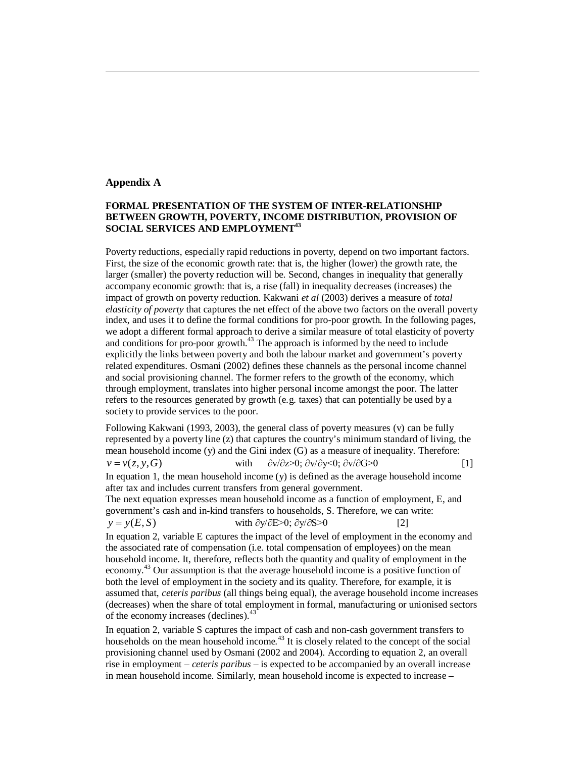## Appendix A

### FORMAL PRESENTATION OF THE SYSTEM OF INTER-RELATIONSHIP BETWEEN GROWTH, POVERTY, INCOME DISTRIBUTION, PROVISION OF SOCIAL SERVICES AND EMPLOYMENT[43]

Poverty reductions, especially rapid reductions in poverty, depend on two important factors. First, the size of the economic growth rate: that is, the higher (lower) the growth rate, the larger (smaller) the poverty reduction will be. Second, changes in inequality that generally accompany economic growth: that is, a rise (fall) in inequality decreases (increases) the impact of growth on poverty reduction. Kakwani *et al* (2003) derives a measure of *total elasticity of poverty* that captures the net effect of the above two factors on the overall poverty index, and uses it to define the formal conditions for pro-poor growth. In the following pages, we adopt a different formal approach to derive a similar measure of total elasticity of poverty and conditions for pro-poor growth.[43] The approach is informed by the need to include explicitly the links between poverty and both the labour market and government's poverty related expenditures. Osmani (2002) defines these channels as the personal income channel and social provisioning channel. The former refers to the growth of the economy, which through employment, translates into higher personal income amongst the poor. The latter refers to the resources generated by growth (e.g. taxes) that can potentially be used by a society to provide services to the poor.

Following Kakwani (1993, 2003), the general class of poverty measures (v) can be fully represented by a poverty line (z) that captures the country's minimum standard of living, the mean household income (y) and the Gini index (G) as a measure of inequality. Therefore:

$$v = v(z, y, G) \quad \text{with} \quad \partial v/\partial z > 0;\ \partial v/\partial y < 0;\ \partial v/\partial G > 0 \qquad [1]$$

In equation 1, the mean household income (y) is defined as the average household income after tax and includes current transfers from general government.

The next equation expresses mean household income as a function of employment, E, and government's cash and in-kind transfers to households, S. Therefore, we can write:

$$y = y(E, S) \quad \text{with} \quad \partial y/\partial E > 0;\ \partial y/\partial S > 0 \qquad [2]$$

In equation 2, variable E captures the impact of the level of employment in the economy and the associated rate of compensation (i.e. total compensation of employees) on the mean household income. It, therefore, reflects both the quantity and quality of employment in the economy.[43] Our assumption is that the average household income is a positive function of both the level of employment in the society and its quality. Therefore, for example, it is assumed that, *ceteris paribus* (all things being equal), the average household income increases (decreases) when the share of total employment in formal, manufacturing or unionised sectors of the economy increases (declines).[43]

In equation 2, variable S captures the impact of cash and non-cash government transfers to households on the mean household income.[43] It is closely related to the concept of the social provisioning channel used by Osmani (2002 and 2004). According to equation 2, an overall rise in employment – *ceteris paribus* – is expected to be accompanied by an overall increase in mean household income. Similarly, mean household income is expected to increase –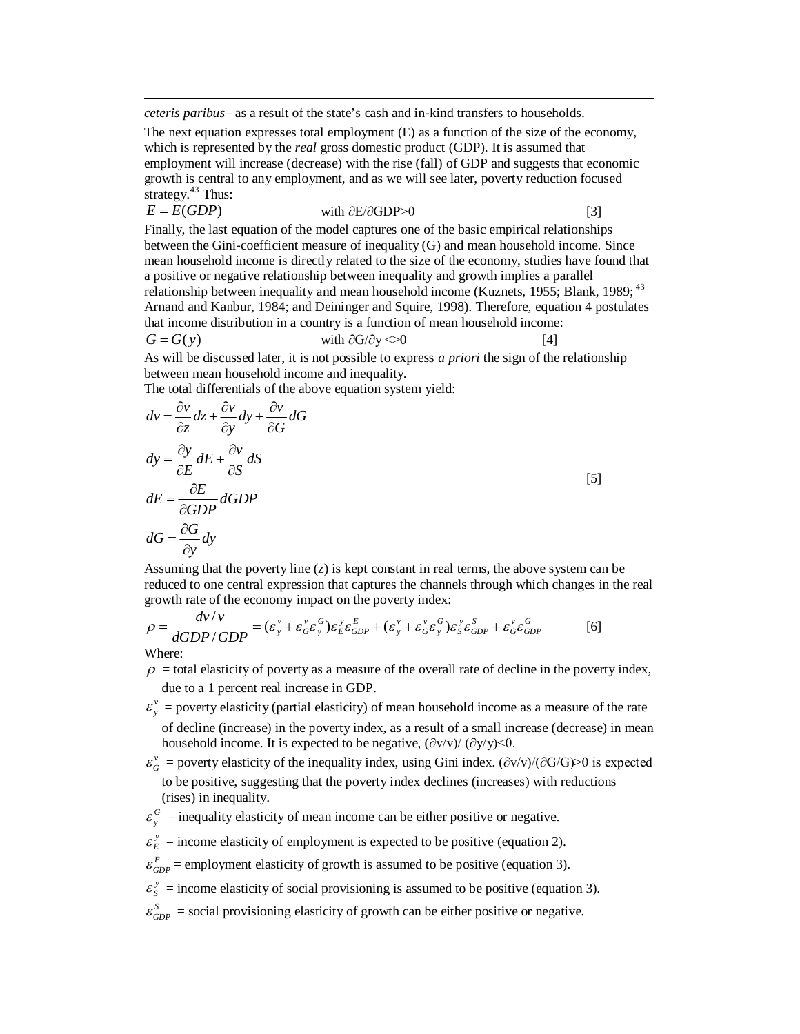*ceteris paribus*– as a result of the state's cash and in-kind transfers to households.

The next equation expresses total employment (E) as a function of the size of the economy, which is represented by the *real* gross domestic product (GDP). It is assumed that employment will increase (decrease) with the rise (fall) of GDP and suggests that economic growth is central to any employment, and as we will see later, poverty reduction focused strategy.[43] Thus:

$$E = E(GDP) \qquad \text{with } \partial E/\partial GDP > 0 \qquad [3]$$

Finally, the last equation of the model captures one of the basic empirical relationships between the Gini-coefficient measure of inequality (G) and mean household income. Since mean household income is directly related to the size of the economy, studies have found that a positive or negative relationship between inequality and growth implies a parallel relationship between inequality and mean household income (Kuznets, 1955; Blank, 1989;[43] Arnand and Kanbur, 1984; and Deininger and Squire, 1998). Therefore, equation 4 postulates that income distribution in a country is a function of mean household income:

$$G = G(y) \qquad \text{with } \partial G/\partial y <> 0 \qquad [4]$$

As will be discussed later, it is not possible to express *a priori* the sign of the relationship between mean household income and inequality.

The total differentials of the above equation system yield:

$$
\begin{aligned}
dv &= \frac{\partial v}{\partial z}dz + \frac{\partial v}{\partial y}dy + \frac{\partial v}{\partial G}dG \\
dy &= \frac{\partial y}{\partial E}dE + \frac{\partial v}{\partial S}dS \\
dE &= \frac{\partial E}{\partial GDP}dGDP \\
dG &= \frac{\partial G}{\partial y}dy
\end{aligned} \qquad [5]
$$

Assuming that the poverty line (z) is kept constant in real terms, the above system can be reduced to one central expression that captures the channels through which changes in the real growth rate of the economy impact on the poverty index:

$$\rho = \frac{dv/v}{dGDP/GDP} = (\varepsilon_y^v + \varepsilon_G^v \varepsilon_y^G)\varepsilon_E^y \varepsilon_{GDP}^E + (\varepsilon_y^v + \varepsilon_G^v \varepsilon_y^G)\varepsilon_S^y \varepsilon_{GDP}^S + \varepsilon_G^v \varepsilon_{GDP}^G \qquad [6]$$

Where:

- $\rho$ = total elasticity of poverty as a measure of the overall rate of decline in the poverty index, due to a 1 percent real increase in GDP.
- $\varepsilon_y^v$ = poverty elasticity (partial elasticity) of mean household income as a measure of the rate of decline (increase) in the poverty index, as a result of a small increase (decrease) in mean household income. It is expected to be negative, $(\partial v/v)/(\partial y/y)<0$.
- $\varepsilon_G^v$ = poverty elasticity of the inequality index, using Gini index. $(\partial v/v)/(\partial G/G)>0$ is expected to be positive, suggesting that the poverty index declines (increases) with reductions (rises) in inequality.
- $\varepsilon_y^G$ = inequality elasticity of mean income can be either positive or negative.
- $\varepsilon_E^y$ = income elasticity of employment is expected to be positive (equation 2).
- $\varepsilon_{GDP}^E$ = employment elasticity of growth is assumed to be positive (equation 3).
- $\varepsilon_S^y$ = income elasticity of social provisioning is assumed to be positive (equation 3).
- $\varepsilon_{GDP}^S$ = social provisioning elasticity of growth can be either positive or negative.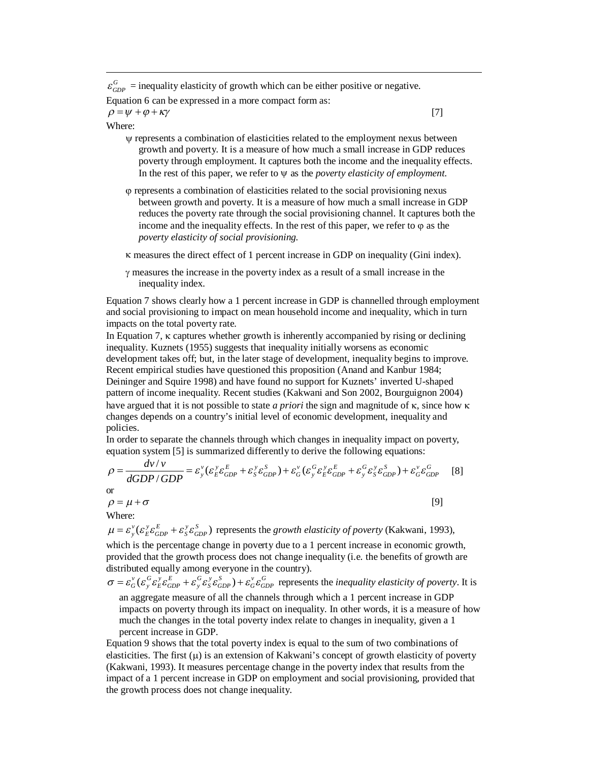$\varepsilon_{GDP}^{G}$ = inequality elasticity of growth which can be either positive or negative.

Equation 6 can be expressed in a more compact form as:

$$\rho = \psi + \varphi + \kappa\gamma \qquad [7]$$

Where:

- ψ represents a combination of elasticities related to the employment nexus between growth and poverty. It is a measure of how much a small increase in GDP reduces poverty through employment. It captures both the income and the inequality effects. In the rest of this paper, we refer to ψ as the *poverty elasticity of employment.*
- φ represents a combination of elasticities related to the social provisioning nexus between growth and poverty. It is a measure of how much a small increase in GDP reduces the poverty rate through the social provisioning channel. It captures both the income and the inequality effects. In the rest of this paper, we refer to φ as the *poverty elasticity of social provisioning.*
- κ measures the direct effect of 1 percent increase in GDP on inequality (Gini index).
- γ measures the increase in the poverty index as a result of a small increase in the inequality index.

Equation 7 shows clearly how a 1 percent increase in GDP is channelled through employment and social provisioning to impact on mean household income and inequality, which in turn impacts on the total poverty rate.

In Equation 7, κ captures whether growth is inherently accompanied by rising or declining inequality. Kuznets (1955) suggests that inequality initially worsens as economic development takes off; but, in the later stage of development, inequality begins to improve. Recent empirical studies have questioned this proposition (Anand and Kanbur 1984; Deininger and Squire 1998) and have found no support for Kuznets' inverted U-shaped pattern of income inequality. Recent studies (Kakwani and Son 2002, Bourguignon 2004) have argued that it is not possible to state *a priori* the sign and magnitude of κ, since how κ changes depends on a country's initial level of economic development, inequality and policies.

In order to separate the channels through which changes in inequality impact on poverty, equation system [5] is summarized differently to derive the following equations:

$$\rho = \frac{dv/v}{dGDP/GDP} = \varepsilon_{y}^{v}(\varepsilon_{E}^{y}\varepsilon_{GDP}^{E} + \varepsilon_{S}^{y}\varepsilon_{GDP}^{S}) + \varepsilon_{G}^{v}(\varepsilon_{y}^{G}\varepsilon_{E}^{y}\varepsilon_{GDP}^{E} + \varepsilon_{y}^{G}\varepsilon_{S}^{y}\varepsilon_{GDP}^{S}) + \varepsilon_{G}^{v}\varepsilon_{GDP}^{G} \qquad [8]$$

or

$$\rho = \mu + \sigma \qquad [9]$$

Where:

$\mu = \varepsilon_{y}^{v}(\varepsilon_{E}^{y}\varepsilon_{GDP}^{E} + \varepsilon_{S}^{y}\varepsilon_{GDP}^{S})$ represents the *growth elasticity of poverty* (Kakwani, 1993), which is the percentage change in poverty due to a 1 percent increase in economic growth, provided that the growth process does not change inequality (i.e. the benefits of growth are distributed equally among everyone in the country).

$\sigma = \varepsilon_{G}^{v}(\varepsilon_{y}^{G}\varepsilon_{E}^{y}\varepsilon_{GDP}^{E} + \varepsilon_{y}^{G}\varepsilon_{S}^{y}\varepsilon_{GDP}^{S}) + \varepsilon_{G}^{v}\varepsilon_{GDP}^{G}$ represents the *inequality elasticity of poverty*. It is an aggregate measure of all the channels through which a 1 percent increase in GDP impacts on poverty through its impact on inequality. In other words, it is a measure of how much the changes in the total poverty index relate to changes in inequality, given a 1 percent increase in GDP.

Equation 9 shows that the total poverty index is equal to the sum of two combinations of elasticities. The first (μ) is an extension of Kakwani's concept of growth elasticity of poverty (Kakwani, 1993). It measures percentage change in the poverty index that results from the impact of a 1 percent increase in GDP on employment and social provisioning, provided that the growth process does not change inequality.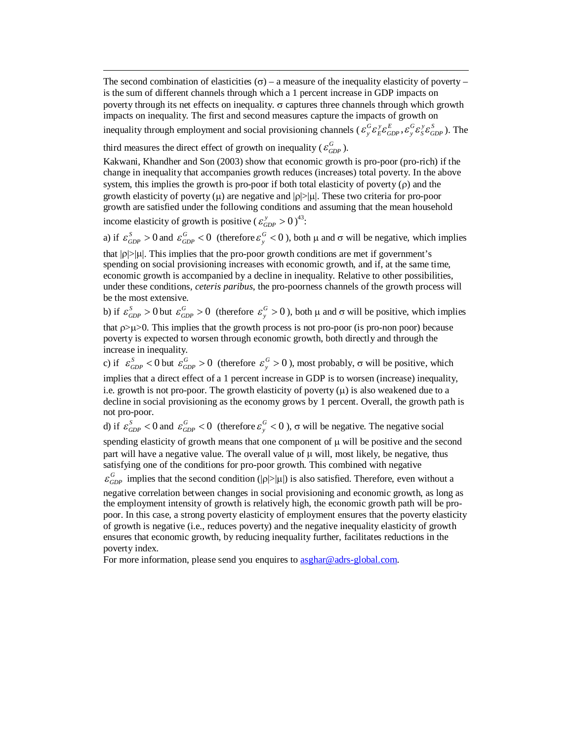The second combination of elasticities (σ) – a measure of the inequality elasticity of poverty – is the sum of different channels through which a 1 percent increase in GDP impacts on poverty through its net effects on inequality. σ captures three channels through which growth impacts on inequality. The first and second measures capture the impacts of growth on inequality through employment and social provisioning channels ($\varepsilon_{y}^{G}\varepsilon_{E}^{y}\varepsilon_{GDP}^{E}, \varepsilon_{y}^{G}\varepsilon_{S}^{y}\varepsilon_{GDP}^{S}$). The third measures the direct effect of growth on inequality ($\varepsilon_{GDP}^{G}$).

Kakwani, Khandher and Son (2003) show that economic growth is pro-poor (pro-rich) if the change in inequality that accompanies growth reduces (increases) total poverty. In the above system, this implies the growth is pro-poor if both total elasticity of poverty (ρ) and the growth elasticity of poverty (μ) are negative and |ρ|>|μ|. These two criteria for pro-poor growth are satisfied under the following conditions and assuming that the mean household income elasticity of growth is positive ($\varepsilon_{GDP}^{y} > 0$)[43]:

a) if $\varepsilon_{GDP}^{S} > 0$ and $\varepsilon_{GDP}^{G} < 0$ (therefore $\varepsilon_{y}^{G} < 0$), both μ and σ will be negative, which implies that |ρ|>|μ|. This implies that the pro-poor growth conditions are met if government's spending on social provisioning increases with economic growth, and if, at the same time, economic growth is accompanied by a decline in inequality. Relative to other possibilities, under these conditions, *ceteris paribus*, the pro-poorness channels of the growth process will be the most extensive.

b) if $\varepsilon_{GDP}^{S} > 0$ but $\varepsilon_{GDP}^{G} > 0$ (therefore $\varepsilon_{y}^{G} > 0$), both μ and σ will be positive, which implies that ρ>μ>0. This implies that the growth process is not pro-poor (is pro-non poor) because poverty is expected to worsen through economic growth, both directly and through the increase in inequality.

c) if $\varepsilon_{GDP}^{S} < 0$ but $\varepsilon_{GDP}^{G} > 0$ (therefore $\varepsilon_{y}^{G} > 0$), most probably, σ will be positive, which implies that a direct effect of a 1 percent increase in GDP is to worsen (increase) inequality, i.e. growth is not pro-poor. The growth elasticity of poverty (μ) is also weakened due to a decline in social provisioning as the economy grows by 1 percent. Overall, the growth path is not pro-poor.

d) if $\varepsilon_{GDP}^{S} < 0$ and $\varepsilon_{GDP}^{G} < 0$ (therefore $\varepsilon_{y}^{G} < 0$), σ will be negative. The negative social spending elasticity of growth means that one component of μ will be positive and the second part will have a negative value. The overall value of μ will, most likely, be negative, thus satisfying one of the conditions for pro-poor growth. This combined with negative $\varepsilon_{GDP}^{G}$ implies that the second condition (|ρ|>|μ|) is also satisfied. Therefore, even without a negative correlation between changes in social provisioning and economic growth, as long as the employment intensity of growth is relatively high, the economic growth path will be pro-poor. In this case, a strong poverty elasticity of employment ensures that the poverty elasticity of growth is negative (i.e., reduces poverty) and the negative inequality elasticity of growth ensures that economic growth, by reducing inequality further, facilitates reductions in the poverty index.

For more information, please send you enquires to asghar@adrs-global.com.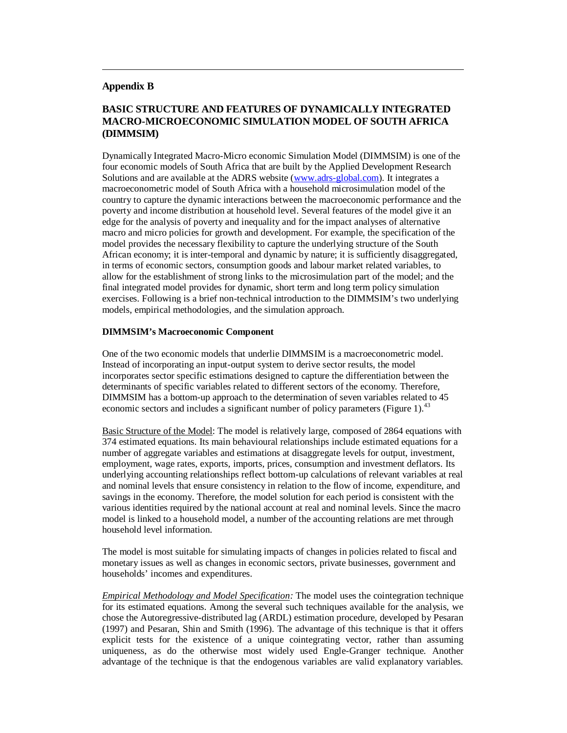## Appendix B

## BASIC STRUCTURE AND FEATURES OF DYNAMICALLY INTEGRATED MACRO-MICROECONOMIC SIMULATION MODEL OF SOUTH AFRICA (DIMMSIM)

Dynamically Integrated Macro-Micro economic Simulation Model (DIMMSIM) is one of the four economic models of South Africa that are built by the Applied Development Research Solutions and are available at the ADRS website ([www.adrs-global.com](http://www.adrs-global.com)). It integrates a macroeconometric model of South Africa with a household microsimulation model of the country to capture the dynamic interactions between the macroeconomic performance and the poverty and income distribution at household level. Several features of the model give it an edge for the analysis of poverty and inequality and for the impact analyses of alternative macro and micro policies for growth and development. For example, the specification of the model provides the necessary flexibility to capture the underlying structure of the South African economy; it is inter-temporal and dynamic by nature; it is sufficiently disaggregated, in terms of economic sectors, consumption goods and labour market related variables, to allow for the establishment of strong links to the microsimulation part of the model; and the final integrated model provides for dynamic, short term and long term policy simulation exercises. Following is a brief non-technical introduction to the DIMMSIM's two underlying models, empirical methodologies, and the simulation approach.

### DIMMSIM's Macroeconomic Component

One of the two economic models that underlie DIMMSIM is a macroeconometric model. Instead of incorporating an input-output system to derive sector results, the model incorporates sector specific estimations designed to capture the differentiation between the determinants of specific variables related to different sectors of the economy. Therefore, DIMMSIM has a bottom-up approach to the determination of seven variables related to 45 economic sectors and includes a significant number of policy parameters (Figure 1).[43]

Basic Structure of the Model: The model is relatively large, composed of 2864 equations with 374 estimated equations. Its main behavioural relationships include estimated equations for a number of aggregate variables and estimations at disaggregate levels for output, investment, employment, wage rates, exports, imports, prices, consumption and investment deflators. Its underlying accounting relationships reflect bottom-up calculations of relevant variables at real and nominal levels that ensure consistency in relation to the flow of income, expenditure, and savings in the economy. Therefore, the model solution for each period is consistent with the various identities required by the national account at real and nominal levels. Since the macro model is linked to a household model, a number of the accounting relations are met through household level information.

The model is most suitable for simulating impacts of changes in policies related to fiscal and monetary issues as well as changes in economic sectors, private businesses, government and households' incomes and expenditures.

*Empirical Methodology and Model Specification:* The model uses the cointegration technique for its estimated equations. Among the several such techniques available for the analysis, we chose the Autoregressive-distributed lag (ARDL) estimation procedure, developed by Pesaran (1997) and Pesaran, Shin and Smith (1996). The advantage of this technique is that it offers explicit tests for the existence of a unique cointegrating vector, rather than assuming uniqueness, as do the otherwise most widely used Engle-Granger technique. Another advantage of the technique is that the endogenous variables are valid explanatory variables.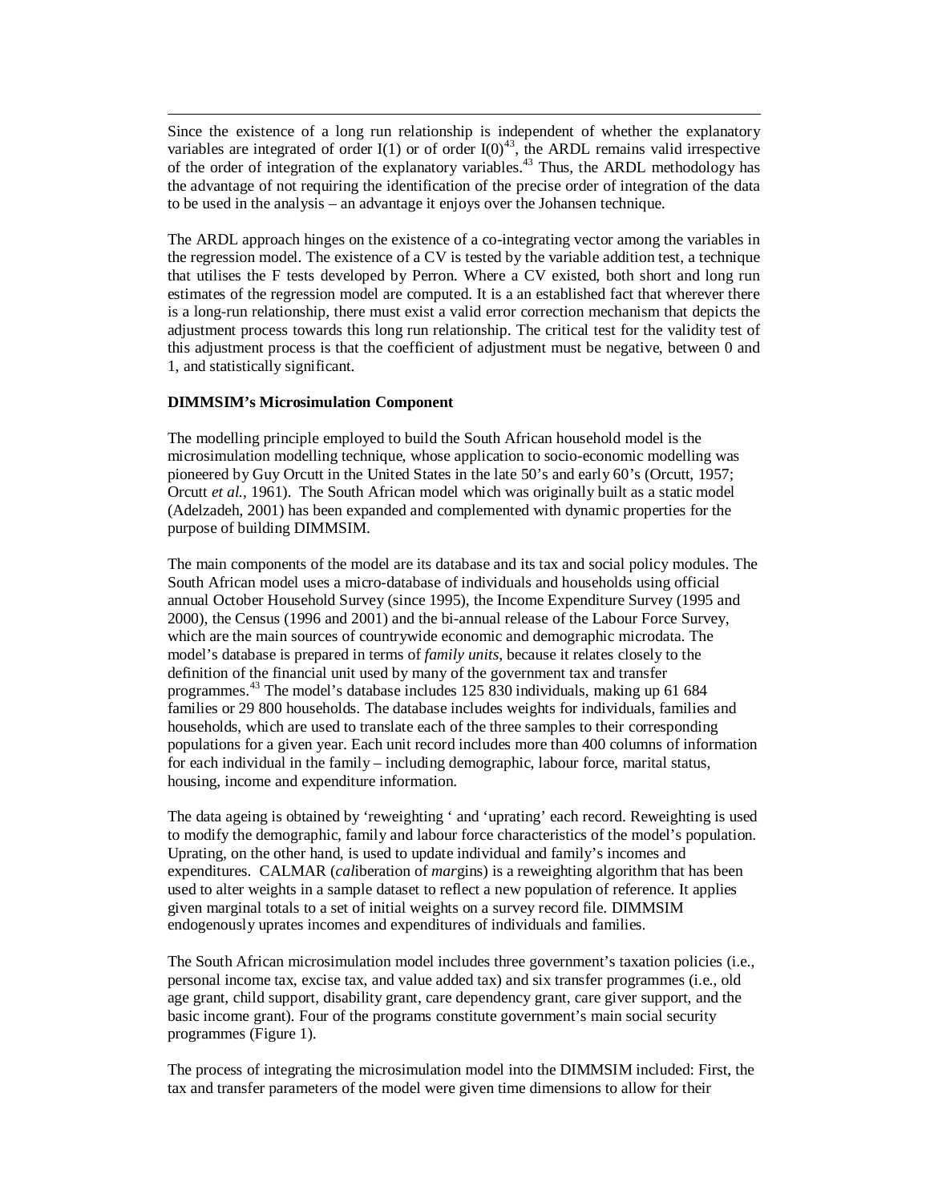Since the existence of a long run relationship is independent of whether the explanatory variables are integrated of order I(1) or of order I(0)[43], the ARDL remains valid irrespective of the order of integration of the explanatory variables.[43] Thus, the ARDL methodology has the advantage of not requiring the identification of the precise order of integration of the data to be used in the analysis – an advantage it enjoys over the Johansen technique.

The ARDL approach hinges on the existence of a co-integrating vector among the variables in the regression model. The existence of a CV is tested by the variable addition test, a technique that utilises the F tests developed by Perron. Where a CV existed, both short and long run estimates of the regression model are computed. It is a an established fact that wherever there is a long-run relationship, there must exist a valid error correction mechanism that depicts the adjustment process towards this long run relationship. The critical test for the validity test of this adjustment process is that the coefficient of adjustment must be negative, between 0 and 1, and statistically significant.

**DIMMSIM's Microsimulation Component**

The modelling principle employed to build the South African household model is the microsimulation modelling technique, whose application to socio-economic modelling was pioneered by Guy Orcutt in the United States in the late 50's and early 60's (Orcutt, 1957; Orcutt *et al.*, 1961). The South African model which was originally built as a static model (Adelzadeh, 2001) has been expanded and complemented with dynamic properties for the purpose of building DIMMSIM.

The main components of the model are its database and its tax and social policy modules. The South African model uses a micro-database of individuals and households using official annual October Household Survey (since 1995), the Income Expenditure Survey (1995 and 2000), the Census (1996 and 2001) and the bi-annual release of the Labour Force Survey, which are the main sources of countrywide economic and demographic microdata. The model's database is prepared in terms of *family units*, because it relates closely to the definition of the financial unit used by many of the government tax and transfer programmes.[43] The model's database includes 125 830 individuals, making up 61 684 families or 29 800 households. The database includes weights for individuals, families and households, which are used to translate each of the three samples to their corresponding populations for a given year. Each unit record includes more than 400 columns of information for each individual in the family – including demographic, labour force, marital status, housing, income and expenditure information.

The data ageing is obtained by 'reweighting ' and 'uprating' each record. Reweighting is used to modify the demographic, family and labour force characteristics of the model's population. Uprating, on the other hand, is used to update individual and family's incomes and expenditures. CALMAR (*cal*iberation of *mar*gins) is a reweighting algorithm that has been used to alter weights in a sample dataset to reflect a new population of reference. It applies given marginal totals to a set of initial weights on a survey record file. DIMMSIM endogenously uprates incomes and expenditures of individuals and families.

The South African microsimulation model includes three government's taxation policies (i.e., personal income tax, excise tax, and value added tax) and six transfer programmes (i.e., old age grant, child support, disability grant, care dependency grant, care giver support, and the basic income grant). Four of the programs constitute government's main social security programmes (Figure 1).

The process of integrating the microsimulation model into the DIMMSIM included: First, the tax and transfer parameters of the model were given time dimensions to allow for their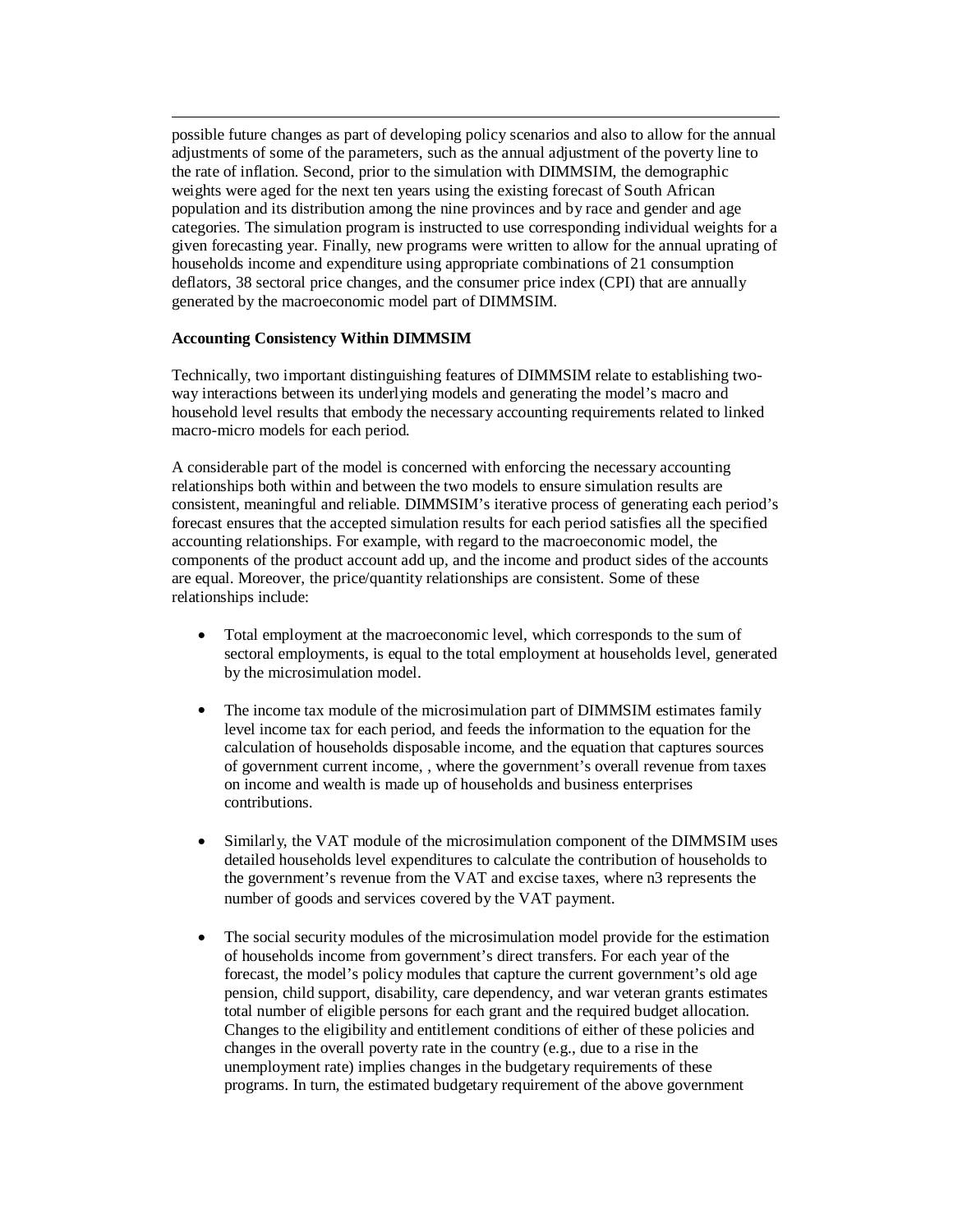possible future changes as part of developing policy scenarios and also to allow for the annual adjustments of some of the parameters, such as the annual adjustment of the poverty line to the rate of inflation. Second, prior to the simulation with DIMMSIM, the demographic weights were aged for the next ten years using the existing forecast of South African population and its distribution among the nine provinces and by race and gender and age categories. The simulation program is instructed to use corresponding individual weights for a given forecasting year. Finally, new programs were written to allow for the annual uprating of households income and expenditure using appropriate combinations of 21 consumption deflators, 38 sectoral price changes, and the consumer price index (CPI) that are annually generated by the macroeconomic model part of DIMMSIM.

**Accounting Consistency Within DIMMSIM**

Technically, two important distinguishing features of DIMMSIM relate to establishing two-way interactions between its underlying models and generating the model's macro and household level results that embody the necessary accounting requirements related to linked macro-micro models for each period.

A considerable part of the model is concerned with enforcing the necessary accounting relationships both within and between the two models to ensure simulation results are consistent, meaningful and reliable. DIMMSIM's iterative process of generating each period's forecast ensures that the accepted simulation results for each period satisfies all the specified accounting relationships. For example, with regard to the macroeconomic model, the components of the product account add up, and the income and product sides of the accounts are equal. Moreover, the price/quantity relationships are consistent. Some of these relationships include:

- Total employment at the macroeconomic level, which corresponds to the sum of sectoral employments, is equal to the total employment at households level, generated by the microsimulation model.

- The income tax module of the microsimulation part of DIMMSIM estimates family level income tax for each period, and feeds the information to the equation for the calculation of households disposable income, and the equation that captures sources of government current income, , where the government's overall revenue from taxes on income and wealth is made up of households and business enterprises contributions.

- Similarly, the VAT module of the microsimulation component of the DIMMSIM uses detailed households level expenditures to calculate the contribution of households to the government's revenue from the VAT and excise taxes, where n3 represents the number of goods and services covered by the VAT payment.

- The social security modules of the microsimulation model provide for the estimation of households income from government's direct transfers. For each year of the forecast, the model's policy modules that capture the current government's old age pension, child support, disability, care dependency, and war veteran grants estimates total number of eligible persons for each grant and the required budget allocation. Changes to the eligibility and entitlement conditions of either of these policies and changes in the overall poverty rate in the country (e.g., due to a rise in the unemployment rate) implies changes in the budgetary requirements of these programs. In turn, the estimated budgetary requirement of the above government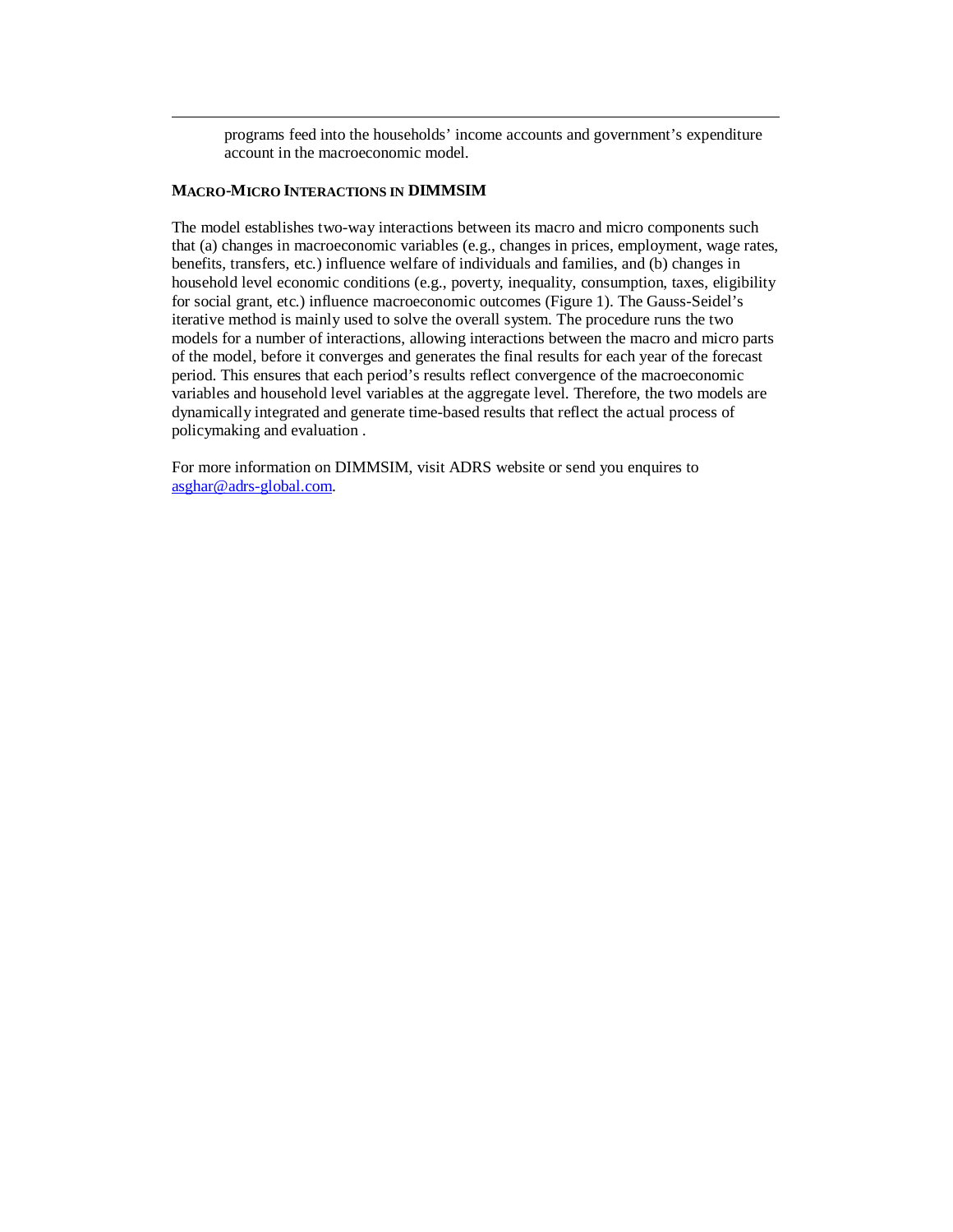programs feed into the households' income accounts and government's expenditure account in the macroeconomic model.

### MACRO-MICRO INTERACTIONS IN DIMMSIM

The model establishes two-way interactions between its macro and micro components such that (a) changes in macroeconomic variables (e.g., changes in prices, employment, wage rates, benefits, transfers, etc.) influence welfare of individuals and families, and (b) changes in household level economic conditions (e.g., poverty, inequality, consumption, taxes, eligibility for social grant, etc.) influence macroeconomic outcomes (Figure 1). The Gauss-Seidel's iterative method is mainly used to solve the overall system. The procedure runs the two models for a number of interactions, allowing interactions between the macro and micro parts of the model, before it converges and generates the final results for each year of the forecast period. This ensures that each period's results reflect convergence of the macroeconomic variables and household level variables at the aggregate level. Therefore, the two models are dynamically integrated and generate time-based results that reflect the actual process of policymaking and evaluation .

For more information on DIMMSIM, visit ADRS website or send you enquires to asghar@adrs-global.com.